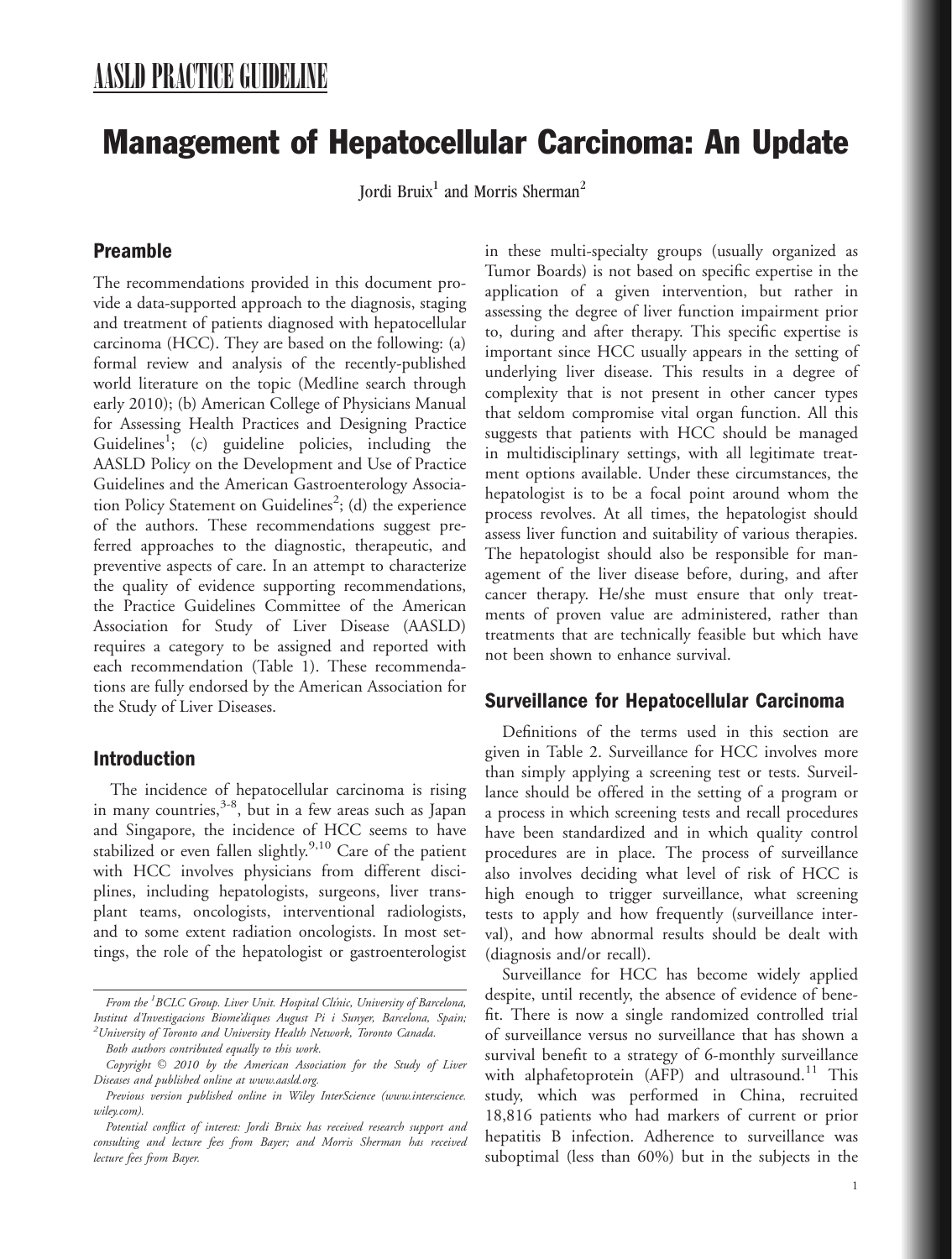# AASLD PRACTICE GUIDELINE

# Management of Hepatocellular Carcinoma: An Update

Jordi Bruix[1] and Morris Sherman[2]

## Preamble

The recommendations provided in this document provide a data-supported approach to the diagnosis, staging and treatment of patients diagnosed with hepatocellular carcinoma (HCC). They are based on the following: (a) formal review and analysis of the recently-published world literature on the topic (Medline search through early 2010); (b) American College of Physicians Manual for Assessing Health Practices and Designing Practice Guidelines[1]; (c) guideline policies, including the AASLD Policy on the Development and Use of Practice Guidelines and the American Gastroenterology Association Policy Statement on Guidelines[2]; (d) the experience of the authors. These recommendations suggest preferred approaches to the diagnostic, therapeutic, and preventive aspects of care. In an attempt to characterize the quality of evidence supporting recommendations, the Practice Guidelines Committee of the American Association for Study of Liver Disease (AASLD) requires a category to be assigned and reported with each recommendation (Table 1). These recommendations are fully endorsed by the American Association for the Study of Liver Diseases.

## Introduction

The incidence of hepatocellular carcinoma is rising in many countries,[3-8], but in a few areas such as Japan and Singapore, the incidence of HCC seems to have stabilized or even fallen slightly.[9,10] Care of the patient with HCC involves physicians from different disciplines, including hepatologists, surgeons, liver transplant teams, oncologists, interventional radiologists, and to some extent radiation oncologists. In most settings, the role of the hepatologist or gastroenterologist in these multi-specialty groups (usually organized as Tumor Boards) is not based on specific expertise in the application of a given intervention, but rather in assessing the degree of liver function impairment prior to, during and after therapy. This specific expertise is important since HCC usually appears in the setting of underlying liver disease. This results in a degree of complexity that is not present in other cancer types that seldom compromise vital organ function. All this suggests that patients with HCC should be managed in multidisciplinary settings, with all legitimate treatment options available. Under these circumstances, the hepatologist is to be a focal point around whom the process revolves. At all times, the hepatologist should assess liver function and suitability of various therapies. The hepatologist should also be responsible for management of the liver disease before, during, and after cancer therapy. He/she must ensure that only treatments of proven value are administered, rather than treatments that are technically feasible but which have not been shown to enhance survival.

## Surveillance for Hepatocellular Carcinoma

Definitions of the terms used in this section are given in Table 2. Surveillance for HCC involves more than simply applying a screening test or tests. Surveillance should be offered in the setting of a program or a process in which screening tests and recall procedures have been standardized and in which quality control procedures are in place. The process of surveillance also involves deciding what level of risk of HCC is high enough to trigger surveillance, what screening tests to apply and how frequently (surveillance interval), and how abnormal results should be dealt with (diagnosis and/or recall).

Surveillance for HCC has become widely applied despite, until recently, the absence of evidence of benefit. There is now a single randomized controlled trial of surveillance versus no surveillance that has shown a survival benefit to a strategy of 6-monthly surveillance with alphafetoprotein (AFP) and ultrasound.[11] This study, which was performed in China, recruited 18,816 patients who had markers of current or prior hepatitis B infection. Adherence to surveillance was suboptimal (less than 60%) but in the subjects in the

*From the [1]BCLC Group. Liver Unit. Hospital Clínic, University of Barcelona, Institut d'Investigacions Biomédiques August Pi i Sunyer, Barcelona, Spain; [2]University of Toronto and University Health Network, Toronto Canada.*

*Both authors contributed equally to this work.*

*Copyright © 2010 by the American Association for the Study of Liver Diseases and published online at www.aasld.org.*

*Previous version published online in Wiley InterScience (www.interscience.wiley.com).*

*Potential conflict of interest: Jordi Bruix has received research support and consulting and lecture fees from Bayer; and Morris Sherman has received lecture fees from Bayer.*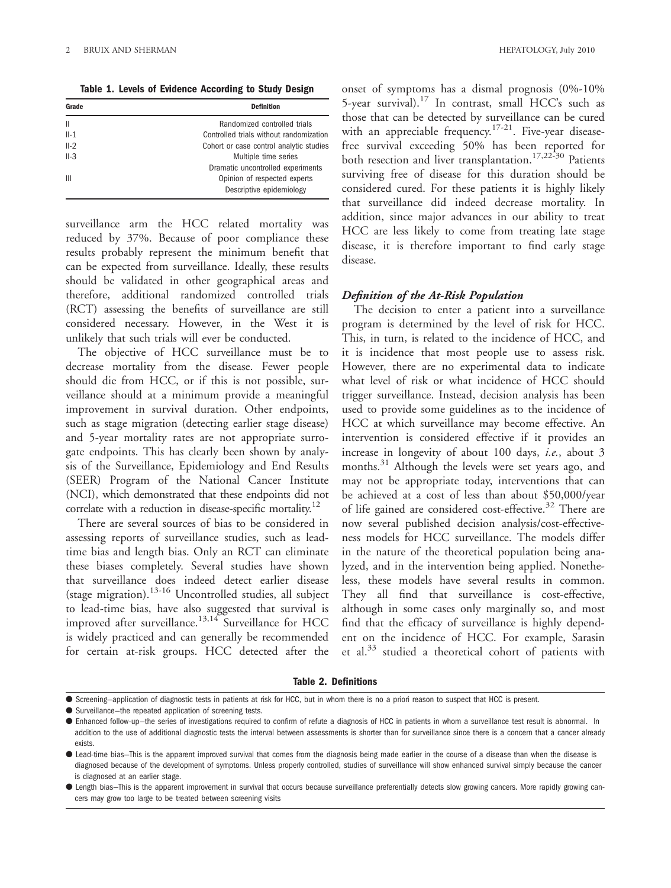**Table 1. Levels of Evidence According to Study Design**

| Grade | Definition |
|---|---|
| II | Randomized controlled trials |
| II-1 | Controlled trials without randomization |
| II-2 | Cohort or case control analytic studies |
| II-3 | Multiple time series |
| | Dramatic uncontrolled experiments |
| III | Opinion of respected experts |
| | Descriptive epidemiology |

surveillance arm the HCC related mortality was reduced by 37%. Because of poor compliance these results probably represent the minimum benefit that can be expected from surveillance. Ideally, these results should be validated in other geographical areas and therefore, additional randomized controlled trials (RCT) assessing the benefits of surveillance are still considered necessary. However, in the West it is unlikely that such trials will ever be conducted.

The objective of HCC surveillance must be to decrease mortality from the disease. Fewer people should die from HCC, or if this is not possible, surveillance should at a minimum provide a meaningful improvement in survival duration. Other endpoints, such as stage migration (detecting earlier stage disease) and 5-year mortality rates are not appropriate surrogate endpoints. This has clearly been shown by analysis of the Surveillance, Epidemiology and End Results (SEER) Program of the National Cancer Institute (NCI), which demonstrated that these endpoints did not correlate with a reduction in disease-specific mortality.[12]

There are several sources of bias to be considered in assessing reports of surveillance studies, such as lead-time bias and length bias. Only an RCT can eliminate these biases completely. Several studies have shown that surveillance does indeed detect earlier disease (stage migration).[13-16] Uncontrolled studies, all subject to lead-time bias, have also suggested that survival is improved after surveillance.[13,14] Surveillance for HCC is widely practiced and can generally be recommended for certain at-risk groups. HCC detected after the onset of symptoms has a dismal prognosis (0%-10% 5-year survival).[17] In contrast, small HCC's such as those that can be detected by surveillance can be cured with an appreciable frequency.[17-21]. Five-year disease-free survival exceeding 50% has been reported for both resection and liver transplantation.[17,22-30] Patients surviving free of disease for this duration should be considered cured. For these patients it is highly likely that surveillance did indeed decrease mortality. In addition, since major advances in our ability to treat HCC are less likely to come from treating late stage disease, it is therefore important to find early stage disease.

### *Definition of the At-Risk Population*

The decision to enter a patient into a surveillance program is determined by the level of risk for HCC. This, in turn, is related to the incidence of HCC, and it is incidence that most people use to assess risk. However, there are no experimental data to indicate what level of risk or what incidence of HCC should trigger surveillance. Instead, decision analysis has been used to provide some guidelines as to the incidence of HCC at which surveillance may become effective. An intervention is considered effective if it provides an increase in longevity of about 100 days, *i.e.*, about 3 months.[31] Although the levels were set years ago, and may not be appropriate today, interventions that can be achieved at a cost of less than about \$50,000/year of life gained are considered cost-effective.[32] There are now several published decision analysis/cost-effectiveness models for HCC surveillance. The models differ in the nature of the theoretical population being analyzed, and in the intervention being applied. Nonetheless, these models have several results in common. They all find that surveillance is cost-effective, although in some cases only marginally so, and most find that the efficacy of surveillance is highly dependent on the incidence of HCC. For example, Sarasin et al.[33] studied a theoretical cohort of patients with

**Table 2. Definitions**

- Screening—application of diagnostic tests in patients at risk for HCC, but in whom there is no a priori reason to suspect that HCC is present.
- Surveillance—the repeated application of screening tests.
- Enhanced follow-up—the series of investigations required to confirm of refute a diagnosis of HCC in patients in whom a surveillance test result is abnormal. In addition to the use of additional diagnostic tests the interval between assessments is shorter than for surveillance since there is a concern that a cancer already exists.
- Lead-time bias—This is the apparent improved survival that comes from the diagnosis being made earlier in the course of a disease than when the disease is diagnosed because of the development of symptoms. Unless properly controlled, studies of surveillance will show enhanced survival simply because the cancer is diagnosed at an earlier stage.
- Length bias—This is the apparent improvement in survival that occurs because surveillance preferentially detects slow growing cancers. More rapidly growing cancers may grow too large to be treated between screening visits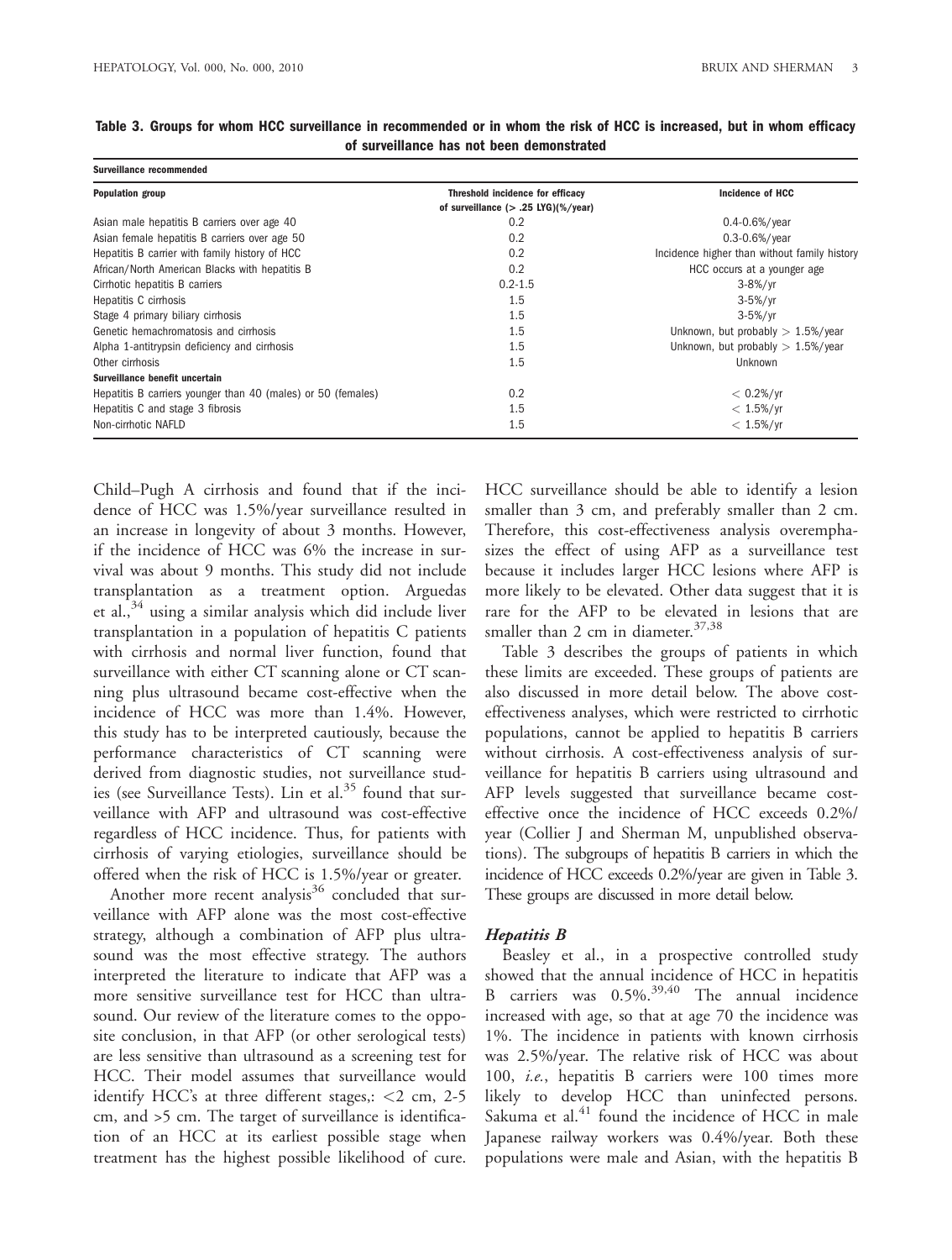**Table 3. Groups for whom HCC surveillance in recommended or in whom the risk of HCC is increased, but in whom efficacy of surveillance has not been demonstrated**

| Population group | Threshold incidence for efficacy of surveillance (> .25 LYG)(%/year) | Incidence of HCC |
|---|---|---|
| **Surveillance recommended** | | |
| Asian male hepatitis B carriers over age 40 | 0.2 | 0.4-0.6%/year |
| Asian female hepatitis B carriers over age 50 | 0.2 | 0.3-0.6%/year |
| Hepatitis B carrier with family history of HCC | 0.2 | Incidence higher than without family history |
| African/North American Blacks with hepatitis B | 0.2 | HCC occurs at a younger age |
| Cirrhotic hepatitis B carriers | 0.2-1.5 | 3-8%/yr |
| Hepatitis C cirrhosis | 1.5 | 3-5%/yr |
| Stage 4 primary biliary cirrhosis | 1.5 | 3-5%/yr |
| Genetic hemachromatosis and cirrhosis | 1.5 | Unknown, but probably > 1.5%/year |
| Alpha 1-antitrypsin deficiency and cirrhosis | 1.5 | Unknown, but probably > 1.5%/year |
| Other cirrhosis | 1.5 | Unknown |
| **Surveillance benefit uncertain** | | |
| Hepatitis B carriers younger than 40 (males) or 50 (females) | 0.2 | < 0.2%/yr |
| Hepatitis C and stage 3 fibrosis | 1.5 | < 1.5%/yr |
| Non-cirrhotic NAFLD | 1.5 | < 1.5%/yr |

Child–Pugh A cirrhosis and found that if the incidence of HCC was 1.5%/year surveillance resulted in an increase in longevity of about 3 months. However, if the incidence of HCC was 6% the increase in survival was about 9 months. This study did not include transplantation as a treatment option. Arguedas et al.,[34] using a similar analysis which did include liver transplantation in a population of hepatitis C patients with cirrhosis and normal liver function, found that surveillance with either CT scanning alone or CT scanning plus ultrasound became cost-effective when the incidence of HCC was more than 1.4%. However, this study has to be interpreted cautiously, because the performance characteristics of CT scanning were derived from diagnostic studies, not surveillance studies (see Surveillance Tests). Lin et al.[35] found that surveillance with AFP and ultrasound was cost-effective regardless of HCC incidence. Thus, for patients with cirrhosis of varying etiologies, surveillance should be offered when the risk of HCC is 1.5%/year or greater.

Another more recent analysis[36] concluded that surveillance with AFP alone was the most cost-effective strategy, although a combination of AFP plus ultrasound was the most effective strategy. The authors interpreted the literature to indicate that AFP was a more sensitive surveillance test for HCC than ultrasound. Our review of the literature comes to the opposite conclusion, in that AFP (or other serological tests) are less sensitive than ultrasound as a screening test for HCC. Their model assumes that surveillance would identify HCC's at three different stages,: <2 cm, 2-5 cm, and >5 cm. The target of surveillance is identification of an HCC at its earliest possible stage when treatment has the highest possible likelihood of cure. HCC surveillance should be able to identify a lesion smaller than 3 cm, and preferably smaller than 2 cm. Therefore, this cost-effectiveness analysis overemphasizes the effect of using AFP as a surveillance test because it includes larger HCC lesions where AFP is more likely to be elevated. Other data suggest that it is rare for the AFP to be elevated in lesions that are smaller than 2 cm in diameter.[37,38]

Table 3 describes the groups of patients in which these limits are exceeded. These groups of patients are also discussed in more detail below. The above cost-effectiveness analyses, which were restricted to cirrhotic populations, cannot be applied to hepatitis B carriers without cirrhosis. A cost-effectiveness analysis of surveillance for hepatitis B carriers using ultrasound and AFP levels suggested that surveillance became cost-effective once the incidence of HCC exceeds 0.2%/year (Collier J and Sherman M, unpublished observations). The subgroups of hepatitis B carriers in which the incidence of HCC exceeds 0.2%/year are given in Table 3. These groups are discussed in more detail below.

### *Hepatitis B*

Beasley et al., in a prospective controlled study showed that the annual incidence of HCC in hepatitis B carriers was 0.5%.[39,40] The annual incidence increased with age, so that at age 70 the incidence was 1%. The incidence in patients with known cirrhosis was 2.5%/year. The relative risk of HCC was about 100, *i.e.*, hepatitis B carriers were 100 times more likely to develop HCC than uninfected persons. Sakuma et al.[41] found the incidence of HCC in male Japanese railway workers was 0.4%/year. Both these populations were male and Asian, with the hepatitis B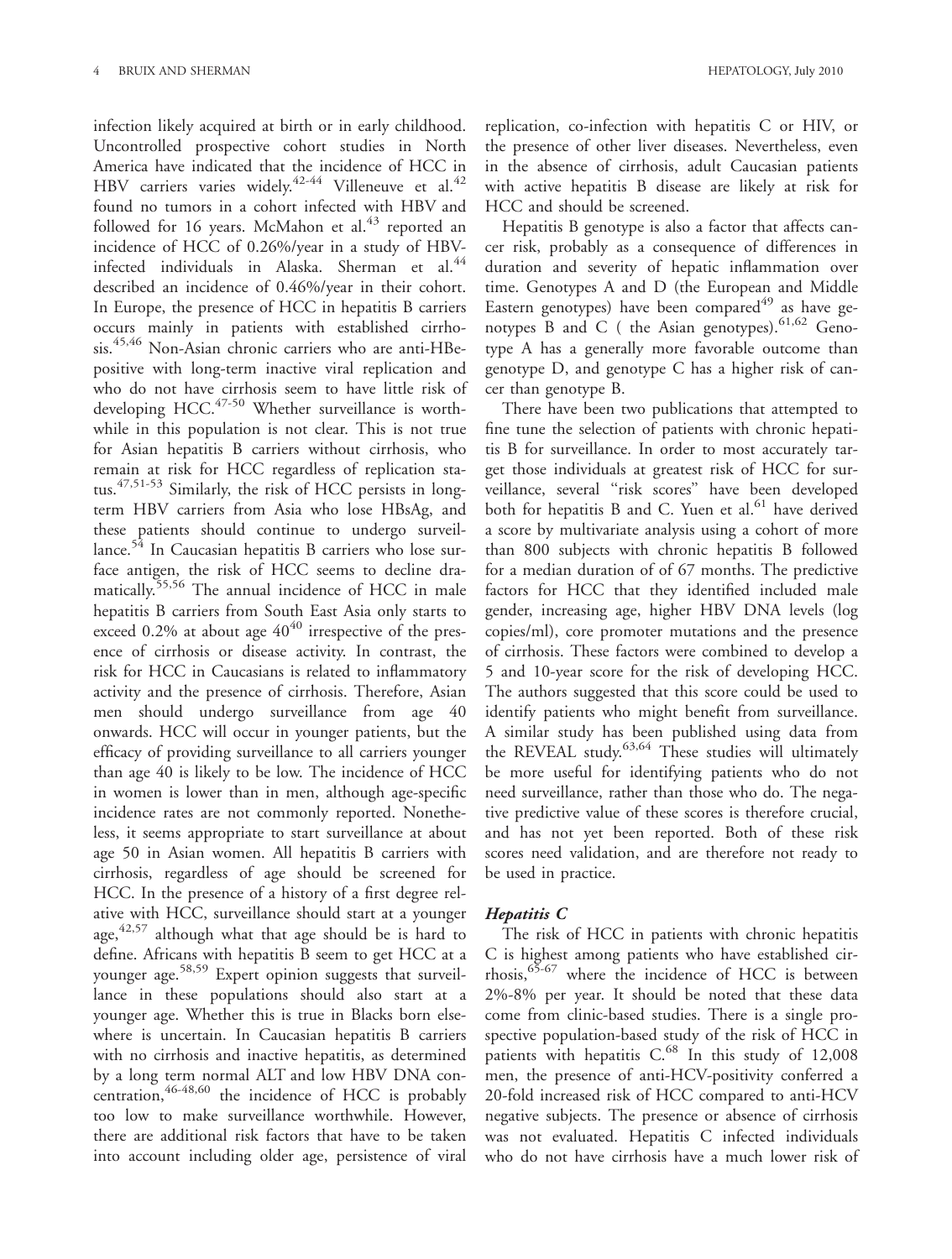infection likely acquired at birth or in early childhood. Uncontrolled prospective cohort studies in North America have indicated that the incidence of HCC in HBV carriers varies widely.[42-44] Villeneuve et al.[42] found no tumors in a cohort infected with HBV and followed for 16 years. McMahon et al.[43] reported an incidence of HCC of 0.26%/year in a study of HBV-infected individuals in Alaska. Sherman et al.[44] described an incidence of 0.46%/year in their cohort. In Europe, the presence of HCC in hepatitis B carriers occurs mainly in patients with established cirrhosis.[45,46] Non-Asian chronic carriers who are anti-HBe-positive with long-term inactive viral replication and who do not have cirrhosis seem to have little risk of developing HCC.[47-50] Whether surveillance is worthwhile in this population is not clear. This is not true for Asian hepatitis B carriers without cirrhosis, who remain at risk for HCC regardless of replication status.[47,51-53] Similarly, the risk of HCC persists in long-term HBV carriers from Asia who lose HBsAg, and these patients should continue to undergo surveillance.[54] In Caucasian hepatitis B carriers who lose surface antigen, the risk of HCC seems to decline dramatically.[55,56] The annual incidence of HCC in male hepatitis B carriers from South East Asia only starts to exceed 0.2% at about age 40[40] irrespective of the presence of cirrhosis or disease activity. In contrast, the risk for HCC in Caucasians is related to inflammatory activity and the presence of cirrhosis. Therefore, Asian men should undergo surveillance from age 40 onwards. HCC will occur in younger patients, but the efficacy of providing surveillance to all carriers younger than age 40 is likely to be low. The incidence of HCC in women is lower than in men, although age-specific incidence rates are not commonly reported. Nonetheless, it seems appropriate to start surveillance at about age 50 in Asian women. All hepatitis B carriers with cirrhosis, regardless of age should be screened for HCC. In the presence of a history of a first degree relative with HCC, surveillance should start at a younger age,[42,57] although what that age should be is hard to define. Africans with hepatitis B seem to get HCC at a younger age.[58,59] Expert opinion suggests that surveillance in these populations should also start at a younger age. Whether this is true in Blacks born elsewhere is uncertain. In Caucasian hepatitis B carriers with no cirrhosis and inactive hepatitis, as determined by a long term normal ALT and low HBV DNA concentration,[46-48,60] the incidence of HCC is probably too low to make surveillance worthwhile. However, there are additional risk factors that have to be taken into account including older age, persistence of viral replication, co-infection with hepatitis C or HIV, or the presence of other liver diseases. Nevertheless, even in the absence of cirrhosis, adult Caucasian patients with active hepatitis B disease are likely at risk for HCC and should be screened.

Hepatitis B genotype is also a factor that affects cancer risk, probably as a consequence of differences in duration and severity of hepatic inflammation over time. Genotypes A and D (the European and Middle Eastern genotypes) have been compared[49] as have genotypes B and C ( the Asian genotypes).[61,62] Genotype A has a generally more favorable outcome than genotype D, and genotype C has a higher risk of cancer than genotype B.

There have been two publications that attempted to fine tune the selection of patients with chronic hepatitis B for surveillance. In order to most accurately target those individuals at greatest risk of HCC for surveillance, several "risk scores" have been developed both for hepatitis B and C. Yuen et al.[61] have derived a score by multivariate analysis using a cohort of more than 800 subjects with chronic hepatitis B followed for a median duration of of 67 months. The predictive factors for HCC that they identified included male gender, increasing age, higher HBV DNA levels (log copies/ml), core promoter mutations and the presence of cirrhosis. These factors were combined to develop a 5 and 10-year score for the risk of developing HCC. The authors suggested that this score could be used to identify patients who might benefit from surveillance. A similar study has been published using data from the REVEAL study.[63,64] These studies will ultimately be more useful for identifying patients who do not need surveillance, rather than those who do. The negative predictive value of these scores is therefore crucial, and has not yet been reported. Both of these risk scores need validation, and are therefore not ready to be used in practice.

### *Hepatitis C*

The risk of HCC in patients with chronic hepatitis C is highest among patients who have established cirrhosis,[65-67] where the incidence of HCC is between 2%-8% per year. It should be noted that these data come from clinic-based studies. There is a single prospective population-based study of the risk of HCC in patients with hepatitis C.[68] In this study of 12,008 men, the presence of anti-HCV-positivity conferred a 20-fold increased risk of HCC compared to anti-HCV negative subjects. The presence or absence of cirrhosis was not evaluated. Hepatitis C infected individuals who do not have cirrhosis have a much lower risk of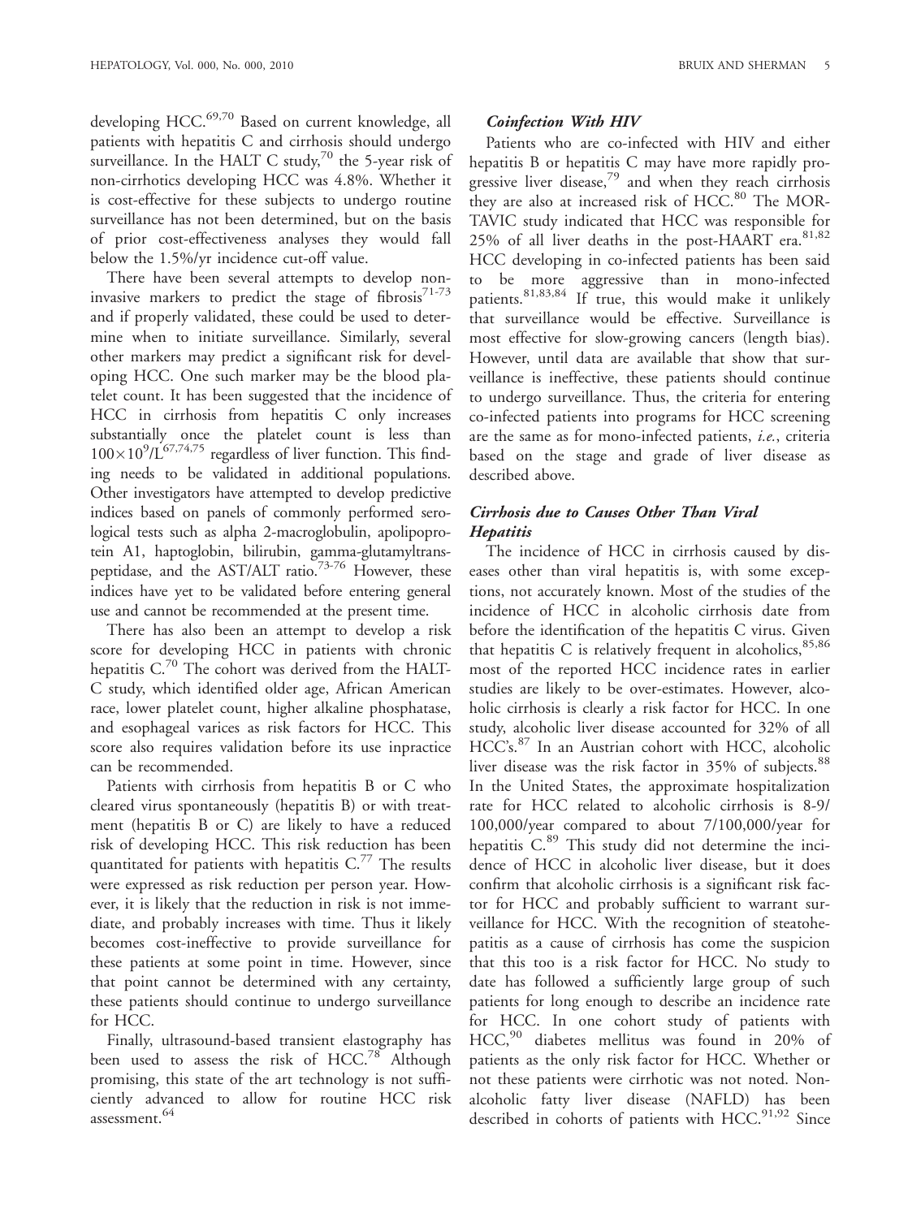developing HCC.[69,70] Based on current knowledge, all patients with hepatitis C and cirrhosis should undergo surveillance. In the HALT C study,[70] the 5-year risk of non-cirrhotics developing HCC was 4.8%. Whether it is cost-effective for these subjects to undergo routine surveillance has not been determined, but on the basis of prior cost-effectiveness analyses they would fall below the 1.5%/yr incidence cut-off value.

There have been several attempts to develop non-invasive markers to predict the stage of fibrosis[71-73] and if properly validated, these could be used to determine when to initiate surveillance. Similarly, several other markers may predict a significant risk for developing HCC. One such marker may be the blood platelet count. It has been suggested that the incidence of HCC in cirrhosis from hepatitis C only increases substantially once the platelet count is less than $100 \times 10^9$/L[67,74,75] regardless of liver function. This finding needs to be validated in additional populations. Other investigators have attempted to develop predictive indices based on panels of commonly performed serological tests such as alpha 2-macroglobulin, apolipoprotein A1, haptoglobin, bilirubin, gamma-glutamyltranspeptidase, and the AST/ALT ratio.[73-76] However, these indices have yet to be validated before entering general use and cannot be recommended at the present time.

There has also been an attempt to develop a risk score for developing HCC in patients with chronic hepatitis C.[70] The cohort was derived from the HALT-C study, which identified older age, African American race, lower platelet count, higher alkaline phosphatase, and esophageal varices as risk factors for HCC. This score also requires validation before its use inpractice can be recommended.

Patients with cirrhosis from hepatitis B or C who cleared virus spontaneously (hepatitis B) or with treatment (hepatitis B or C) are likely to have a reduced risk of developing HCC. This risk reduction has been quantitated for patients with hepatitis C.[77] The results were expressed as risk reduction per person year. However, it is likely that the reduction in risk is not immediate, and probably increases with time. Thus it likely becomes cost-ineffective to provide surveillance for these patients at some point in time. However, since that point cannot be determined with any certainty, these patients should continue to undergo surveillance for HCC.

Finally, ultrasound-based transient elastography has been used to assess the risk of HCC.[78] Although promising, this state of the art technology is not sufficiently advanced to allow for routine HCC risk assessment.[64]

### *Coinfection With HIV*

Patients who are co-infected with HIV and either hepatitis B or hepatitis C may have more rapidly progressive liver disease,[79] and when they reach cirrhosis they are also at increased risk of HCC.[80] The MORTAVIC study indicated that HCC was responsible for 25% of all liver deaths in the post-HAART era.[81,82] HCC developing in co-infected patients has been said to be more aggressive than in mono-infected patients.[81,83,84] If true, this would make it unlikely that surveillance would be effective. Surveillance is most effective for slow-growing cancers (length bias). However, until data are available that show that surveillance is ineffective, these patients should continue to undergo surveillance. Thus, the criteria for entering co-infected patients into programs for HCC screening are the same as for mono-infected patients, *i.e.*, criteria based on the stage and grade of liver disease as described above.

### *Cirrhosis due to Causes Other Than Viral Hepatitis*

The incidence of HCC in cirrhosis caused by diseases other than viral hepatitis is, with some exceptions, not accurately known. Most of the studies of the incidence of HCC in alcoholic cirrhosis date from before the identification of the hepatitis C virus. Given that hepatitis C is relatively frequent in alcoholics,[85,86] most of the reported HCC incidence rates in earlier studies are likely to be over-estimates. However, alcoholic cirrhosis is clearly a risk factor for HCC. In one study, alcoholic liver disease accounted for 32% of all HCC's.[87] In an Austrian cohort with HCC, alcoholic liver disease was the risk factor in 35% of subjects.[88] In the United States, the approximate hospitalization rate for HCC related to alcoholic cirrhosis is 8-9/100,000/year compared to about 7/100,000/year for hepatitis C.[89] This study did not determine the incidence of HCC in alcoholic liver disease, but it does confirm that alcoholic cirrhosis is a significant risk factor for HCC and probably sufficient to warrant surveillance for HCC. With the recognition of steatohepatitis as a cause of cirrhosis has come the suspicion that this too is a risk factor for HCC. No study to date has followed a sufficiently large group of such patients for long enough to describe an incidence rate for HCC. In one cohort study of patients with HCC,[90] diabetes mellitus was found in 20% of patients as the only risk factor for HCC. Whether or not these patients were cirrhotic was not noted. Non-alcoholic fatty liver disease (NAFLD) has been described in cohorts of patients with HCC.[91,92] Since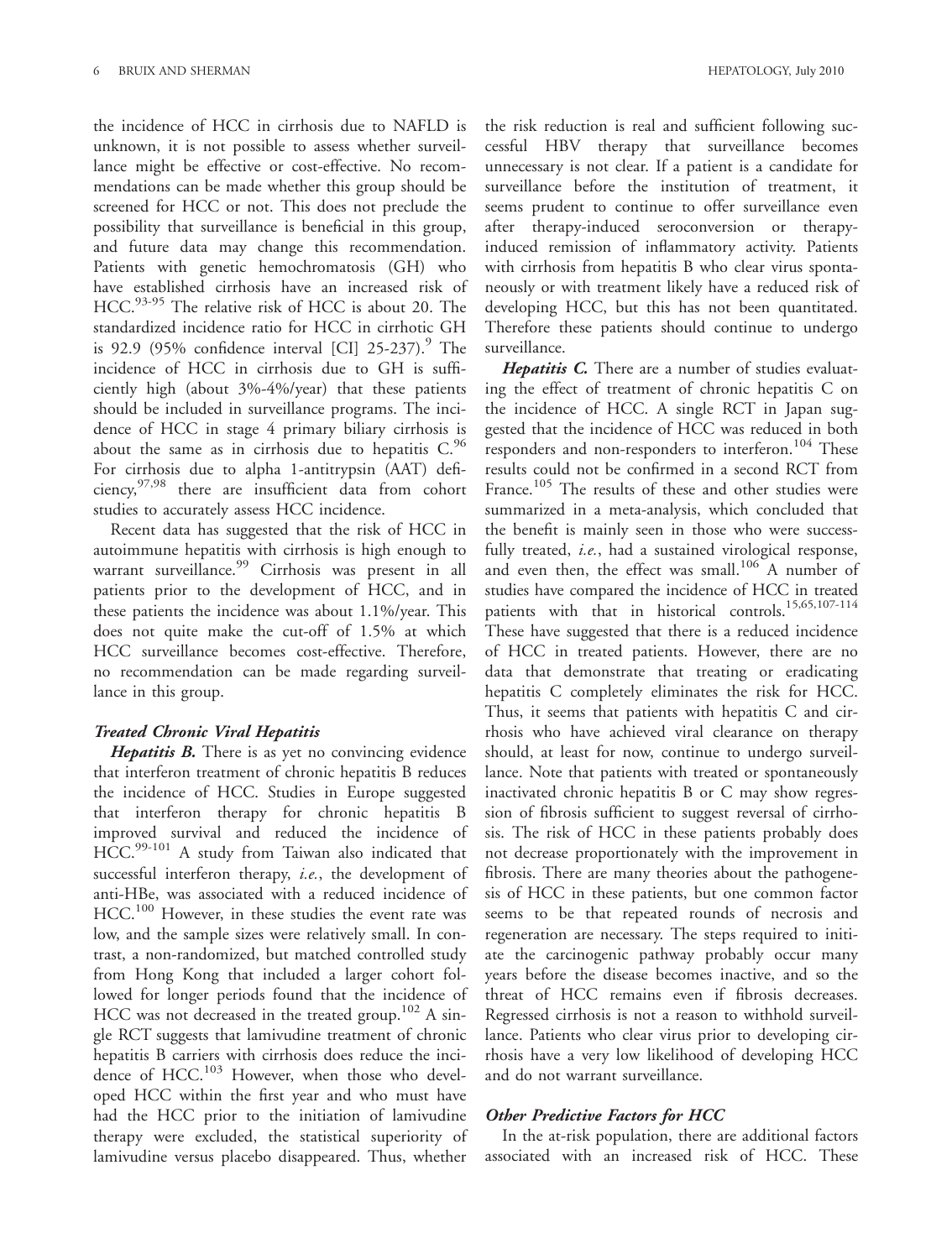the incidence of HCC in cirrhosis due to NAFLD is unknown, it is not possible to assess whether surveillance might be effective or cost-effective. No recommendations can be made whether this group should be screened for HCC or not. This does not preclude the possibility that surveillance is beneficial in this group, and future data may change this recommendation. Patients with genetic hemochromatosis (GH) who have established cirrhosis have an increased risk of HCC.[93-95] The relative risk of HCC is about 20. The standardized incidence ratio for HCC in cirrhotic GH is 92.9 (95% confidence interval [CI] 25-237).[9] The incidence of HCC in cirrhosis due to GH is sufficiently high (about 3%-4%/year) that these patients should be included in surveillance programs. The incidence of HCC in stage 4 primary biliary cirrhosis is about the same as in cirrhosis due to hepatitis C.[96] For cirrhosis due to alpha 1-antitrypsin (AAT) deficiency,[97,98] there are insufficient data from cohort studies to accurately assess HCC incidence.

Recent data has suggested that the risk of HCC in autoimmune hepatitis with cirrhosis is high enough to warrant surveillance.[99] Cirrhosis was present in all patients prior to the development of HCC, and in these patients the incidence was about 1.1%/year. This does not quite make the cut-off of 1.5% at which HCC surveillance becomes cost-effective. Therefore, no recommendation can be made regarding surveillance in this group.

### *Treated Chronic Viral Hepatitis*

***Hepatitis B.*** There is as yet no convincing evidence that interferon treatment of chronic hepatitis B reduces the incidence of HCC. Studies in Europe suggested that interferon therapy for chronic hepatitis B improved survival and reduced the incidence of HCC.[99-101] A study from Taiwan also indicated that successful interferon therapy, *i.e.*, the development of anti-HBe, was associated with a reduced incidence of HCC.[100] However, in these studies the event rate was low, and the sample sizes were relatively small. In contrast, a non-randomized, but matched controlled study from Hong Kong that included a larger cohort followed for longer periods found that the incidence of HCC was not decreased in the treated group.[102] A single RCT suggests that lamivudine treatment of chronic hepatitis B carriers with cirrhosis does reduce the incidence of HCC.[103] However, when those who developed HCC within the first year and who must have had the HCC prior to the initiation of lamivudine therapy were excluded, the statistical superiority of lamivudine versus placebo disappeared. Thus, whether the risk reduction is real and sufficient following successful HBV therapy that surveillance becomes unnecessary is not clear. If a patient is a candidate for surveillance before the institution of treatment, it seems prudent to continue to offer surveillance even after therapy-induced seroconversion or therapy-induced remission of inflammatory activity. Patients with cirrhosis from hepatitis B who clear virus spontaneously or with treatment likely have a reduced risk of developing HCC, but this has not been quantitated. Therefore these patients should continue to undergo surveillance.

***Hepatitis C.*** There are a number of studies evaluating the effect of treatment of chronic hepatitis C on the incidence of HCC. A single RCT in Japan suggested that the incidence of HCC was reduced in both responders and non-responders to interferon.[104] These results could not be confirmed in a second RCT from France.[105] The results of these and other studies were summarized in a meta-analysis, which concluded that the benefit is mainly seen in those who were successfully treated, *i.e.*, had a sustained virological response, and even then, the effect was small.[106] A number of studies have compared the incidence of HCC in treated patients with that in historical controls.[15,65,107-114] These have suggested that there is a reduced incidence of HCC in treated patients. However, there are no data that demonstrate that treating or eradicating hepatitis C completely eliminates the risk for HCC. Thus, it seems that patients with hepatitis C and cirrhosis who have achieved viral clearance on therapy should, at least for now, continue to undergo surveillance. Note that patients with treated or spontaneously inactivated chronic hepatitis B or C may show regression of fibrosis sufficient to suggest reversal of cirrhosis. The risk of HCC in these patients probably does not decrease proportionately with the improvement in fibrosis. There are many theories about the pathogenesis of HCC in these patients, but one common factor seems to be that repeated rounds of necrosis and regeneration are necessary. The steps required to initiate the carcinogenic pathway probably occur many years before the disease becomes inactive, and so the threat of HCC remains even if fibrosis decreases. Regressed cirrhosis is not a reason to withhold surveillance. Patients who clear virus prior to developing cirrhosis have a very low likelihood of developing HCC and do not warrant surveillance.

### *Other Predictive Factors for HCC*

In the at-risk population, there are additional factors associated with an increased risk of HCC. These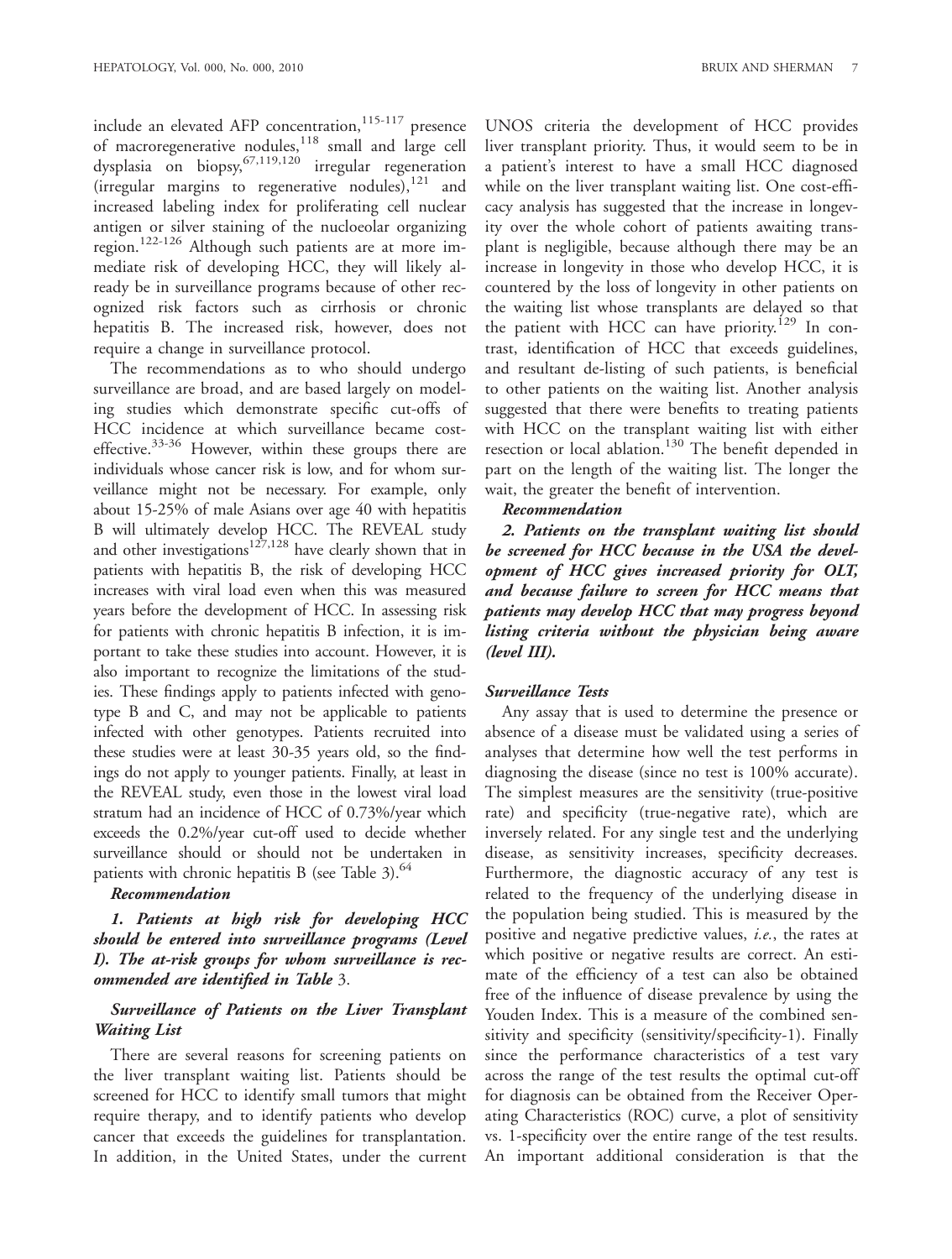include an elevated AFP concentration,[115-117] presence of macroregenerative nodules,[118] small and large cell dysplasia on biopsy,[67,119,120] irregular regeneration (irregular margins to regenerative nodules),[121] and increased labeling index for proliferating cell nuclear antigen or silver staining of the nucleoelar organizing region.[122-126] Although such patients are at more immediate risk of developing HCC, they will likely already be in surveillance programs because of other recognized risk factors such as cirrhosis or chronic hepatitis B. The increased risk, however, does not require a change in surveillance protocol.

The recommendations as to who should undergo surveillance are broad, and are based largely on modeling studies which demonstrate specific cut-offs of HCC incidence at which surveillance became cost-effective.[33-36] However, within these groups there are individuals whose cancer risk is low, and for whom surveillance might not be necessary. For example, only about 15-25% of male Asians over age 40 with hepatitis B will ultimately develop HCC. The REVEAL study and other investigations[127,128] have clearly shown that in patients with hepatitis B, the risk of developing HCC increases with viral load even when this was measured years before the development of HCC. In assessing risk for patients with chronic hepatitis B infection, it is important to take these studies into account. However, it is also important to recognize the limitations of the studies. These findings apply to patients infected with genotype B and C, and may not be applicable to patients infected with other genotypes. Patients recruited into these studies were at least 30-35 years old, so the findings do not apply to younger patients. Finally, at least in the REVEAL study, even those in the lowest viral load stratum had an incidence of HCC of 0.73%/year which exceeds the 0.2%/year cut-off used to decide whether surveillance should or should not be undertaken in patients with chronic hepatitis B (see Table 3).[64]

***Recommendation***

***1. Patients at high risk for developing HCC should be entered into surveillance programs (Level I). The at-risk groups for whom surveillance is recommended are identified in Table*** 3.

### *Surveillance of Patients on the Liver Transplant Waiting List*

There are several reasons for screening patients on the liver transplant waiting list. Patients should be screened for HCC to identify small tumors that might require therapy, and to identify patients who develop cancer that exceeds the guidelines for transplantation. In addition, in the United States, under the current UNOS criteria the development of HCC provides liver transplant priority. Thus, it would seem to be in a patient's interest to have a small HCC diagnosed while on the liver transplant waiting list. One cost-efficacy analysis has suggested that the increase in longevity over the whole cohort of patients awaiting transplant is negligible, because although there may be an increase in longevity in those who develop HCC, it is countered by the loss of longevity in other patients on the waiting list whose transplants are delayed so that the patient with HCC can have priority.[129] In contrast, identification of HCC that exceeds guidelines, and resultant de-listing of such patients, is beneficial to other patients on the waiting list. Another analysis suggested that there were benefits to treating patients with HCC on the transplant waiting list with either resection or local ablation.[130] The benefit depended in part on the length of the waiting list. The longer the wait, the greater the benefit of intervention.

***Recommendation***

***2. Patients on the transplant waiting list should be screened for HCC because in the USA the development of HCC gives increased priority for OLT, and because failure to screen for HCC means that patients may develop HCC that may progress beyond listing criteria without the physician being aware (level III).***

### *Surveillance Tests*

Any assay that is used to determine the presence or absence of a disease must be validated using a series of analyses that determine how well the test performs in diagnosing the disease (since no test is 100% accurate). The simplest measures are the sensitivity (true-positive rate) and specificity (true-negative rate), which are inversely related. For any single test and the underlying disease, as sensitivity increases, specificity decreases. Furthermore, the diagnostic accuracy of any test is related to the frequency of the underlying disease in the population being studied. This is measured by the positive and negative predictive values, *i.e.*, the rates at which positive or negative results are correct. An estimate of the efficiency of a test can also be obtained free of the influence of disease prevalence by using the Youden Index. This is a measure of the combined sensitivity and specificity (sensitivity/specificity-1). Finally since the performance characteristics of a test vary across the range of the test results the optimal cut-off for diagnosis can be obtained from the Receiver Operating Characteristics (ROC) curve, a plot of sensitivity vs. 1-specificity over the entire range of the test results. An important additional consideration is that the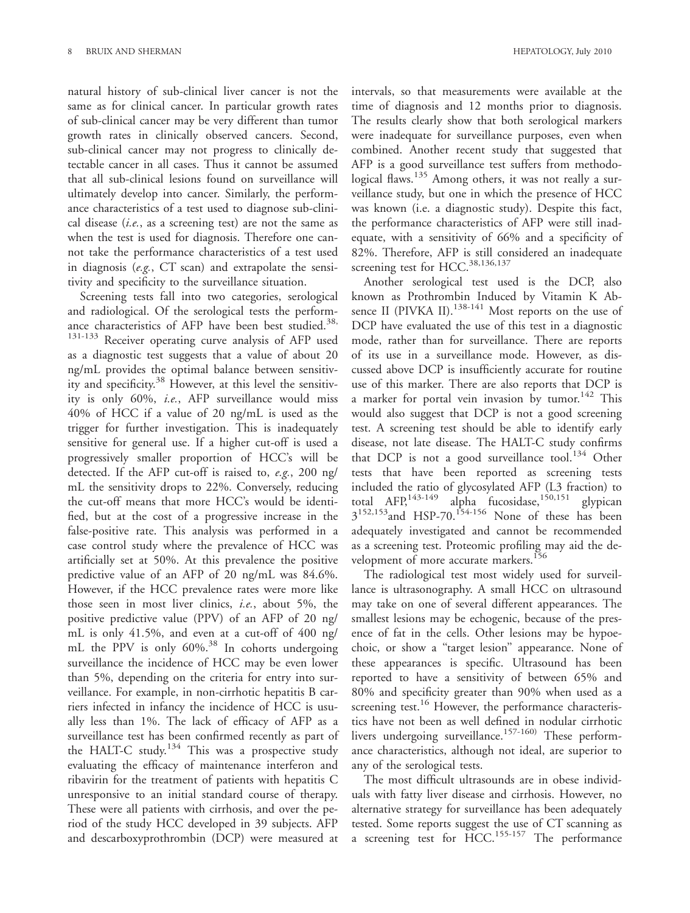natural history of sub-clinical liver cancer is not the same as for clinical cancer. In particular growth rates of sub-clinical cancer may be very different than tumor growth rates in clinically observed cancers. Second, sub-clinical cancer may not progress to clinically detectable cancer in all cases. Thus it cannot be assumed that all sub-clinical lesions found on surveillance will ultimately develop into cancer. Similarly, the performance characteristics of a test used to diagnose sub-clinical disease (*i.e.*, as a screening test) are not the same as when the test is used for diagnosis. Therefore one cannot take the performance characteristics of a test used in diagnosis (*e.g.*, CT scan) and extrapolate the sensitivity and specificity to the surveillance situation.

Screening tests fall into two categories, serological and radiological. Of the serological tests the performance characteristics of AFP have been best studied.[38,131-133] Receiver operating curve analysis of AFP used as a diagnostic test suggests that a value of about 20 ng/mL provides the optimal balance between sensitivity and specificity.[38] However, at this level the sensitivity is only 60%, *i.e.*, AFP surveillance would miss 40% of HCC if a value of 20 ng/mL is used as the trigger for further investigation. This is inadequately sensitive for general use. If a higher cut-off is used a progressively smaller proportion of HCC's will be detected. If the AFP cut-off is raised to, *e.g.*, 200 ng/mL the sensitivity drops to 22%. Conversely, reducing the cut-off means that more HCC's would be identified, but at the cost of a progressive increase in the false-positive rate. This analysis was performed in a case control study where the prevalence of HCC was artificially set at 50%. At this prevalence the positive predictive value of an AFP of 20 ng/mL was 84.6%. However, if the HCC prevalence rates were more like those seen in most liver clinics, *i.e.*, about 5%, the positive predictive value (PPV) of an AFP of 20 ng/mL is only 41.5%, and even at a cut-off of 400 ng/mL the PPV is only 60%.[38] In cohorts undergoing surveillance the incidence of HCC may be even lower than 5%, depending on the criteria for entry into surveillance. For example, in non-cirrhotic hepatitis B carriers infected in infancy the incidence of HCC is usually less than 1%. The lack of efficacy of AFP as a surveillance test has been confirmed recently as part of the HALT-C study.[134] This was a prospective study evaluating the efficacy of maintenance interferon and ribavirin for the treatment of patients with hepatitis C unresponsive to an initial standard course of therapy. These were all patients with cirrhosis, and over the period of the study HCC developed in 39 subjects. AFP and descarboxyprothrombin (DCP) were measured at intervals, so that measurements were available at the time of diagnosis and 12 months prior to diagnosis. The results clearly show that both serological markers were inadequate for surveillance purposes, even when combined. Another recent study that suggested that AFP is a good surveillance test suffers from methodological flaws.[135] Among others, it was not really a surveillance study, but one in which the presence of HCC was known (i.e. a diagnostic study). Despite this fact, the performance characteristics of AFP were still inadequate, with a sensitivity of 66% and a specificity of 82%. Therefore, AFP is still considered an inadequate screening test for HCC.[38,136,137]

Another serological test used is the DCP, also known as Prothrombin Induced by Vitamin K Absence II (PIVKA II).[138-141] Most reports on the use of DCP have evaluated the use of this test in a diagnostic mode, rather than for surveillance. There are reports of its use in a surveillance mode. However, as discussed above DCP is insufficiently accurate for routine use of this marker. There are also reports that DCP is a marker for portal vein invasion by tumor.[142] This would also suggest that DCP is not a good screening test. A screening test should be able to identify early disease, not late disease. The HALT-C study confirms that DCP is not a good surveillance tool.[134] Other tests that have been reported as screening tests included the ratio of glycosylated AFP (L3 fraction) to total AFP,[143-149] alpha fucosidase,[150,151] glypican 3[152,153] and HSP-70.[154-156] None of these has been adequately investigated and cannot be recommended as a screening test. Proteomic profiling may aid the development of more accurate markers.[156]

The radiological test most widely used for surveillance is ultrasonography. A small HCC on ultrasound may take on one of several different appearances. The smallest lesions may be echogenic, because of the presence of fat in the cells. Other lesions may be hypoechoic, or show a "target lesion" appearance. None of these appearances is specific. Ultrasound has been reported to have a sensitivity of between 65% and 80% and specificity greater than 90% when used as a screening test.[16] However, the performance characteristics have not been as well defined in nodular cirrhotic livers undergoing surveillance.[157-160] These performance characteristics, although not ideal, are superior to any of the serological tests.

The most difficult ultrasounds are in obese individuals with fatty liver disease and cirrhosis. However, no alternative strategy for surveillance has been adequately tested. Some reports suggest the use of CT scanning as a screening test for HCC.[155-157] The performance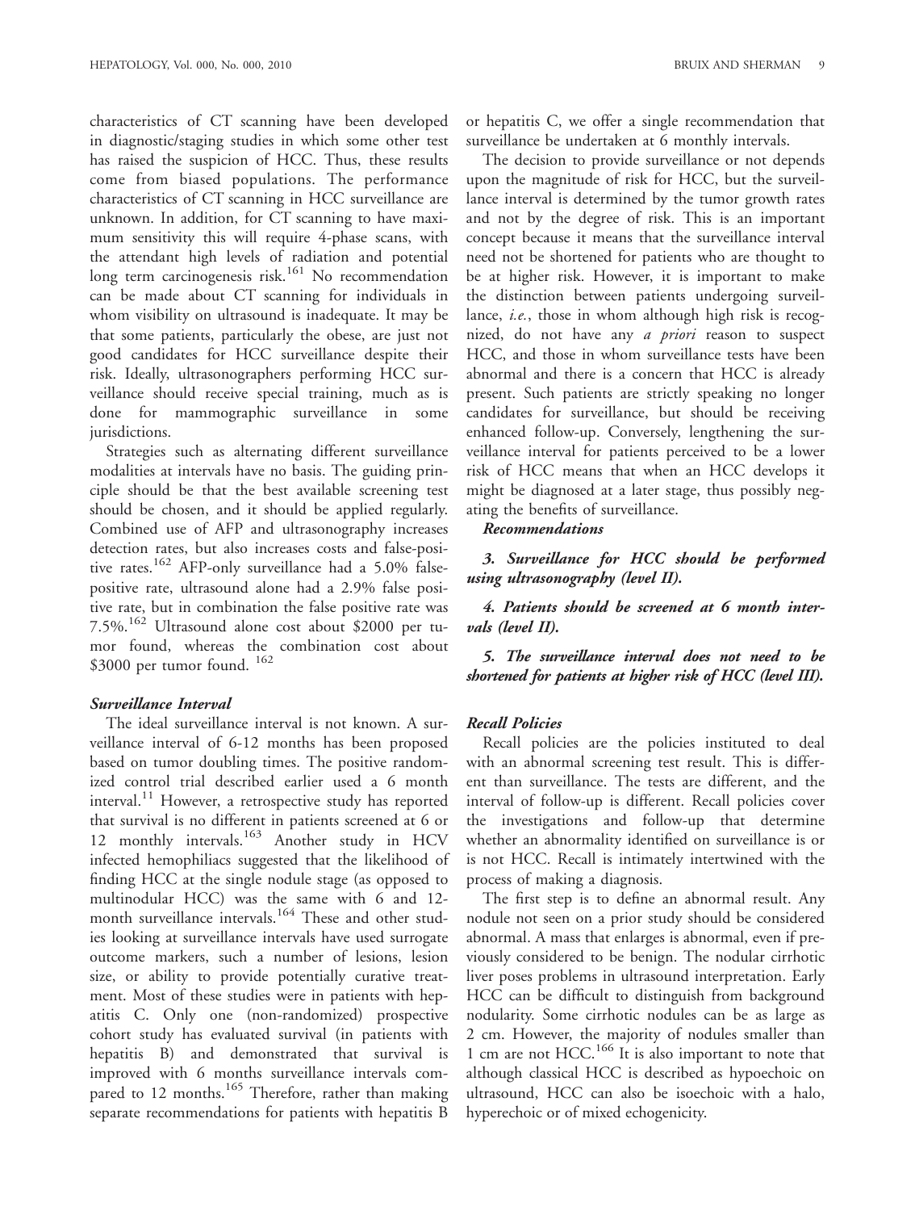characteristics of CT scanning have been developed in diagnostic/staging studies in which some other test has raised the suspicion of HCC. Thus, these results come from biased populations. The performance characteristics of CT scanning in HCC surveillance are unknown. In addition, for CT scanning to have maximum sensitivity this will require 4-phase scans, with the attendant high levels of radiation and potential long term carcinogenesis risk.[161] No recommendation can be made about CT scanning for individuals in whom visibility on ultrasound is inadequate. It may be that some patients, particularly the obese, are just not good candidates for HCC surveillance despite their risk. Ideally, ultrasonographers performing HCC surveillance should receive special training, much as is done for mammographic surveillance in some jurisdictions.

Strategies such as alternating different surveillance modalities at intervals have no basis. The guiding principle should be that the best available screening test should be chosen, and it should be applied regularly. Combined use of AFP and ultrasonography increases detection rates, but also increases costs and false-positive rates.[162] AFP-only surveillance had a 5.0% false-positive rate, ultrasound alone had a 2.9% false positive rate, but in combination the false positive rate was 7.5%.[162] Ultrasound alone cost about $2000 per tumor found, whereas the combination cost about $3000 per tumor found.[162]

### *Surveillance Interval*

The ideal surveillance interval is not known. A surveillance interval of 6-12 months has been proposed based on tumor doubling times. The positive randomized control trial described earlier used a 6 month interval.[11] However, a retrospective study has reported that survival is no different in patients screened at 6 or 12 monthly intervals.[163] Another study in HCV infected hemophiliacs suggested that the likelihood of finding HCC at the single nodule stage (as opposed to multinodular HCC) was the same with 6 and 12-month surveillance intervals.[164] These and other studies looking at surveillance intervals have used surrogate outcome markers, such a number of lesions, lesion size, or ability to provide potentially curative treatment. Most of these studies were in patients with hepatitis C. Only one (non-randomized) prospective cohort study has evaluated survival (in patients with hepatitis B) and demonstrated that survival is improved with 6 months surveillance intervals compared to 12 months.[165] Therefore, rather than making separate recommendations for patients with hepatitis B or hepatitis C, we offer a single recommendation that surveillance be undertaken at 6 monthly intervals.

The decision to provide surveillance or not depends upon the magnitude of risk for HCC, but the surveillance interval is determined by the tumor growth rates and not by the degree of risk. This is an important concept because it means that the surveillance interval need not be shortened for patients who are thought to be at higher risk. However, it is important to make the distinction between patients undergoing surveillance, *i.e.*, those in whom although high risk is recognized, do not have any *a priori* reason to suspect HCC, and those in whom surveillance tests have been abnormal and there is a concern that HCC is already present. Such patients are strictly speaking no longer candidates for surveillance, but should be receiving enhanced follow-up. Conversely, lengthening the surveillance interval for patients perceived to be a lower risk of HCC means that when an HCC develops it might be diagnosed at a later stage, thus possibly negating the benefits of surveillance.

#### *Recommendations*

***3. Surveillance for HCC should be performed using ultrasonography (level II).***

***4. Patients should be screened at 6 month intervals (level II).***

***5. The surveillance interval does not need to be shortened for patients at higher risk of HCC (level III).***

### *Recall Policies*

Recall policies are the policies instituted to deal with an abnormal screening test result. This is different than surveillance. The tests are different, and the interval of follow-up is different. Recall policies cover the investigations and follow-up that determine whether an abnormality identified on surveillance is or is not HCC. Recall is intimately intertwined with the process of making a diagnosis.

The first step is to define an abnormal result. Any nodule not seen on a prior study should be considered abnormal. A mass that enlarges is abnormal, even if previously considered to be benign. The nodular cirrhotic liver poses problems in ultrasound interpretation. Early HCC can be difficult to distinguish from background nodularity. Some cirrhotic nodules can be as large as 2 cm. However, the majority of nodules smaller than 1 cm are not HCC.[166] It is also important to note that although classical HCC is described as hypoechoic on ultrasound, HCC can also be isoechoic with a halo, hyperechoic or of mixed echogenicity.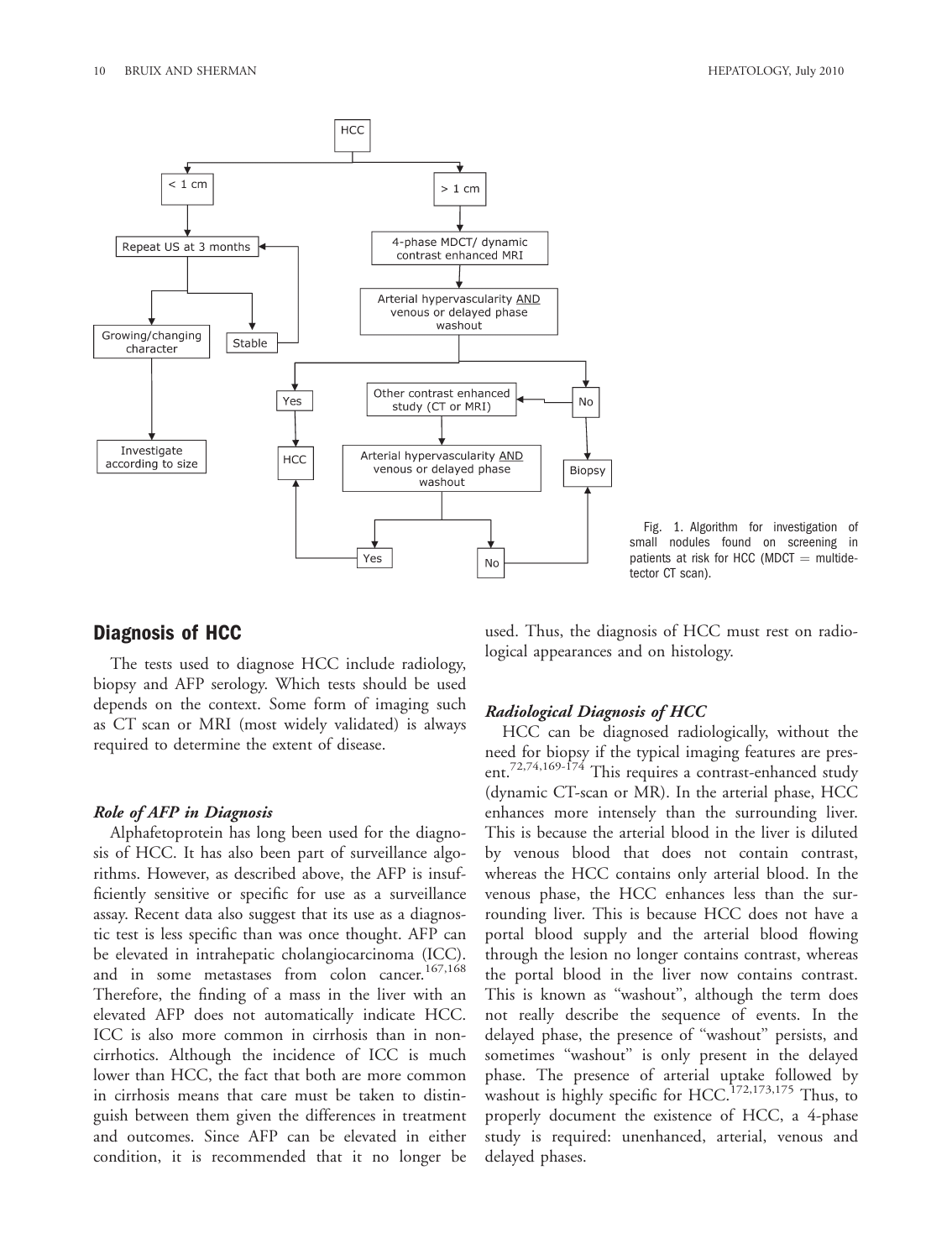Fig. 1. Algorithm for investigation of small nodules found on screening in patients at risk for HCC (MDCT = multidetector CT scan).

## Diagnosis of HCC

The tests used to diagnose HCC include radiology, biopsy and AFP serology. Which tests should be used depends on the context. Some form of imaging such as CT scan or MRI (most widely validated) is always required to determine the extent of disease.

### *Role of AFP in Diagnosis*

Alphafetoprotein has long been used for the diagnosis of HCC. It has also been part of surveillance algorithms. However, as described above, the AFP is insufficiently sensitive or specific for use as a surveillance assay. Recent data also suggest that its use as a diagnostic test is less specific than was once thought. AFP can be elevated in intrahepatic cholangiocarcinoma (ICC). and in some metastases from colon cancer.[167,168] Therefore, the finding of a mass in the liver with an elevated AFP does not automatically indicate HCC. ICC is also more common in cirrhosis than in noncirrhotics. Although the incidence of ICC is much lower than HCC, the fact that both are more common in cirrhosis means that care must be taken to distinguish between them given the differences in treatment and outcomes. Since AFP can be elevated in either condition, it is recommended that it no longer be used. Thus, the diagnosis of HCC must rest on radiological appearances and on histology.

### *Radiological Diagnosis of HCC*

HCC can be diagnosed radiologically, without the need for biopsy if the typical imaging features are present.[72,74,169-174] This requires a contrast-enhanced study (dynamic CT-scan or MR). In the arterial phase, HCC enhances more intensely than the surrounding liver. This is because the arterial blood in the liver is diluted by venous blood that does not contain contrast, whereas the HCC contains only arterial blood. In the venous phase, the HCC enhances less than the surrounding liver. This is because HCC does not have a portal blood supply and the arterial blood flowing through the lesion no longer contains contrast, whereas the portal blood in the liver now contains contrast. This is known as "washout", although the term does not really describe the sequence of events. In the delayed phase, the presence of "washout" persists, and sometimes "washout" is only present in the delayed phase. The presence of arterial uptake followed by washout is highly specific for HCC.[172,173,175] Thus, to properly document the existence of HCC, a 4-phase study is required: unenhanced, arterial, venous and delayed phases.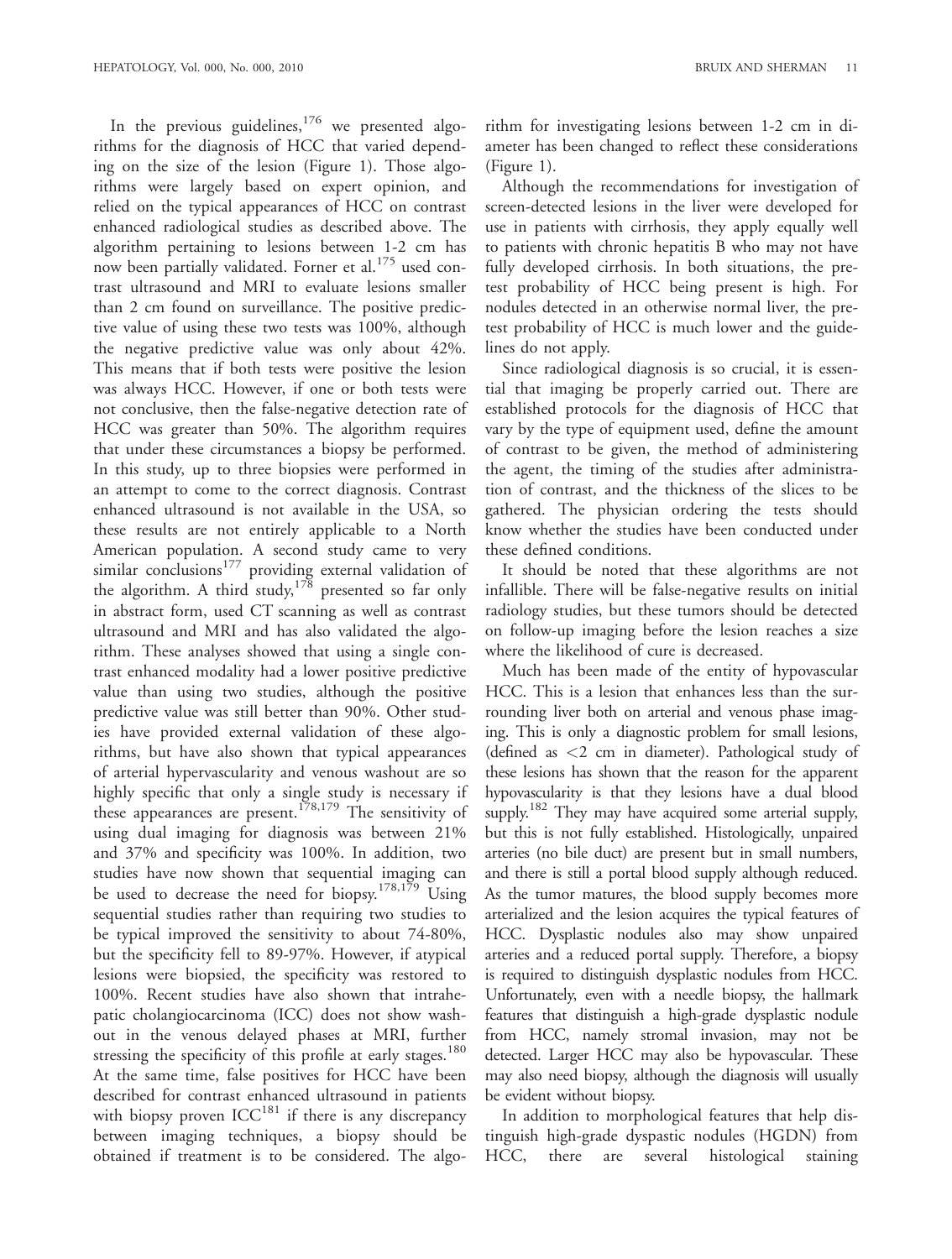In the previous guidelines,[176] we presented algorithms for the diagnosis of HCC that varied depending on the size of the lesion (Figure 1). Those algorithms were largely based on expert opinion, and relied on the typical appearances of HCC on contrast enhanced radiological studies as described above. The algorithm pertaining to lesions between 1-2 cm has now been partially validated. Forner et al.[175] used contrast ultrasound and MRI to evaluate lesions smaller than 2 cm found on surveillance. The positive predictive value of using these two tests was 100%, although the negative predictive value was only about 42%. This means that if both tests were positive the lesion was always HCC. However, if one or both tests were not conclusive, then the false-negative detection rate of HCC was greater than 50%. The algorithm requires that under these circumstances a biopsy be performed. In this study, up to three biopsies were performed in an attempt to come to the correct diagnosis. Contrast enhanced ultrasound is not available in the USA, so these results are not entirely applicable to a North American population. A second study came to very similar conclusions[177] providing external validation of the algorithm. A third study,[178] presented so far only in abstract form, used CT scanning as well as contrast ultrasound and MRI and has also validated the algorithm. These analyses showed that using a single contrast enhanced modality had a lower positive predictive value than using two studies, although the positive predictive value was still better than 90%. Other studies have provided external validation of these algorithms, but have also shown that typical appearances of arterial hypervascularity and venous washout are so highly specific that only a single study is necessary if these appearances are present.[178,179] The sensitivity of using dual imaging for diagnosis was between 21% and 37% and specificity was 100%. In addition, two studies have now shown that sequential imaging can be used to decrease the need for biopsy.[178,179] Using sequential studies rather than requiring two studies to be typical improved the sensitivity to about 74-80%, but the specificity fell to 89-97%. However, if atypical lesions were biopsied, the specificity was restored to 100%. Recent studies have also shown that intrahepatic cholangiocarcinoma (ICC) does not show washout in the venous delayed phases at MRI, further stressing the specificity of this profile at early stages.[180] At the same time, false positives for HCC have been described for contrast enhanced ultrasound in patients with biopsy proven ICC[181] if there is any discrepancy between imaging techniques, a biopsy should be obtained if treatment is to be considered. The algorithm for investigating lesions between 1-2 cm in diameter has been changed to reflect these considerations (Figure 1).

Although the recommendations for investigation of screen-detected lesions in the liver were developed for use in patients with cirrhosis, they apply equally well to patients with chronic hepatitis B who may not have fully developed cirrhosis. In both situations, the pretest probability of HCC being present is high. For nodules detected in an otherwise normal liver, the pretest probability of HCC is much lower and the guidelines do not apply.

Since radiological diagnosis is so crucial, it is essential that imaging be properly carried out. There are established protocols for the diagnosis of HCC that vary by the type of equipment used, define the amount of contrast to be given, the method of administering the agent, the timing of the studies after administration of contrast, and the thickness of the slices to be gathered. The physician ordering the tests should know whether the studies have been conducted under these defined conditions.

It should be noted that these algorithms are not infallible. There will be false-negative results on initial radiology studies, but these tumors should be detected on follow-up imaging before the lesion reaches a size where the likelihood of cure is decreased.

Much has been made of the entity of hypovascular HCC. This is a lesion that enhances less than the surrounding liver both on arterial and venous phase imaging. This is only a diagnostic problem for small lesions, (defined as <2 cm in diameter). Pathological study of these lesions has shown that the reason for the apparent hypovascularity is that they lesions have a dual blood supply.[182] They may have acquired some arterial supply, but this is not fully established. Histologically, unpaired arteries (no bile duct) are present but in small numbers, and there is still a portal blood supply although reduced. As the tumor matures, the blood supply becomes more arterialized and the lesion acquires the typical features of HCC. Dysplastic nodules also may show unpaired arteries and a reduced portal supply. Therefore, a biopsy is required to distinguish dysplastic nodules from HCC. Unfortunately, even with a needle biopsy, the hallmark features that distinguish a high-grade dysplastic nodule from HCC, namely stromal invasion, may not be detected. Larger HCC may also be hypovascular. These may also need biopsy, although the diagnosis will usually be evident without biopsy.

In addition to morphological features that help distinguish high-grade dyspastic nodules (HGDN) from HCC, there are several histological staining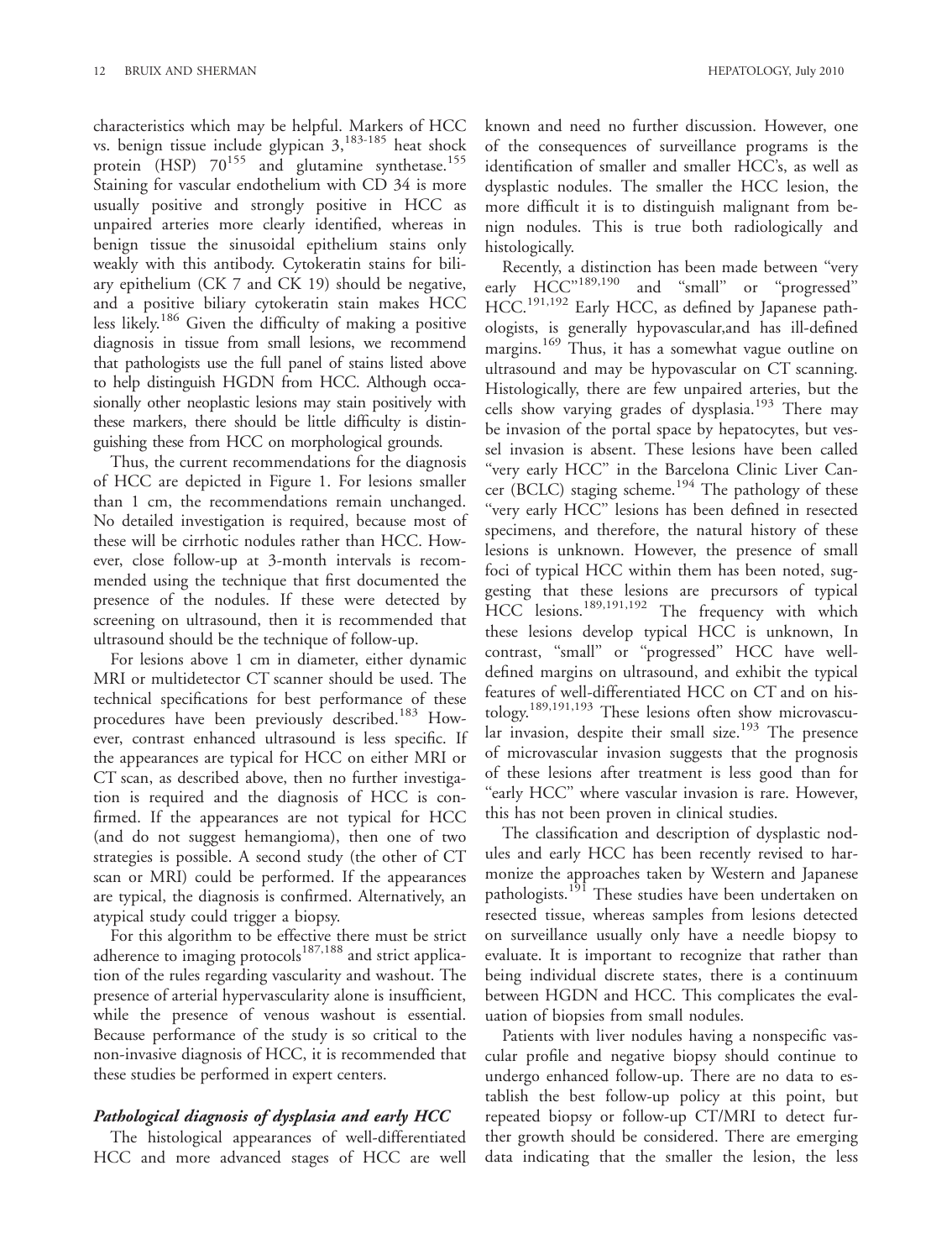characteristics which may be helpful. Markers of HCC vs. benign tissue include glypican 3,[183-185] heat shock protein (HSP) 70[155] and glutamine synthetase.[155] Staining for vascular endothelium with CD 34 is more usually positive and strongly positive in HCC as unpaired arteries more clearly identified, whereas in benign tissue the sinusoidal epithelium stains only weakly with this antibody. Cytokeratin stains for biliary epithelium (CK 7 and CK 19) should be negative, and a positive biliary cytokeratin stain makes HCC less likely.[186] Given the difficulty of making a positive diagnosis in tissue from small lesions, we recommend that pathologists use the full panel of stains listed above to help distinguish HGDN from HCC. Although occasionally other neoplastic lesions may stain positively with these markers, there should be little difficulty is distinguishing these from HCC on morphological grounds.

Thus, the current recommendations for the diagnosis of HCC are depicted in Figure 1. For lesions smaller than 1 cm, the recommendations remain unchanged. No detailed investigation is required, because most of these will be cirrhotic nodules rather than HCC. However, close follow-up at 3-month intervals is recommended using the technique that first documented the presence of the nodules. If these were detected by screening on ultrasound, then it is recommended that ultrasound should be the technique of follow-up.

For lesions above 1 cm in diameter, either dynamic MRI or multidetector CT scanner should be used. The technical specifications for best performance of these procedures have been previously described.[183] However, contrast enhanced ultrasound is less specific. If the appearances are typical for HCC on either MRI or CT scan, as described above, then no further investigation is required and the diagnosis of HCC is confirmed. If the appearances are not typical for HCC (and do not suggest hemangioma), then one of two strategies is possible. A second study (the other of CT scan or MRI) could be performed. If the appearances are typical, the diagnosis is confirmed. Alternatively, an atypical study could trigger a biopsy.

For this algorithm to be effective there must be strict adherence to imaging protocols[187,188] and strict application of the rules regarding vascularity and washout. The presence of arterial hypervascularity alone is insufficient, while the presence of venous washout is essential. Because performance of the study is so critical to the non-invasive diagnosis of HCC, it is recommended that these studies be performed in expert centers.

### *Pathological diagnosis of dysplasia and early HCC*

The histological appearances of well-differentiated HCC and more advanced stages of HCC are well known and need no further discussion. However, one of the consequences of surveillance programs is the identification of smaller and smaller HCC's, as well as dysplastic nodules. The smaller the HCC lesion, the more difficult it is to distinguish malignant from benign nodules. This is true both radiologically and histologically.

Recently, a distinction has been made between "very early HCC"[189,190] and "small" or "progressed" HCC.[191,192] Early HCC, as defined by Japanese pathologists, is generally hypovascular,and has ill-defined margins.[169] Thus, it has a somewhat vague outline on ultrasound and may be hypovascular on CT scanning. Histologically, there are few unpaired arteries, but the cells show varying grades of dysplasia.[193] There may be invasion of the portal space by hepatocytes, but vessel invasion is absent. These lesions have been called "very early HCC" in the Barcelona Clinic Liver Cancer (BCLC) staging scheme.[194] The pathology of these "very early HCC" lesions has been defined in resected specimens, and therefore, the natural history of these lesions is unknown. However, the presence of small foci of typical HCC within them has been noted, suggesting that these lesions are precursors of typical HCC lesions.[189,191,192] The frequency with which these lesions develop typical HCC is unknown, In contrast, "small" or "progressed" HCC have well-defined margins on ultrasound, and exhibit the typical features of well-differentiated HCC on CT and on histology.[189,191,193] These lesions often show microvascular invasion, despite their small size.[193] The presence of microvascular invasion suggests that the prognosis of these lesions after treatment is less good than for "early HCC" where vascular invasion is rare. However, this has not been proven in clinical studies.

The classification and description of dysplastic nodules and early HCC has been recently revised to harmonize the approaches taken by Western and Japanese pathologists.[191] These studies have been undertaken on resected tissue, whereas samples from lesions detected on surveillance usually only have a needle biopsy to evaluate. It is important to recognize that rather than being individual discrete states, there is a continuum between HGDN and HCC. This complicates the evaluation of biopsies from small nodules.

Patients with liver nodules having a nonspecific vascular profile and negative biopsy should continue to undergo enhanced follow-up. There are no data to establish the best follow-up policy at this point, but repeated biopsy or follow-up CT/MRI to detect further growth should be considered. There are emerging data indicating that the smaller the lesion, the less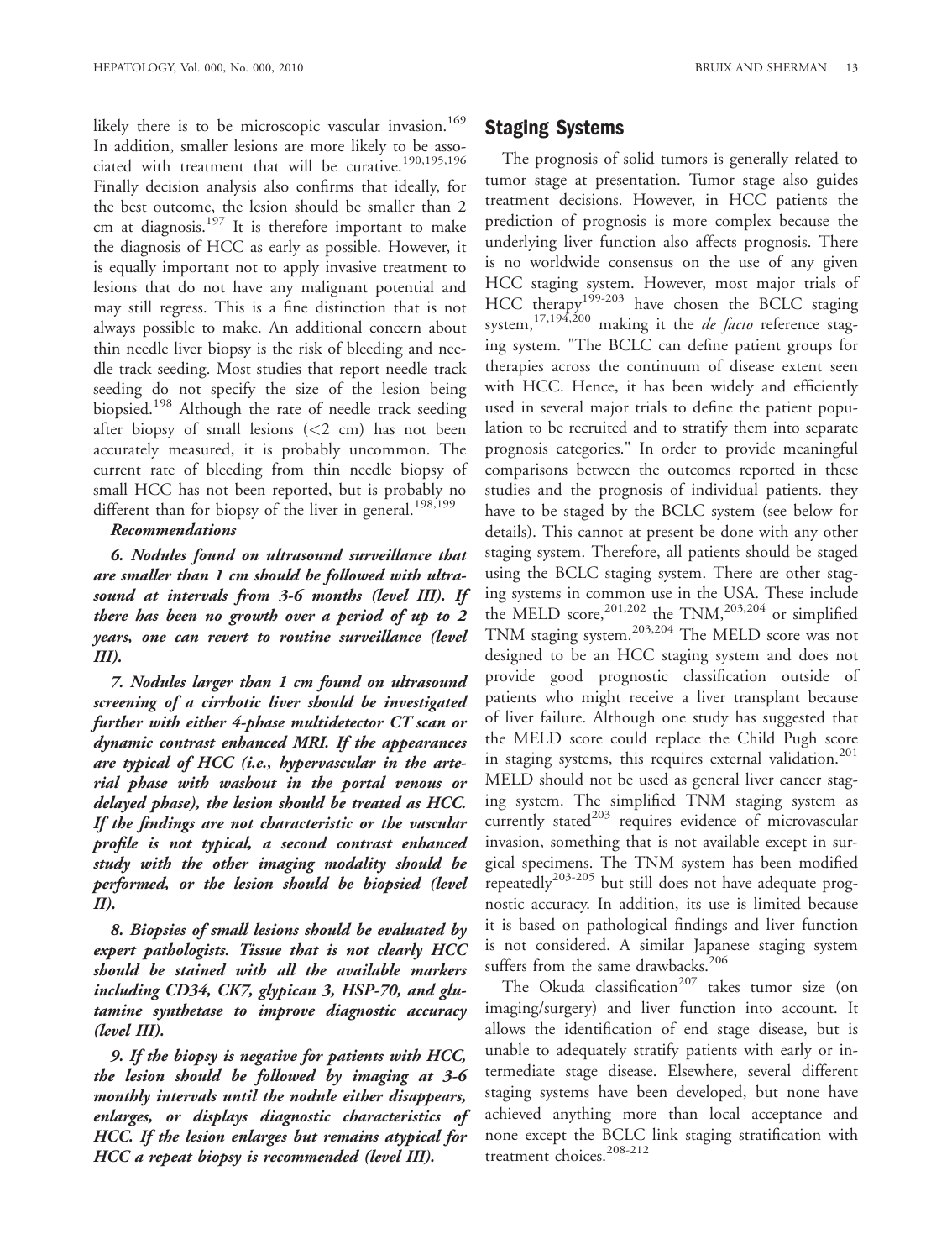likely there is to be microscopic vascular invasion.[169] In addition, smaller lesions are more likely to be associated with treatment that will be curative.[190,195,196] Finally decision analysis also confirms that ideally, for the best outcome, the lesion should be smaller than 2 cm at diagnosis.[197] It is therefore important to make the diagnosis of HCC as early as possible. However, it is equally important not to apply invasive treatment to lesions that do not have any malignant potential and may still regress. This is a fine distinction that is not always possible to make. An additional concern about thin needle liver biopsy is the risk of bleeding and needle track seeding. Most studies that report needle track seeding do not specify the size of the lesion being biopsied.[198] Although the rate of needle track seeding after biopsy of small lesions (<2 cm) has not been accurately measured, it is probably uncommon. The current rate of bleeding from thin needle biopsy of small HCC has not been reported, but is probably no different than for biopsy of the liver in general.[198,199]

***Recommendations***

***6. Nodules found on ultrasound surveillance that are smaller than 1 cm should be followed with ultrasound at intervals from 3-6 months (level III). If there has been no growth over a period of up to 2 years, one can revert to routine surveillance (level III).***

***7. Nodules larger than 1 cm found on ultrasound screening of a cirrhotic liver should be investigated further with either 4-phase multidetector CT scan or dynamic contrast enhanced MRI. If the appearances are typical of HCC (i.e., hypervascular in the arterial phase with washout in the portal venous or delayed phase), the lesion should be treated as HCC. If the findings are not characteristic or the vascular profile is not typical, a second contrast enhanced study with the other imaging modality should be performed, or the lesion should be biopsied (level II).***

***8. Biopsies of small lesions should be evaluated by expert pathologists. Tissue that is not clearly HCC should be stained with all the available markers including CD34, CK7, glypican 3, HSP-70, and glutamine synthetase to improve diagnostic accuracy (level III).***

***9. If the biopsy is negative for patients with HCC, the lesion should be followed by imaging at 3-6 monthly intervals until the nodule either disappears, enlarges, or displays diagnostic characteristics of HCC. If the lesion enlarges but remains atypical for HCC a repeat biopsy is recommended (level III).***

## Staging Systems

The prognosis of solid tumors is generally related to tumor stage at presentation. Tumor stage also guides treatment decisions. However, in HCC patients the prediction of prognosis is more complex because the underlying liver function also affects prognosis. There is no worldwide consensus on the use of any given HCC staging system. However, most major trials of HCC therapy[199-203] have chosen the BCLC staging system,[17,194,200] making it the *de facto* reference staging system. "The BCLC can define patient groups for therapies across the continuum of disease extent seen with HCC. Hence, it has been widely and efficiently used in several major trials to define the patient population to be recruited and to stratify them into separate prognosis categories." In order to provide meaningful comparisons between the outcomes reported in these studies and the prognosis of individual patients. they have to be staged by the BCLC system (see below for details). This cannot at present be done with any other staging system. Therefore, all patients should be staged using the BCLC staging system. There are other staging systems in common use in the USA. These include the MELD score,[201,202] the TNM,[203,204] or simplified TNM staging system.[203,204] The MELD score was not designed to be an HCC staging system and does not provide good prognostic classification outside of patients who might receive a liver transplant because of liver failure. Although one study has suggested that the MELD score could replace the Child Pugh score in staging systems, this requires external validation.[201] MELD should not be used as general liver cancer staging system. The simplified TNM staging system as currently stated[203] requires evidence of microvascular invasion, something that is not available except in surgical specimens. The TNM system has been modified repeatedly[203-205] but still does not have adequate prognostic accuracy. In addition, its use is limited because it is based on pathological findings and liver function is not considered. A similar Japanese staging system suffers from the same drawbacks.[206]

The Okuda classification[207] takes tumor size (on imaging/surgery) and liver function into account. It allows the identification of end stage disease, but is unable to adequately stratify patients with early or intermediate stage disease. Elsewhere, several different staging systems have been developed, but none have achieved anything more than local acceptance and none except the BCLC link staging stratification with treatment choices.[208-212]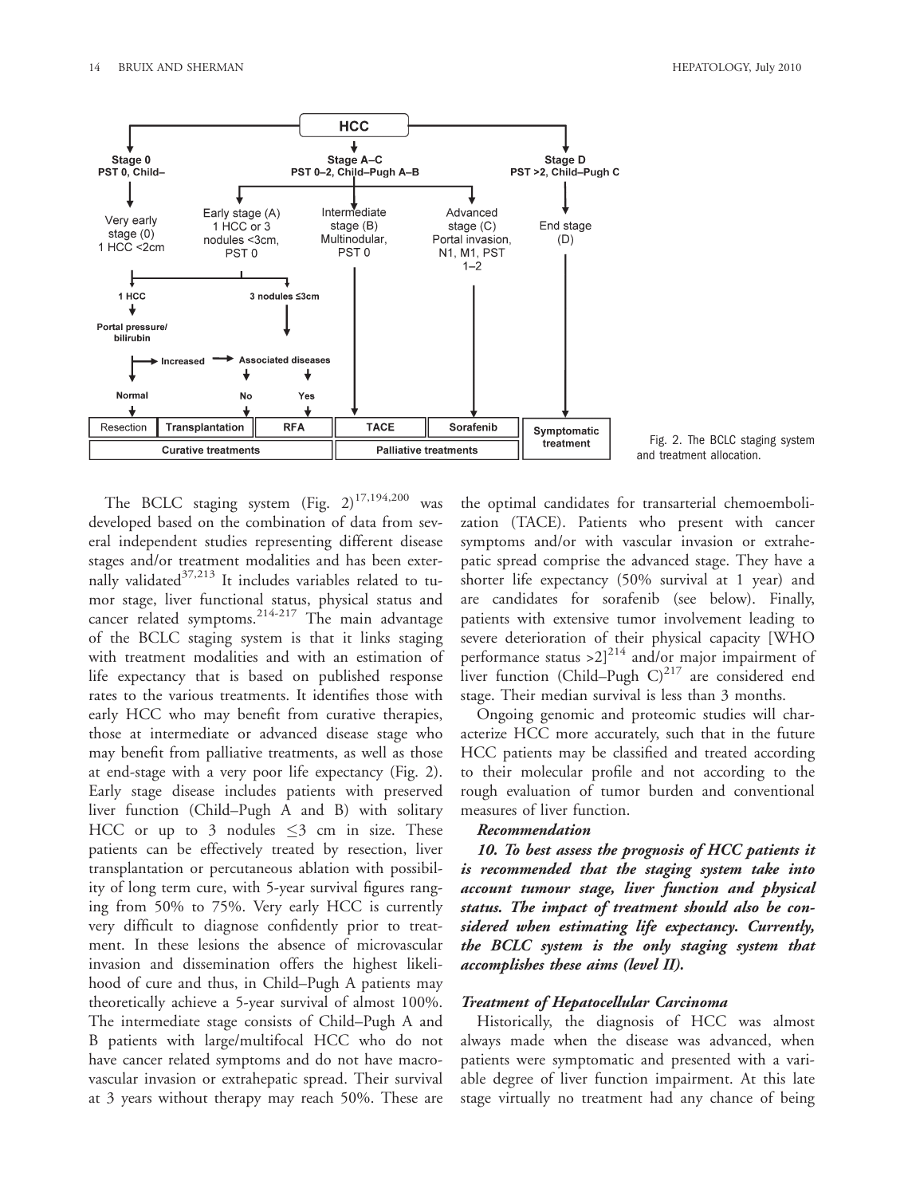Fig. 2. The BCLC staging system and treatment allocation.

The BCLC staging system (Fig. 2)[17,194,200] was developed based on the combination of data from several independent studies representing different disease stages and/or treatment modalities and has been externally validated[37,213] It includes variables related to tumor stage, liver functional status, physical status and cancer related symptoms.[214-217] The main advantage of the BCLC staging system is that it links staging with treatment modalities and with an estimation of life expectancy that is based on published response rates to the various treatments. It identifies those with early HCC who may benefit from curative therapies, those at intermediate or advanced disease stage who may benefit from palliative treatments, as well as those at end-stage with a very poor life expectancy (Fig. 2). Early stage disease includes patients with preserved liver function (Child–Pugh A and B) with solitary HCC or up to 3 nodules ≤3 cm in size. These patients can be effectively treated by resection, liver transplantation or percutaneous ablation with possibility of long term cure, with 5-year survival figures ranging from 50% to 75%. Very early HCC is currently very difficult to diagnose confidently prior to treatment. In these lesions the absence of microvascular invasion and dissemination offers the highest likelihood of cure and thus, in Child–Pugh A patients may theoretically achieve a 5-year survival of almost 100%. The intermediate stage consists of Child–Pugh A and B patients with large/multifocal HCC who do not have cancer related symptoms and do not have macrovascular invasion or extrahepatic spread. Their survival at 3 years without therapy may reach 50%. These are the optimal candidates for transarterial chemoembolization (TACE). Patients who present with cancer symptoms and/or with vascular invasion or extrahepatic spread comprise the advanced stage. They have a shorter life expectancy (50% survival at 1 year) and are candidates for sorafenib (see below). Finally, patients with extensive tumor involvement leading to severe deterioration of their physical capacity [WHO performance status >2][214] and/or major impairment of liver function (Child–Pugh C)[217] are considered end stage. Their median survival is less than 3 months.

Ongoing genomic and proteomic studies will characterize HCC more accurately, such that in the future HCC patients may be classified and treated according to their molecular profile and not according to the rough evaluation of tumor burden and conventional measures of liver function.

***Recommendation***

***10. To best assess the prognosis of HCC patients it is recommended that the staging system take into account tumour stage, liver function and physical status. The impact of treatment should also be considered when estimating life expectancy. Currently, the BCLC system is the only staging system that accomplishes these aims (level II).***

### *Treatment of Hepatocellular Carcinoma*

Historically, the diagnosis of HCC was almost always made when the disease was advanced, when patients were symptomatic and presented with a variable degree of liver function impairment. At this late stage virtually no treatment had any chance of being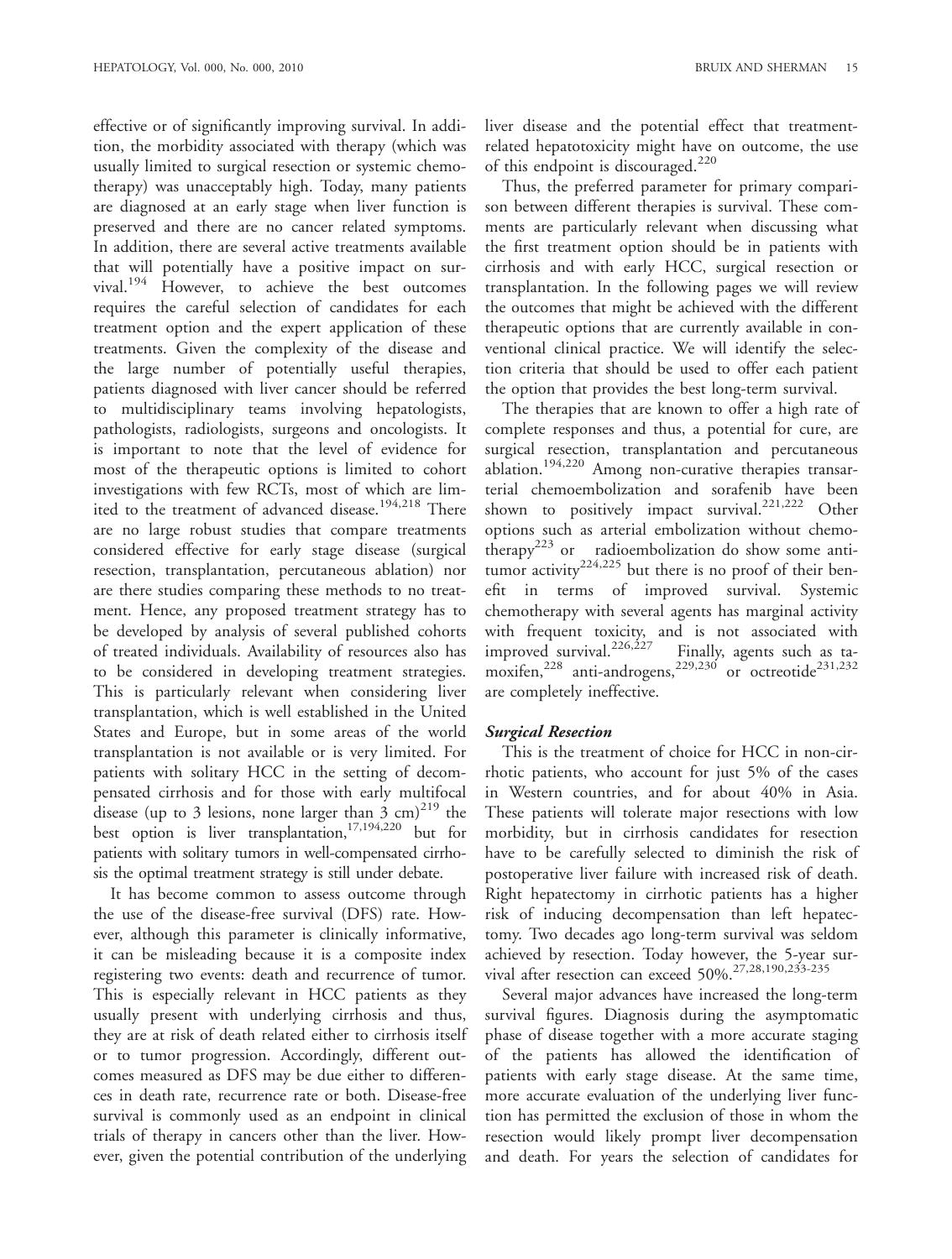effective or of significantly improving survival. In addition, the morbidity associated with therapy (which was usually limited to surgical resection or systemic chemotherapy) was unacceptably high. Today, many patients are diagnosed at an early stage when liver function is preserved and there are no cancer related symptoms. In addition, there are several active treatments available that will potentially have a positive impact on survival.[194] However, to achieve the best outcomes requires the careful selection of candidates for each treatment option and the expert application of these treatments. Given the complexity of the disease and the large number of potentially useful therapies, patients diagnosed with liver cancer should be referred to multidisciplinary teams involving hepatologists, pathologists, radiologists, surgeons and oncologists. It is important to note that the level of evidence for most of the therapeutic options is limited to cohort investigations with few RCTs, most of which are limited to the treatment of advanced disease.[194,218] There are no large robust studies that compare treatments considered effective for early stage disease (surgical resection, transplantation, percutaneous ablation) nor are there studies comparing these methods to no treatment. Hence, any proposed treatment strategy has to be developed by analysis of several published cohorts of treated individuals. Availability of resources also has to be considered in developing treatment strategies. This is particularly relevant when considering liver transplantation, which is well established in the United States and Europe, but in some areas of the world transplantation is not available or is very limited. For patients with solitary HCC in the setting of decompensated cirrhosis and for those with early multifocal disease (up to 3 lesions, none larger than 3 cm)[219] the best option is liver transplantation,[17,194,220] but for patients with solitary tumors in well-compensated cirrhosis the optimal treatment strategy is still under debate.

It has become common to assess outcome through the use of the disease-free survival (DFS) rate. However, although this parameter is clinically informative, it can be misleading because it is a composite index registering two events: death and recurrence of tumor. This is especially relevant in HCC patients as they usually present with underlying cirrhosis and thus, they are at risk of death related either to cirrhosis itself or to tumor progression. Accordingly, different outcomes measured as DFS may be due either to differences in death rate, recurrence rate or both. Disease-free survival is commonly used as an endpoint in clinical trials of therapy in cancers other than the liver. However, given the potential contribution of the underlying liver disease and the potential effect that treatment-related hepatotoxicity might have on outcome, the use of this endpoint is discouraged.[220]

Thus, the preferred parameter for primary comparison between different therapies is survival. These comments are particularly relevant when discussing what the first treatment option should be in patients with cirrhosis and with early HCC, surgical resection or transplantation. In the following pages we will review the outcomes that might be achieved with the different therapeutic options that are currently available in conventional clinical practice. We will identify the selection criteria that should be used to offer each patient the option that provides the best long-term survival.

The therapies that are known to offer a high rate of complete responses and thus, a potential for cure, are surgical resection, transplantation and percutaneous ablation.[194,220] Among non-curative therapies transarterial chemoembolization and sorafenib have been shown to positively impact survival.[221,222] Other options such as arterial embolization without chemotherapy[223] or radioembolization do show some antitumor activity[224,225] but there is no proof of their benefit in terms of improved survival. Systemic chemotherapy with several agents has marginal activity with frequent toxicity, and is not associated with improved survival.[226,227] Finally, agents such as tamoxifen,[228] anti-androgens,[229,230] or octreotide[231,232] are completely ineffective.

### *Surgical Resection*

This is the treatment of choice for HCC in non-cirrhotic patients, who account for just 5% of the cases in Western countries, and for about 40% in Asia. These patients will tolerate major resections with low morbidity, but in cirrhosis candidates for resection have to be carefully selected to diminish the risk of postoperative liver failure with increased risk of death. Right hepatectomy in cirrhotic patients has a higher risk of inducing decompensation than left hepatectomy. Two decades ago long-term survival was seldom achieved by resection. Today however, the 5-year survival after resection can exceed 50%.[27,28,190,233-235]

Several major advances have increased the long-term survival figures. Diagnosis during the asymptomatic phase of disease together with a more accurate staging of the patients has allowed the identification of patients with early stage disease. At the same time, more accurate evaluation of the underlying liver function has permitted the exclusion of those in whom the resection would likely prompt liver decompensation and death. For years the selection of candidates for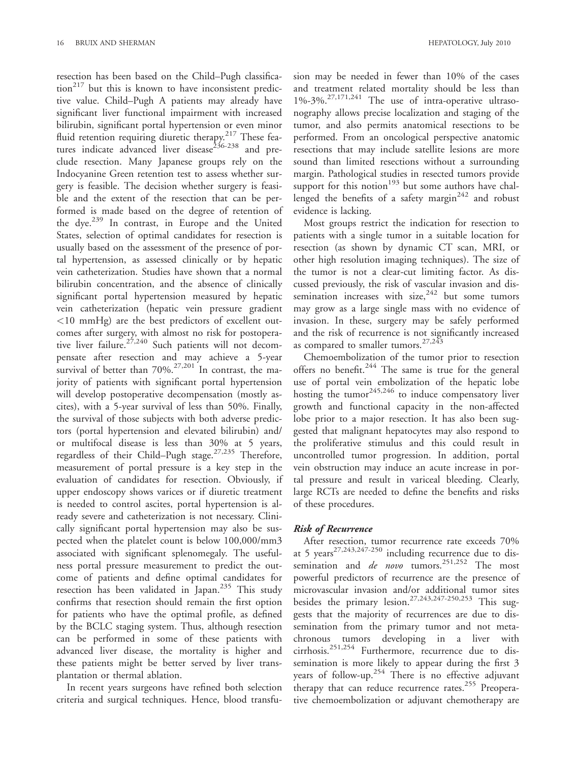resection has been based on the Child–Pugh classification[217] but this is known to have inconsistent predictive value. Child–Pugh A patients may already have significant liver functional impairment with increased bilirubin, significant portal hypertension or even minor fluid retention requiring diuretic therapy.[217] These features indicate advanced liver disease[236-238] and preclude resection. Many Japanese groups rely on the Indocyanine Green retention test to assess whether surgery is feasible. The decision whether surgery is feasible and the extent of the resection that can be performed is made based on the degree of retention of the dye.[239] In contrast, in Europe and the United States, selection of optimal candidates for resection is usually based on the assessment of the presence of portal hypertension, as assessed clinically or by hepatic vein catheterization. Studies have shown that a normal bilirubin concentration, and the absence of clinically significant portal hypertension measured by hepatic vein catheterization (hepatic vein pressure gradient <10 mmHg) are the best predictors of excellent outcomes after surgery, with almost no risk for postoperative liver failure.[27,240] Such patients will not decompensate after resection and may achieve a 5-year survival of better than 70%.[27,201] In contrast, the majority of patients with significant portal hypertension will develop postoperative decompensation (mostly ascites), with a 5-year survival of less than 50%. Finally, the survival of those subjects with both adverse predictors (portal hypertension and elevated bilirubin) and/or multifocal disease is less than 30% at 5 years, regardless of their Child–Pugh stage.[27,235] Therefore, measurement of portal pressure is a key step in the evaluation of candidates for resection. Obviously, if upper endoscopy shows varices or if diuretic treatment is needed to control ascites, portal hypertension is already severe and catheterization is not necessary. Clinically significant portal hypertension may also be suspected when the platelet count is below 100,000/mm3 associated with significant splenomegaly. The usefulness portal pressure measurement to predict the outcome of patients and define optimal candidates for resection has been validated in Japan.[235] This study confirms that resection should remain the first option for patients who have the optimal profile, as defined by the BCLC staging system. Thus, although resection can be performed in some of these patients with advanced liver disease, the mortality is higher and these patients might be better served by liver transplantation or thermal ablation.

In recent years surgeons have refined both selection criteria and surgical techniques. Hence, blood transfusion may be needed in fewer than 10% of the cases and treatment related mortality should be less than 1%-3%.[27,171,241] The use of intra-operative ultrasonography allows precise localization and staging of the tumor, and also permits anatomical resections to be performed. From an oncological perspective anatomic resections that may include satellite lesions are more sound than limited resections without a surrounding margin. Pathological studies in resected tumors provide support for this notion[193] but some authors have challenged the benefits of a safety margin[242] and robust evidence is lacking.

Most groups restrict the indication for resection to patients with a single tumor in a suitable location for resection (as shown by dynamic CT scan, MRI, or other high resolution imaging techniques). The size of the tumor is not a clear-cut limiting factor. As discussed previously, the risk of vascular invasion and dissemination increases with size,[242] but some tumors may grow as a large single mass with no evidence of invasion. In these, surgery may be safely performed and the risk of recurrence is not significantly increased as compared to smaller tumors.[27,243]

Chemoembolization of the tumor prior to resection offers no benefit.[244] The same is true for the general use of portal vein embolization of the hepatic lobe hosting the tumor[245,246] to induce compensatory liver growth and functional capacity in the non-affected lobe prior to a major resection. It has also been suggested that malignant hepatocytes may also respond to the proliferative stimulus and this could result in uncontrolled tumor progression. In addition, portal vein obstruction may induce an acute increase in portal pressure and result in variceal bleeding. Clearly, large RCTs are needed to define the benefits and risks of these procedures.

### *Risk of Recurrence*

After resection, tumor recurrence rate exceeds 70% at 5 years[27,243,247-250] including recurrence due to dissemination and *de novo* tumors.[251,252] The most powerful predictors of recurrence are the presence of microvascular invasion and/or additional tumor sites besides the primary lesion.[27,243,247-250,253] This suggests that the majority of recurrences are due to dissemination from the primary tumor and not metachronous tumors developing in a liver with cirrhosis.[251,254] Furthermore, recurrence due to dissemination is more likely to appear during the first 3 years of follow-up.[254] There is no effective adjuvant therapy that can reduce recurrence rates.[255] Preoperative chemoembolization or adjuvant chemotherapy are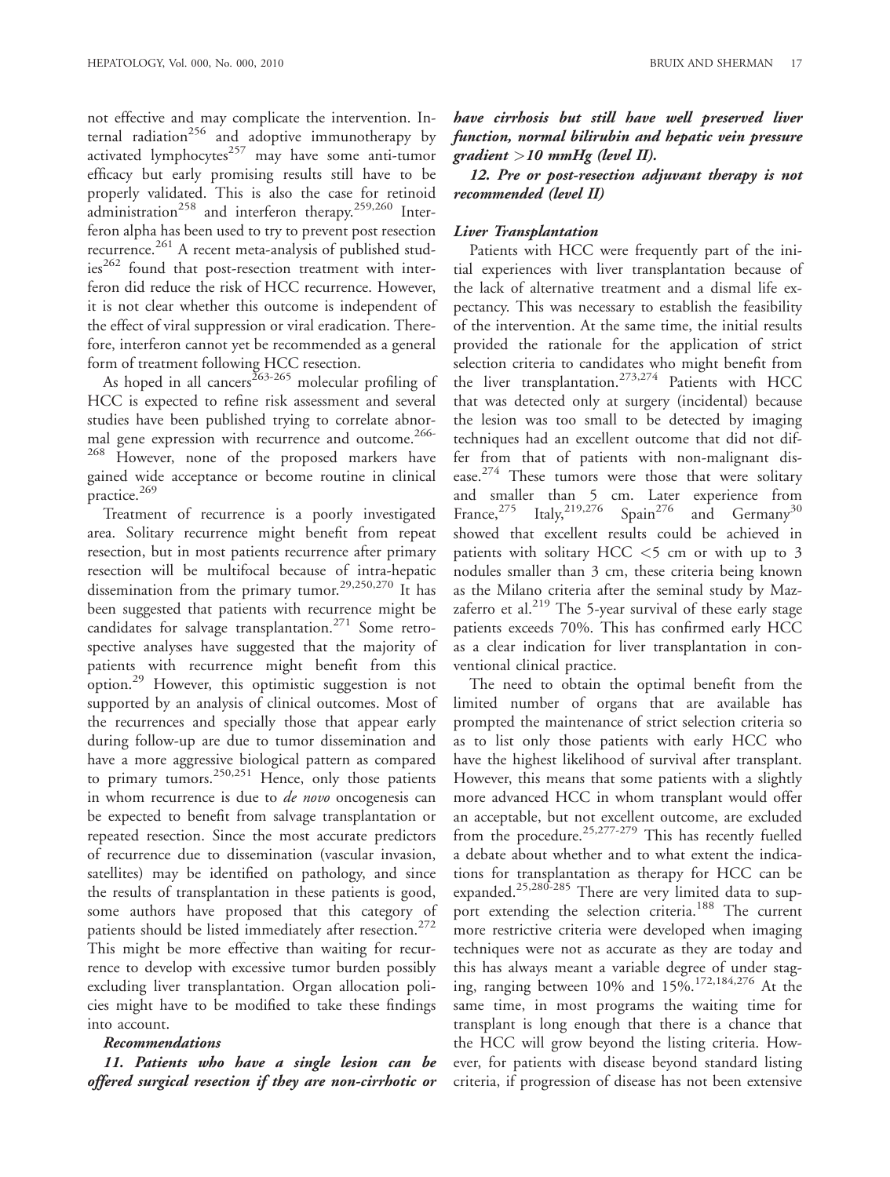not effective and may complicate the intervention. Internal radiation[256] and adoptive immunotherapy by activated lymphocytes[257] may have some anti-tumor efficacy but early promising results still have to be properly validated. This is also the case for retinoid administration[258] and interferon therapy.[259,260] Interferon alpha has been used to try to prevent post resection recurrence.[261] A recent meta-analysis of published studies[262] found that post-resection treatment with interferon did reduce the risk of HCC recurrence. However, it is not clear whether this outcome is independent of the effect of viral suppression or viral eradication. Therefore, interferon cannot yet be recommended as a general form of treatment following HCC resection.

As hoped in all cancers[263-265] molecular profiling of HCC is expected to refine risk assessment and several studies have been published trying to correlate abnormal gene expression with recurrence and outcome.[266-268] However, none of the proposed markers have gained wide acceptance or become routine in clinical practice.[269]

Treatment of recurrence is a poorly investigated area. Solitary recurrence might benefit from repeat resection, but in most patients recurrence after primary resection will be multifocal because of intra-hepatic dissemination from the primary tumor.[29,250,270] It has been suggested that patients with recurrence might be candidates for salvage transplantation.[271] Some retrospective analyses have suggested that the majority of patients with recurrence might benefit from this option.[29] However, this optimistic suggestion is not supported by an analysis of clinical outcomes. Most of the recurrences and specially those that appear early during follow-up are due to tumor dissemination and have a more aggressive biological pattern as compared to primary tumors.[250,251] Hence, only those patients in whom recurrence is due to *de novo* oncogenesis can be expected to benefit from salvage transplantation or repeated resection. Since the most accurate predictors of recurrence due to dissemination (vascular invasion, satellites) may be identified on pathology, and since the results of transplantation in these patients is good, some authors have proposed that this category of patients should be listed immediately after resection.[272] This might be more effective than waiting for recurrence to develop with excessive tumor burden possibly excluding liver transplantation. Organ allocation policies might have to be modified to take these findings into account.

***Recommendations***

***11. Patients who have a single lesion can be offered surgical resection if they are non-cirrhotic or have cirrhosis but still have well preserved liver function, normal bilirubin and hepatic vein pressure gradient >10 mmHg (level II).***

***12. Pre or post-resection adjuvant therapy is not recommended (level II)***

### *Liver Transplantation*

Patients with HCC were frequently part of the initial experiences with liver transplantation because of the lack of alternative treatment and a dismal life expectancy. This was necessary to establish the feasibility of the intervention. At the same time, the initial results provided the rationale for the application of strict selection criteria to candidates who might benefit from the liver transplantation.[273,274] Patients with HCC that was detected only at surgery (incidental) because the lesion was too small to be detected by imaging techniques had an excellent outcome that did not differ from that of patients with non-malignant disease.[274] These tumors were those that were solitary and smaller than 5 cm. Later experience from France,[275] Italy,[219,276] Spain[276] and Germany[30] showed that excellent results could be achieved in patients with solitary HCC <5 cm or with up to 3 nodules smaller than 3 cm, these criteria being known as the Milano criteria after the seminal study by Mazzaferro et al.[219] The 5-year survival of these early stage patients exceeds 70%. This has confirmed early HCC as a clear indication for liver transplantation in conventional clinical practice.

The need to obtain the optimal benefit from the limited number of organs that are available has prompted the maintenance of strict selection criteria so as to list only those patients with early HCC who have the highest likelihood of survival after transplant. However, this means that some patients with a slightly more advanced HCC in whom transplant would offer an acceptable, but not excellent outcome, are excluded from the procedure.[25,277-279] This has recently fuelled a debate about whether and to what extent the indications for transplantation as therapy for HCC can be expanded.[25,280-285] There are very limited data to support extending the selection criteria.[188] The current more restrictive criteria were developed when imaging techniques were not as accurate as they are today and this has always meant a variable degree of under staging, ranging between 10% and 15%.[172,184,276] At the same time, in most programs the waiting time for transplant is long enough that there is a chance that the HCC will grow beyond the listing criteria. However, for patients with disease beyond standard listing criteria, if progression of disease has not been extensive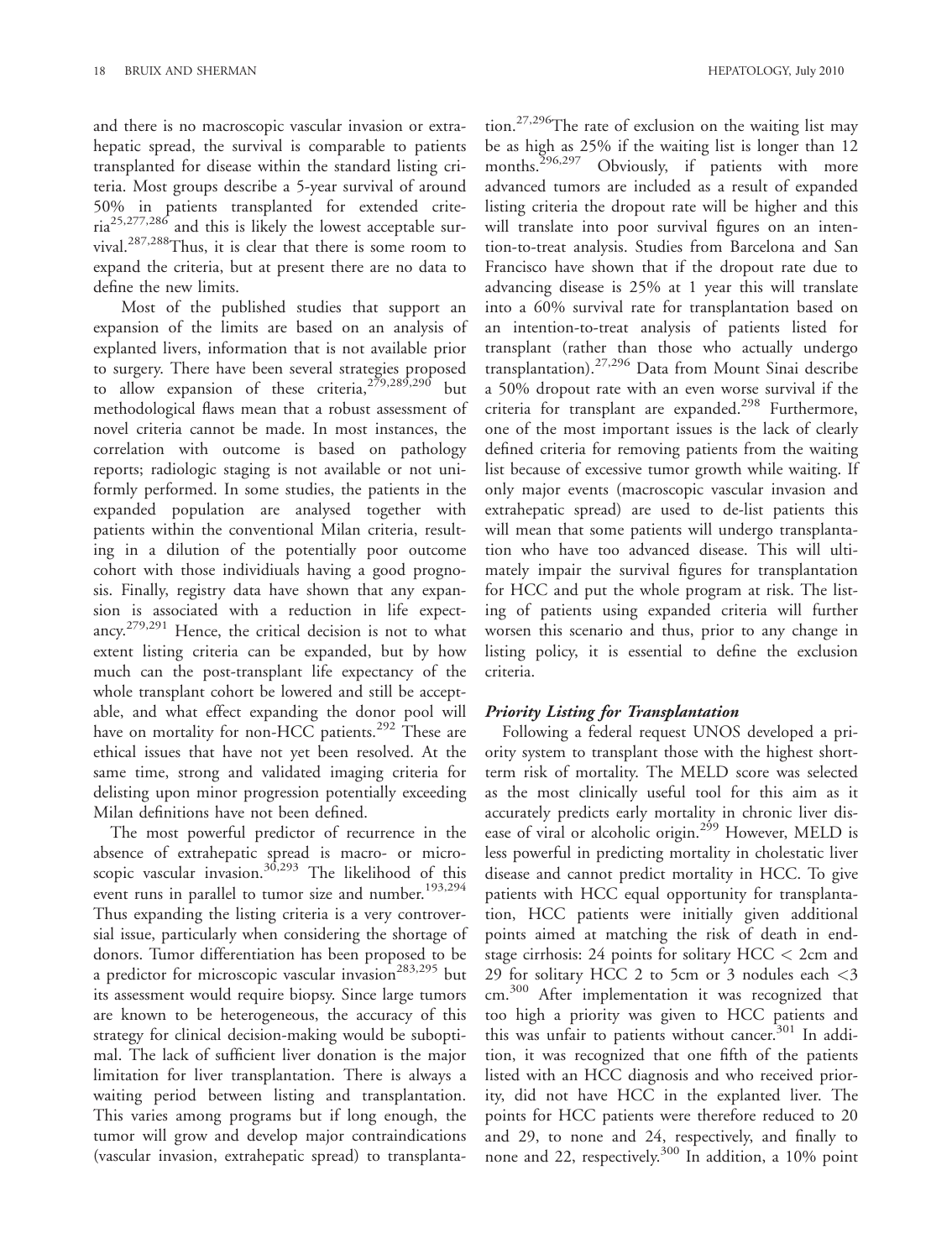and there is no macroscopic vascular invasion or extrahepatic spread, the survival is comparable to patients transplanted for disease within the standard listing criteria. Most groups describe a 5-year survival of around 50% in patients transplanted for extended criteria[25,277,286] and this is likely the lowest acceptable survival.[287,288] Thus, it is clear that there is some room to expand the criteria, but at present there are no data to define the new limits.

Most of the published studies that support an expansion of the limits are based on an analysis of explanted livers, information that is not available prior to surgery. There have been several strategies proposed to allow expansion of these criteria,[279,289,290] but methodological flaws mean that a robust assessment of novel criteria cannot be made. In most instances, the correlation with outcome is based on pathology reports; radiologic staging is not available or not uniformly performed. In some studies, the patients in the expanded population are analysed together with patients within the conventional Milan criteria, resulting in a dilution of the potentially poor outcome cohort with those individiuals having a good prognosis. Finally, registry data have shown that any expansion is associated with a reduction in life expectancy.[279,291] Hence, the critical decision is not to what extent listing criteria can be expanded, but by how much can the post-transplant life expectancy of the whole transplant cohort be lowered and still be acceptable, and what effect expanding the donor pool will have on mortality for non-HCC patients.[292] These are ethical issues that have not yet been resolved. At the same time, strong and validated imaging criteria for delisting upon minor progression potentially exceeding Milan definitions have not been defined.

The most powerful predictor of recurrence in the absence of extrahepatic spread is macro- or microscopic vascular invasion.[30,293] The likelihood of this event runs in parallel to tumor size and number.[193,294] Thus expanding the listing criteria is a very controversial issue, particularly when considering the shortage of donors. Tumor differentiation has been proposed to be a predictor for microscopic vascular invasion[283,295] but its assessment would require biopsy. Since large tumors are known to be heterogeneous, the accuracy of this strategy for clinical decision-making would be suboptimal. The lack of sufficient liver donation is the major limitation for liver transplantation. There is always a waiting period between listing and transplantation. This varies among programs but if long enough, the tumor will grow and develop major contraindications (vascular invasion, extrahepatic spread) to transplantation.[27,296] The rate of exclusion on the waiting list may be as high as 25% if the waiting list is longer than 12 months.[296,297] Obviously, if patients with more advanced tumors are included as a result of expanded listing criteria the dropout rate will be higher and this will translate into poor survival figures on an intention-to-treat analysis. Studies from Barcelona and San Francisco have shown that if the dropout rate due to advancing disease is 25% at 1 year this will translate into a 60% survival rate for transplantation based on an intention-to-treat analysis of patients listed for transplant (rather than those who actually undergo transplantation).[27,296] Data from Mount Sinai describe a 50% dropout rate with an even worse survival if the criteria for transplant are expanded.[298] Furthermore, one of the most important issues is the lack of clearly defined criteria for removing patients from the waiting list because of excessive tumor growth while waiting. If only major events (macroscopic vascular invasion and extrahepatic spread) are used to de-list patients this will mean that some patients will undergo transplantation who have too advanced disease. This will ultimately impair the survival figures for transplantation for HCC and put the whole program at risk. The listing of patients using expanded criteria will further worsen this scenario and thus, prior to any change in listing policy, it is essential to define the exclusion criteria.

### *Priority Listing for Transplantation*

Following a federal request UNOS developed a priority system to transplant those with the highest short-term risk of mortality. The MELD score was selected as the most clinically useful tool for this aim as it accurately predicts early mortality in chronic liver disease of viral or alcoholic origin.[299] However, MELD is less powerful in predicting mortality in cholestatic liver disease and cannot predict mortality in HCC. To give patients with HCC equal opportunity for transplantation, HCC patients were initially given additional points aimed at matching the risk of death in end-stage cirrhosis: 24 points for solitary HCC < 2cm and 29 for solitary HCC 2 to 5cm or 3 nodules each <3 cm.[300] After implementation it was recognized that too high a priority was given to HCC patients and this was unfair to patients without cancer.[301] In addition, it was recognized that one fifth of the patients listed with an HCC diagnosis and who received priority, did not have HCC in the explanted liver. The points for HCC patients were therefore reduced to 20 and 29, to none and 24, respectively, and finally to none and 22, respectively.[300] In addition, a 10% point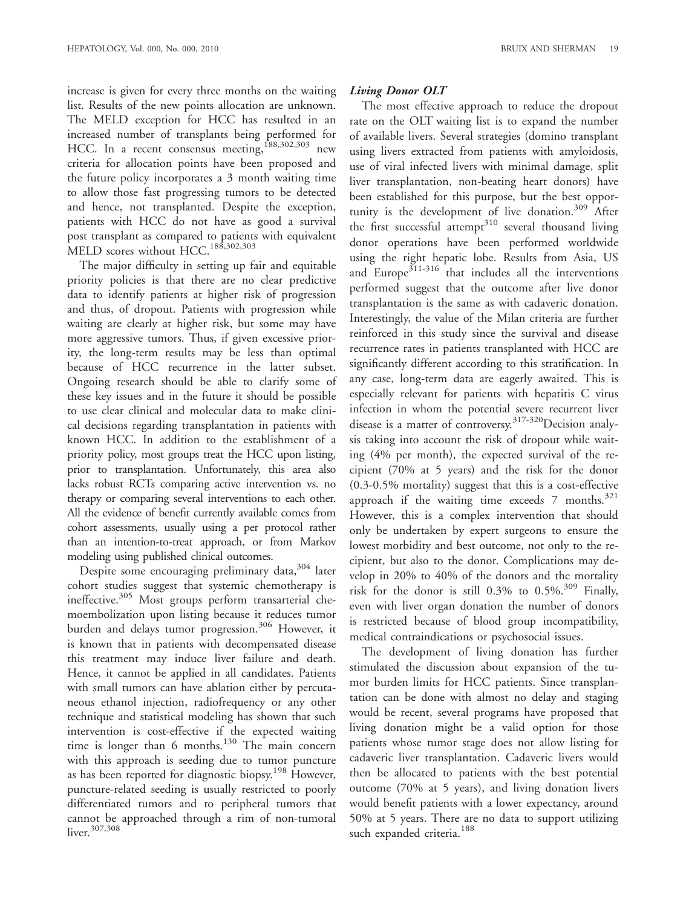increase is given for every three months on the waiting list. Results of the new points allocation are unknown. The MELD exception for HCC has resulted in an increased number of transplants being performed for HCC. In a recent consensus meeting,[188,302,303] new criteria for allocation points have been proposed and the future policy incorporates a 3 month waiting time to allow those fast progressing tumors to be detected and hence, not transplanted. Despite the exception, patients with HCC do not have as good a survival post transplant as compared to patients with equivalent MELD scores without HCC.[188,302,303]

The major difficulty in setting up fair and equitable priority policies is that there are no clear predictive data to identify patients at higher risk of progression and thus, of dropout. Patients with progression while waiting are clearly at higher risk, but some may have more aggressive tumors. Thus, if given excessive priority, the long-term results may be less than optimal because of HCC recurrence in the latter subset. Ongoing research should be able to clarify some of these key issues and in the future it should be possible to use clear clinical and molecular data to make clinical decisions regarding transplantation in patients with known HCC. In addition to the establishment of a priority policy, most groups treat the HCC upon listing, prior to transplantation. Unfortunately, this area also lacks robust RCTs comparing active intervention vs. no therapy or comparing several interventions to each other. All the evidence of benefit currently available comes from cohort assessments, usually using a per protocol rather than an intention-to-treat approach, or from Markov modeling using published clinical outcomes.

Despite some encouraging preliminary data,[304] later cohort studies suggest that systemic chemotherapy is ineffective.[305] Most groups perform transarterial chemoembolization upon listing because it reduces tumor burden and delays tumor progression.[306] However, it is known that in patients with decompensated disease this treatment may induce liver failure and death. Hence, it cannot be applied in all candidates. Patients with small tumors can have ablation either by percutaneous ethanol injection, radiofrequency or any other technique and statistical modeling has shown that such intervention is cost-effective if the expected waiting time is longer than 6 months.[130] The main concern with this approach is seeding due to tumor puncture as has been reported for diagnostic biopsy.[198] However, puncture-related seeding is usually restricted to poorly differentiated tumors and to peripheral tumors that cannot be approached through a rim of non-tumoral liver.[307,308]

### *Living Donor OLT*

The most effective approach to reduce the dropout rate on the OLT waiting list is to expand the number of available livers. Several strategies (domino transplant using livers extracted from patients with amyloidosis, use of viral infected livers with minimal damage, split liver transplantation, non-beating heart donors) have been established for this purpose, but the best opportunity is the development of live donation.[309] After the first successful attempt[310] several thousand living donor operations have been performed worldwide using the right hepatic lobe. Results from Asia, US and Europe[311-316] that includes all the interventions performed suggest that the outcome after live donor transplantation is the same as with cadaveric donation. Interestingly, the value of the Milan criteria are further reinforced in this study since the survival and disease recurrence rates in patients transplanted with HCC are significantly different according to this stratification. In any case, long-term data are eagerly awaited. This is especially relevant for patients with hepatitis C virus infection in whom the potential severe recurrent liver disease is a matter of controversy.[317-320] Decision analysis taking into account the risk of dropout while waiting (4% per month), the expected survival of the recipient (70% at 5 years) and the risk for the donor (0.3-0.5% mortality) suggest that this is a cost-effective approach if the waiting time exceeds 7 months.[321] However, this is a complex intervention that should only be undertaken by expert surgeons to ensure the lowest morbidity and best outcome, not only to the recipient, but also to the donor. Complications may develop in 20% to 40% of the donors and the mortality risk for the donor is still 0.3% to 0.5%.[309] Finally, even with liver organ donation the number of donors is restricted because of blood group incompatibility, medical contraindications or psychosocial issues.

The development of living donation has further stimulated the discussion about expansion of the tumor burden limits for HCC patients. Since transplantation can be done with almost no delay and staging would be recent, several programs have proposed that living donation might be a valid option for those patients whose tumor stage does not allow listing for cadaveric liver transplantation. Cadaveric livers would then be allocated to patients with the best potential outcome (70% at 5 years), and living donation livers would benefit patients with a lower expectancy, around 50% at 5 years. There are no data to support utilizing such expanded criteria.[188]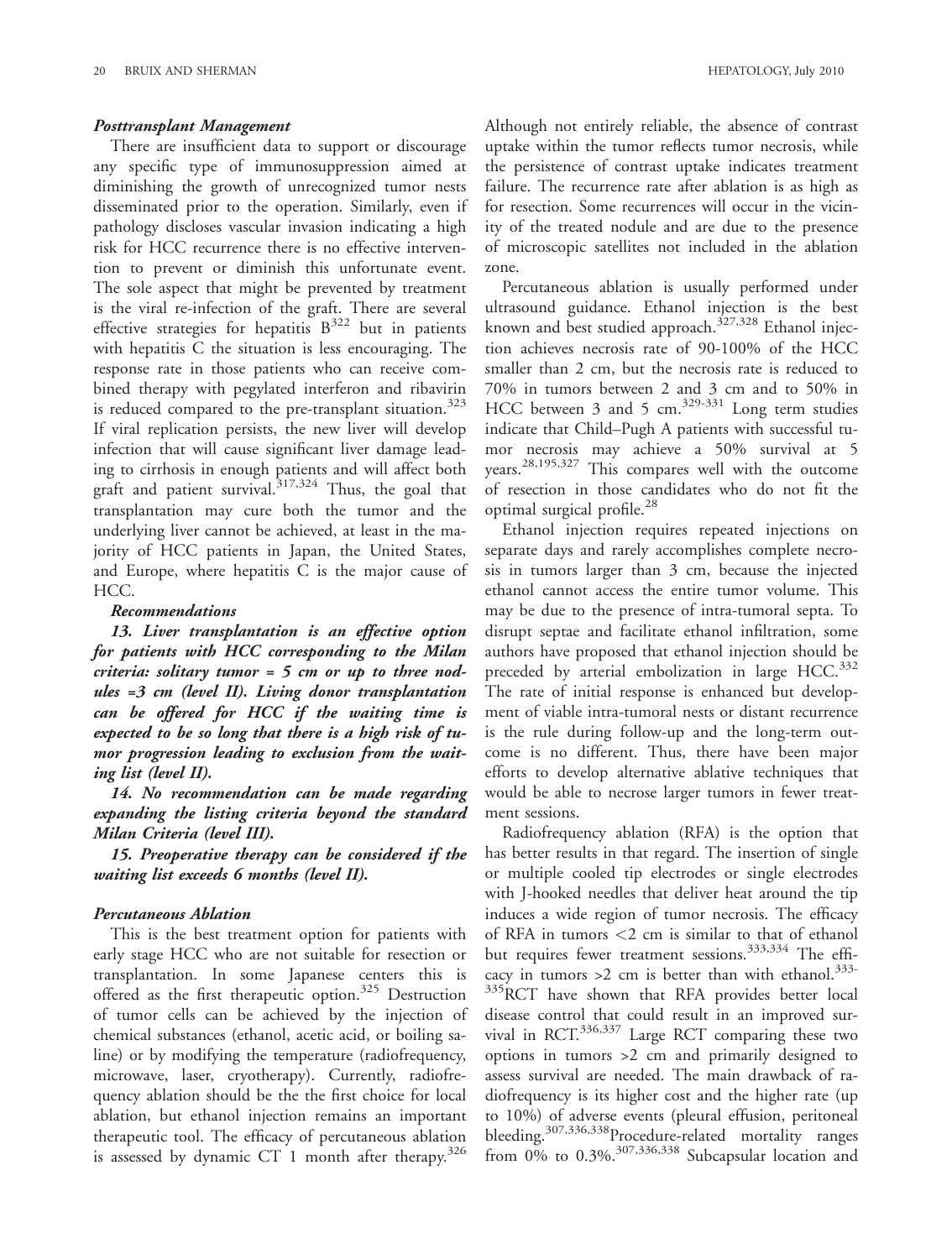### *Posttransplant Management*

There are insufficient data to support or discourage any specific type of immunosuppression aimed at diminishing the growth of unrecognized tumor nests disseminated prior to the operation. Similarly, even if pathology discloses vascular invasion indicating a high risk for HCC recurrence there is no effective intervention to prevent or diminish this unfortunate event. The sole aspect that might be prevented by treatment is the viral re-infection of the graft. There are several effective strategies for hepatitis B[322] but in patients with hepatitis C the situation is less encouraging. The response rate in those patients who can receive combined therapy with pegylated interferon and ribavirin is reduced compared to the pre-transplant situation.[323] If viral replication persists, the new liver will develop infection that will cause significant liver damage leading to cirrhosis in enough patients and will affect both graft and patient survival.[317,324] Thus, the goal that transplantation may cure both the tumor and the underlying liver cannot be achieved, at least in the majority of HCC patients in Japan, the United States, and Europe, where hepatitis C is the major cause of HCC.

***Recommendations***

***13. Liver transplantation is an effective option for patients with HCC corresponding to the Milan criteria: solitary tumor = 5 cm or up to three nodules =3 cm (level II). Living donor transplantation can be offered for HCC if the waiting time is expected to be so long that there is a high risk of tumor progression leading to exclusion from the waiting list (level II).***

***14. No recommendation can be made regarding expanding the listing criteria beyond the standard Milan Criteria (level III).***

***15. Preoperative therapy can be considered if the waiting list exceeds 6 months (level II).***

### *Percutaneous Ablation*

This is the best treatment option for patients with early stage HCC who are not suitable for resection or transplantation. In some Japanese centers this is offered as the first therapeutic option.[325] Destruction of tumor cells can be achieved by the injection of chemical substances (ethanol, acetic acid, or boiling saline) or by modifying the temperature (radiofrequency, microwave, laser, cryotherapy). Currently, radiofrequency ablation should be the the first choice for local ablation, but ethanol injection remains an important therapeutic tool. The efficacy of percutaneous ablation is assessed by dynamic CT 1 month after therapy.[326] Although not entirely reliable, the absence of contrast uptake within the tumor reflects tumor necrosis, while the persistence of contrast uptake indicates treatment failure. The recurrence rate after ablation is as high as for resection. Some recurrences will occur in the vicinity of the treated nodule and are due to the presence of microscopic satellites not included in the ablation zone.

Percutaneous ablation is usually performed under ultrasound guidance. Ethanol injection is the best known and best studied approach.[327,328] Ethanol injection achieves necrosis rate of 90-100% of the HCC smaller than 2 cm, but the necrosis rate is reduced to 70% in tumors between 2 and 3 cm and to 50% in HCC between 3 and 5 cm.[329-331] Long term studies indicate that Child–Pugh A patients with successful tumor necrosis may achieve a 50% survival at 5 years.[28,195,327] This compares well with the outcome of resection in those candidates who do not fit the optimal surgical profile.[28]

Ethanol injection requires repeated injections on separate days and rarely accomplishes complete necrosis in tumors larger than 3 cm, because the injected ethanol cannot access the entire tumor volume. This may be due to the presence of intra-tumoral septa. To disrupt septae and facilitate ethanol infiltration, some authors have proposed that ethanol injection should be preceded by arterial embolization in large HCC.[332] The rate of initial response is enhanced but development of viable intra-tumoral nests or distant recurrence is the rule during follow-up and the long-term outcome is no different. Thus, there have been major efforts to develop alternative ablative techniques that would be able to necrose larger tumors in fewer treatment sessions.

Radiofrequency ablation (RFA) is the option that has better results in that regard. The insertion of single or multiple cooled tip electrodes or single electrodes with J-hooked needles that deliver heat around the tip induces a wide region of tumor necrosis. The efficacy of RFA in tumors <2 cm is similar to that of ethanol but requires fewer treatment sessions.[333,334] The efficacy in tumors >2 cm is better than with ethanol.[333-335]RCT have shown that RFA provides better local disease control that could result in an improved survival in RCT.[336,337] Large RCT comparing these two options in tumors >2 cm and primarily designed to assess survival are needed. The main drawback of radiofrequency is its higher cost and the higher rate (up to 10%) of adverse events (pleural effusion, peritoneal bleeding.[307,336,338]Procedure-related mortality ranges from 0% to 0.3%.[307,336,338] Subcapsular location and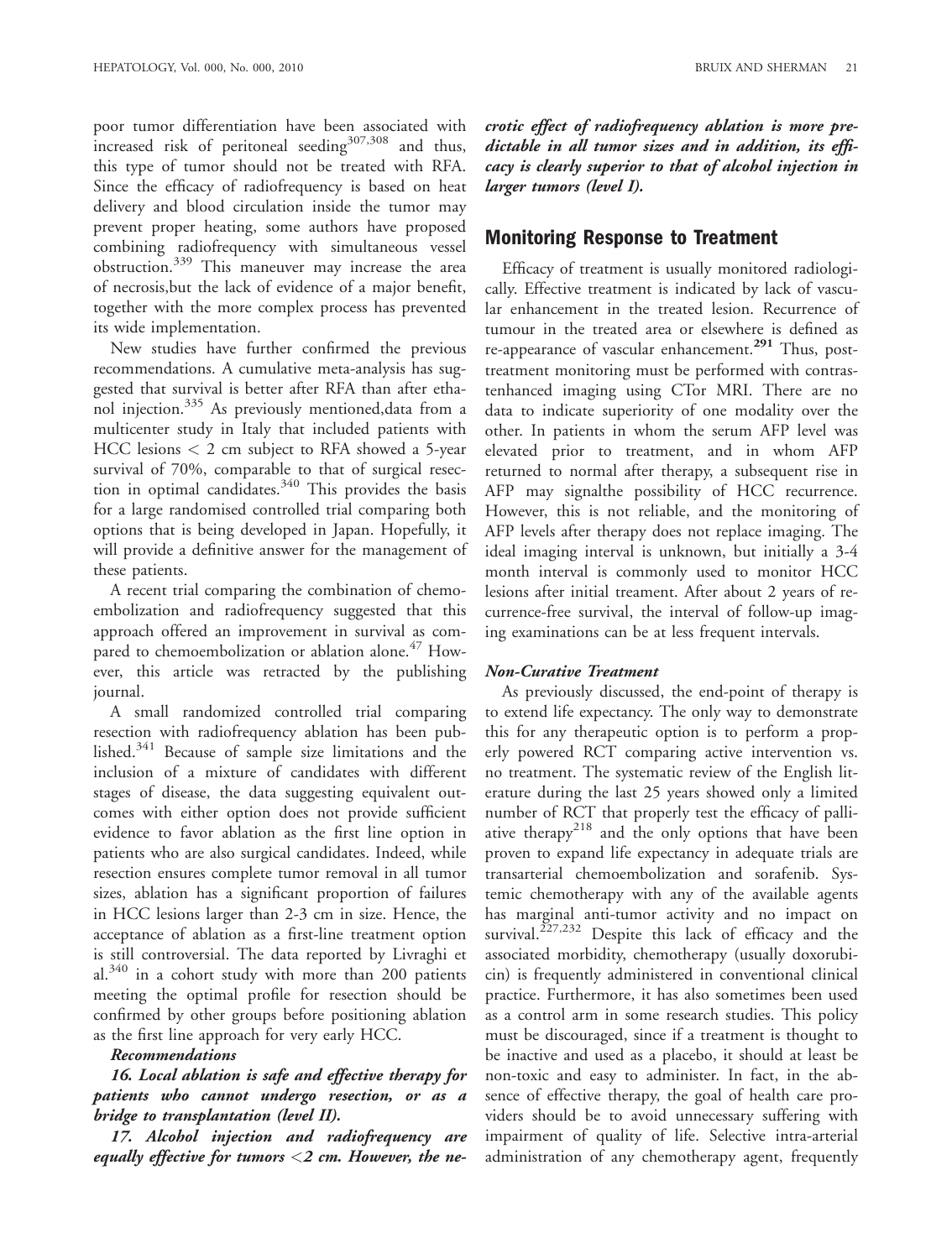poor tumor differentiation have been associated with increased risk of peritoneal seeding[307,308] and thus, this type of tumor should not be treated with RFA. Since the efficacy of radiofrequency is based on heat delivery and blood circulation inside the tumor may prevent proper heating, some authors have proposed combining radiofrequency with simultaneous vessel obstruction.[339] This maneuver may increase the area of necrosis,but the lack of evidence of a major benefit, together with the more complex process has prevented its wide implementation.

New studies have further confirmed the previous recommendations. A cumulative meta-analysis has suggested that survival is better after RFA than after ethanol injection.[335] As previously mentioned,data from a multicenter study in Italy that included patients with HCC lesions < 2 cm subject to RFA showed a 5-year survival of 70%, comparable to that of surgical resection in optimal candidates.[340] This provides the basis for a large randomised controlled trial comparing both options that is being developed in Japan. Hopefully, it will provide a definitive answer for the management of these patients.

A recent trial comparing the combination of chemoembolization and radiofrequency suggested that this approach offered an improvement in survival as compared to chemoembolization or ablation alone.[47] However, this article was retracted by the publishing journal.

A small randomized controlled trial comparing resection with radiofrequency ablation has been published.[341] Because of sample size limitations and the inclusion of a mixture of candidates with different stages of disease, the data suggesting equivalent outcomes with either option does not provide sufficient evidence to favor ablation as the first line option in patients who are also surgical candidates. Indeed, while resection ensures complete tumor removal in all tumor sizes, ablation has a significant proportion of failures in HCC lesions larger than 2-3 cm in size. Hence, the acceptance of ablation as a first-line treatment option is still controversial. The data reported by Livraghi et al.[340] in a cohort study with more than 200 patients meeting the optimal profile for resection should be confirmed by other groups before positioning ablation as the first line approach for very early HCC.

***Recommendations***

***16. Local ablation is safe and effective therapy for patients who cannot undergo resection, or as a bridge to transplantation (level II).***

***17. Alcohol injection and radiofrequency are equally effective for tumors <2 cm. However, the necrotic effect of radiofrequency ablation is more predictable in all tumor sizes and in addition, its efficacy is clearly superior to that of alcohol injection in larger tumors (level I).***

## Monitoring Response to Treatment

Efficacy of treatment is usually monitored radiologically. Effective treatment is indicated by lack of vascular enhancement in the treated lesion. Recurrence of tumour in the treated area or elsewhere is defined as re-appearance of vascular enhancement.[291] Thus, post-treatment monitoring must be performed with contrastenhanced imaging using CTor MRI. There are no data to indicate superiority of one modality over the other. In patients in whom the serum AFP level was elevated prior to treatment, and in whom AFP returned to normal after therapy, a subsequent rise in AFP may signalthe possibility of HCC recurrence. However, this is not reliable, and the monitoring of AFP levels after therapy does not replace imaging. The ideal imaging interval is unknown, but initially a 3-4 month interval is commonly used to monitor HCC lesions after initial treament. After about 2 years of recurrence-free survival, the interval of follow-up imaging examinations can be at less frequent intervals.

### *Non-Curative Treatment*

As previously discussed, the end-point of therapy is to extend life expectancy. The only way to demonstrate this for any therapeutic option is to perform a properly powered RCT comparing active intervention vs. no treatment. The systematic review of the English literature during the last 25 years showed only a limited number of RCT that properly test the efficacy of palliative therapy[218] and the only options that have been proven to expand life expectancy in adequate trials are transarterial chemoembolization and sorafenib. Systemic chemotherapy with any of the available agents has marginal anti-tumor activity and no impact on survival.[227,232] Despite this lack of efficacy and the associated morbidity, chemotherapy (usually doxorubicin) is frequently administered in conventional clinical practice. Furthermore, it has also sometimes been used as a control arm in some research studies. This policy must be discouraged, since if a treatment is thought to be inactive and used as a placebo, it should at least be non-toxic and easy to administer. In fact, in the absence of effective therapy, the goal of health care providers should be to avoid unnecessary suffering with impairment of quality of life. Selective intra-arterial administration of any chemotherapy agent, frequently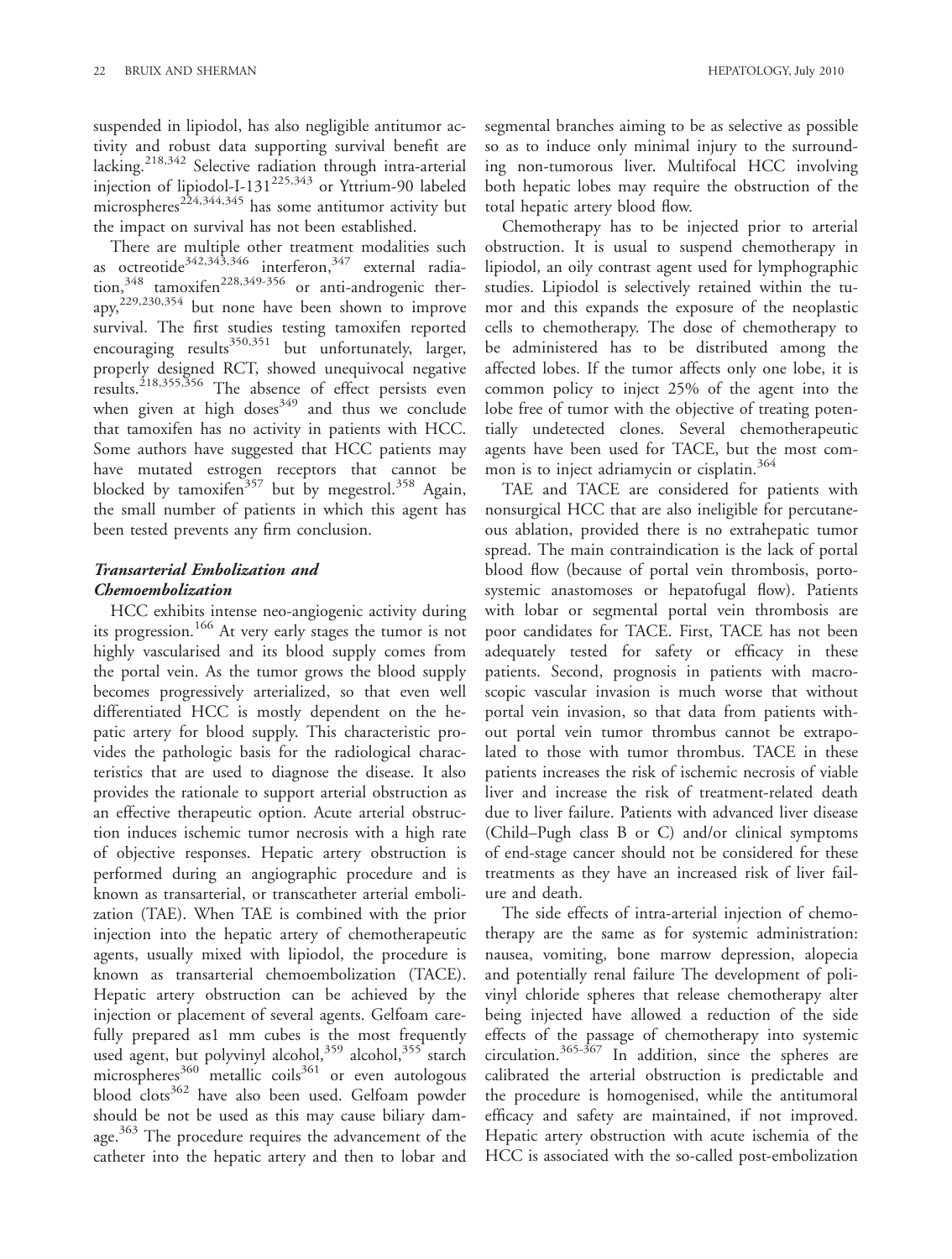suspended in lipiodol, has also negligible antitumor activity and robust data supporting survival benefit are lacking.[218,342] Selective radiation through intra-arterial injection of lipiodol-I-131[225,343] or Yttrium-90 labeled microspheres[224,344,345] has some antitumor activity but the impact on survival has not been established.

There are multiple other treatment modalities such as octreotide[342,343,346] interferon,[347] external radiation,[348] tamoxifen[228,349-356] or anti-androgenic therapy,[229,230,354] but none have been shown to improve survival. The first studies testing tamoxifen reported encouraging results[350,351] but unfortunately, larger, properly designed RCT, showed unequivocal negative results.[218,355,356] The absence of effect persists even when given at high doses[349] and thus we conclude that tamoxifen has no activity in patients with HCC. Some authors have suggested that HCC patients may have mutated estrogen receptors that cannot be blocked by tamoxifen[357] but by megestrol.[358] Again, the small number of patients in which this agent has been tested prevents any firm conclusion.

### *Transarterial Embolization and Chemoembolization*

HCC exhibits intense neo-angiogenic activity during its progression.[166] At very early stages the tumor is not highly vascularised and its blood supply comes from the portal vein. As the tumor grows the blood supply becomes progressively arterialized, so that even well differentiated HCC is mostly dependent on the hepatic artery for blood supply. This characteristic provides the pathologic basis for the radiological characteristics that are used to diagnose the disease. It also provides the rationale to support arterial obstruction as an effective therapeutic option. Acute arterial obstruction induces ischemic tumor necrosis with a high rate of objective responses. Hepatic artery obstruction is performed during an angiographic procedure and is known as transarterial, or transcatheter arterial embolization (TAE). When TAE is combined with the prior injection into the hepatic artery of chemotherapeutic agents, usually mixed with lipiodol, the procedure is known as transarterial chemoembolization (TACE). Hepatic artery obstruction can be achieved by the injection or placement of several agents. Gelfoam carefully prepared as1 mm cubes is the most frequently used agent, but polyvinyl alcohol,[359] alcohol,[355] starch microspheres[360] metallic coils[361] or even autologous blood clots[362] have also been used. Gelfoam powder should be not be used as this may cause biliary damage.[363] The procedure requires the advancement of the catheter into the hepatic artery and then to lobar and segmental branches aiming to be as selective as possible so as to induce only minimal injury to the surrounding non-tumorous liver. Multifocal HCC involving both hepatic lobes may require the obstruction of the total hepatic artery blood flow.

Chemotherapy has to be injected prior to arterial obstruction. It is usual to suspend chemotherapy in lipiodol, an oily contrast agent used for lymphographic studies. Lipiodol is selectively retained within the tumor and this expands the exposure of the neoplastic cells to chemotherapy. The dose of chemotherapy to be administered has to be distributed among the affected lobes. If the tumor affects only one lobe, it is common policy to inject 25% of the agent into the lobe free of tumor with the objective of treating potentially undetected clones. Several chemotherapeutic agents have been used for TACE, but the most common is to inject adriamycin or cisplatin.[364]

TAE and TACE are considered for patients with nonsurgical HCC that are also ineligible for percutaneous ablation, provided there is no extrahepatic tumor spread. The main contraindication is the lack of portal blood flow (because of portal vein thrombosis, portosystemic anastomoses or hepatofugal flow). Patients with lobar or segmental portal vein thrombosis are poor candidates for TACE. First, TACE has not been adequately tested for safety or efficacy in these patients. Second, prognosis in patients with macroscopic vascular invasion is much worse that without portal vein invasion, so that data from patients without portal vein tumor thrombus cannot be extrapolated to those with tumor thrombus. TACE in these patients increases the risk of ischemic necrosis of viable liver and increase the risk of treatment-related death due to liver failure. Patients with advanced liver disease (Child–Pugh class B or C) and/or clinical symptoms of end-stage cancer should not be considered for these treatments as they have an increased risk of liver failure and death.

The side effects of intra-arterial injection of chemotherapy are the same as for systemic administration: nausea, vomiting, bone marrow depression, alopecia and potentially renal failure The development of polivinyl chloride spheres that release chemotherapy alter being injected have allowed a reduction of the side effects of the passage of chemotherapy into systemic circulation.[365-367] In addition, since the spheres are calibrated the arterial obstruction is predictable and the procedure is homogenised, while the antitumoral efficacy and safety are maintained, if not improved. Hepatic artery obstruction with acute ischemia of the HCC is associated with the so-called post-embolization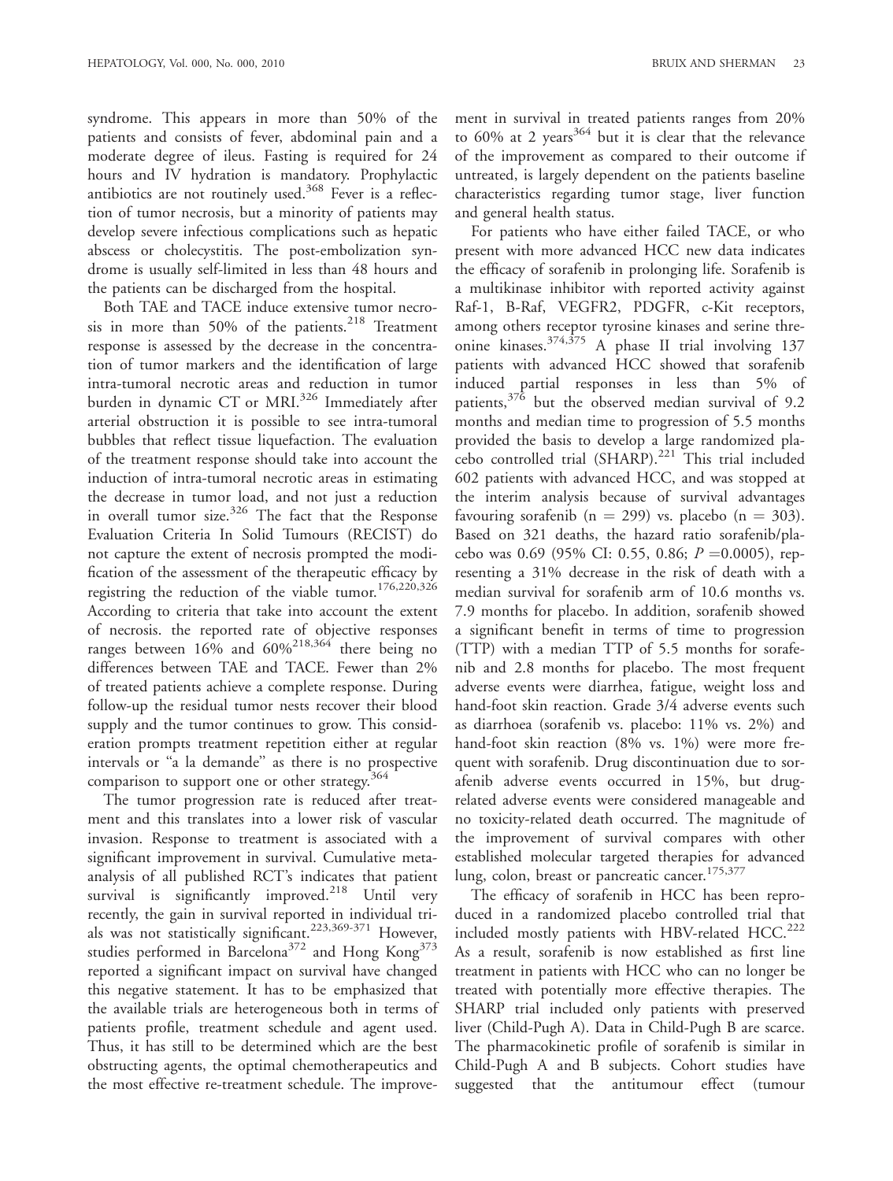syndrome. This appears in more than 50% of the patients and consists of fever, abdominal pain and a moderate degree of ileus. Fasting is required for 24 hours and IV hydration is mandatory. Prophylactic antibiotics are not routinely used.[368] Fever is a reflection of tumor necrosis, but a minority of patients may develop severe infectious complications such as hepatic abscess or cholecystitis. The post-embolization syndrome is usually self-limited in less than 48 hours and the patients can be discharged from the hospital.

Both TAE and TACE induce extensive tumor necrosis in more than 50% of the patients.[218] Treatment response is assessed by the decrease in the concentration of tumor markers and the identification of large intra-tumoral necrotic areas and reduction in tumor burden in dynamic CT or MRI.[326] Immediately after arterial obstruction it is possible to see intra-tumoral bubbles that reflect tissue liquefaction. The evaluation of the treatment response should take into account the induction of intra-tumoral necrotic areas in estimating the decrease in tumor load, and not just a reduction in overall tumor size.[326] The fact that the Response Evaluation Criteria In Solid Tumours (RECIST) do not capture the extent of necrosis prompted the modification of the assessment of the therapeutic efficacy by registring the reduction of the viable tumor.[176,220,326] According to criteria that take into account the extent of necrosis. the reported rate of objective responses ranges between 16% and 60%[218,364] there being no differences between TAE and TACE. Fewer than 2% of treated patients achieve a complete response. During follow-up the residual tumor nests recover their blood supply and the tumor continues to grow. This consideration prompts treatment repetition either at regular intervals or "a la demande" as there is no prospective comparison to support one or other strategy.[364]

The tumor progression rate is reduced after treatment and this translates into a lower risk of vascular invasion. Response to treatment is associated with a significant improvement in survival. Cumulative meta-analysis of all published RCT's indicates that patient survival is significantly improved.[218] Until very recently, the gain in survival reported in individual trials was not statistically significant.[223,369-371] However, studies performed in Barcelona[372] and Hong Kong[373] reported a significant impact on survival have changed this negative statement. It has to be emphasized that the available trials are heterogeneous both in terms of patients profile, treatment schedule and agent used. Thus, it has still to be determined which are the best obstructing agents, the optimal chemotherapeutics and the most effective re-treatment schedule. The improvement in survival in treated patients ranges from 20% to 60% at 2 years[364] but it is clear that the relevance of the improvement as compared to their outcome if untreated, is largely dependent on the patients baseline characteristics regarding tumor stage, liver function and general health status.

For patients who have either failed TACE, or who present with more advanced HCC new data indicates the efficacy of sorafenib in prolonging life. Sorafenib is a multikinase inhibitor with reported activity against Raf-1, B-Raf, VEGFR2, PDGFR, c-Kit receptors, among others receptor tyrosine kinases and serine threonine kinases.[374,375] A phase II trial involving 137 patients with advanced HCC showed that sorafenib induced partial responses in less than 5% of patients,[376] but the observed median survival of 9.2 months and median time to progression of 5.5 months provided the basis to develop a large randomized placebo controlled trial (SHARP).[221] This trial included 602 patients with advanced HCC, and was stopped at the interim analysis because of survival advantages favouring sorafenib (n = 299) vs. placebo (n = 303). Based on 321 deaths, the hazard ratio sorafenib/placebo was 0.69 (95% CI: 0.55, 0.86; $P$ =0.0005), representing a 31% decrease in the risk of death with a median survival for sorafenib arm of 10.6 months vs. 7.9 months for placebo. In addition, sorafenib showed a significant benefit in terms of time to progression (TTP) with a median TTP of 5.5 months for sorafenib and 2.8 months for placebo. The most frequent adverse events were diarrhea, fatigue, weight loss and hand-foot skin reaction. Grade 3/4 adverse events such as diarrhoea (sorafenib vs. placebo: 11% vs. 2%) and hand-foot skin reaction (8% vs. 1%) were more frequent with sorafenib. Drug discontinuation due to sorafenib adverse events occurred in 15%, but drug-related adverse events were considered manageable and no toxicity-related death occurred. The magnitude of the improvement of survival compares with other established molecular targeted therapies for advanced lung, colon, breast or pancreatic cancer.[175,377]

The efficacy of sorafenib in HCC has been reproduced in a randomized placebo controlled trial that included mostly patients with HBV-related HCC.[222] As a result, sorafenib is now established as first line treatment in patients with HCC who can no longer be treated with potentially more effective therapies. The SHARP trial included only patients with preserved liver (Child-Pugh A). Data in Child-Pugh B are scarce. The pharmacokinetic profile of sorafenib is similar in Child-Pugh A and B subjects. Cohort studies have suggested that the antitumour effect (tumour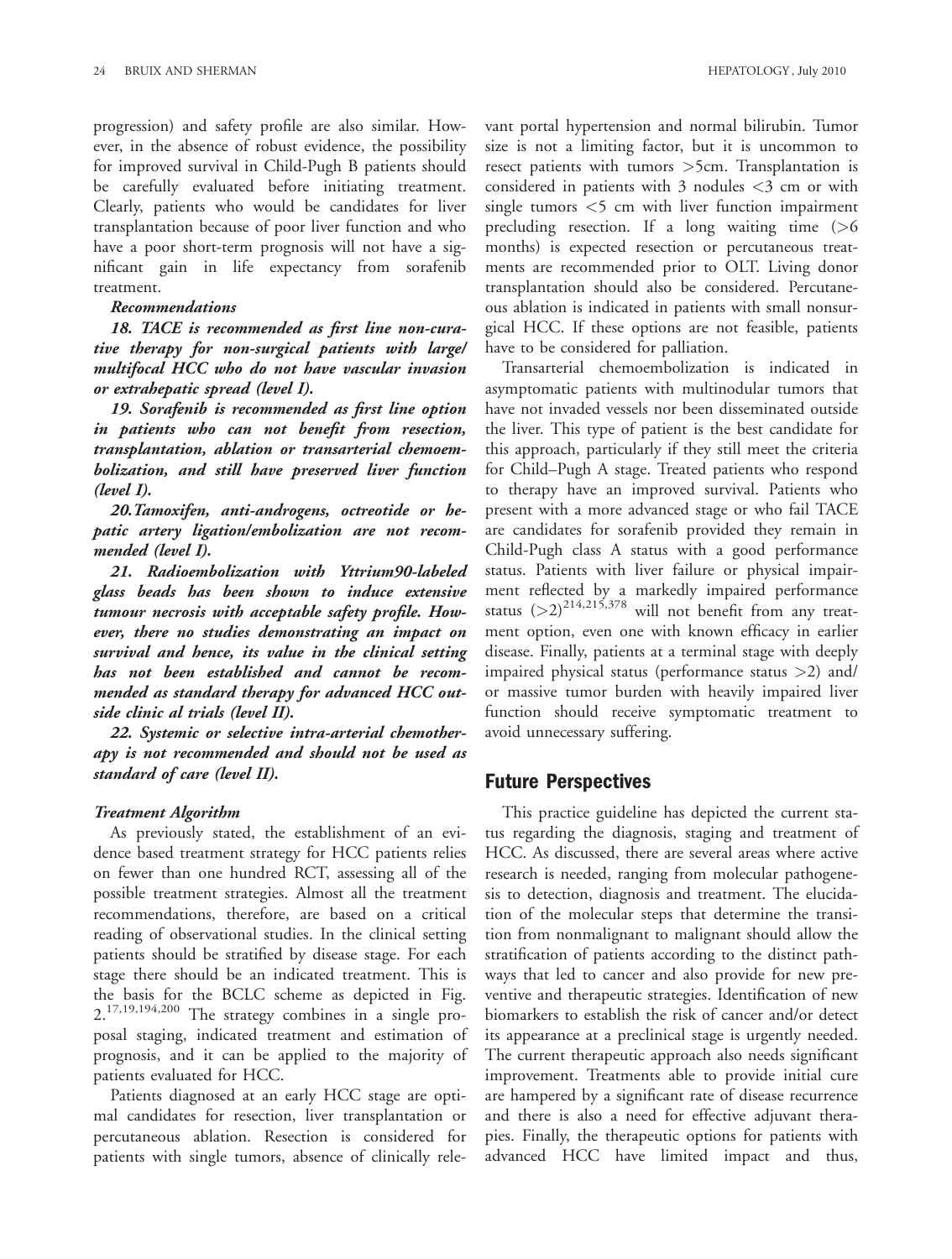progression) and safety profile are also similar. However, in the absence of robust evidence, the possibility for improved survival in Child-Pugh B patients should be carefully evaluated before initiating treatment. Clearly, patients who would be candidates for liver transplantation because of poor liver function and who have a poor short-term prognosis will not have a significant gain in life expectancy from sorafenib treatment.

***Recommendations***

***18. TACE is recommended as first line non-curative therapy for non-surgical patients with large/multifocal HCC who do not have vascular invasion or extrahepatic spread (level I).***

***19. Sorafenib is recommended as first line option in patients who can not benefit from resection, transplantation, ablation or transarterial chemoembolization, and still have preserved liver function (level I).***

***20.Tamoxifen, anti-androgens, octreotide or hepatic artery ligation/embolization are not recommended (level I).***

***21. Radioembolization with Yttrium90-labeled glass beads has been shown to induce extensive tumour necrosis with acceptable safety profile. However, there no studies demonstrating an impact on survival and hence, its value in the clinical setting has not been established and cannot be recommended as standard therapy for advanced HCC outside clinic al trials (level II).***

***22. Systemic or selective intra-arterial chemotherapy is not recommended and should not be used as standard of care (level II).***

***Treatment Algorithm***

As previously stated, the establishment of an evidence based treatment strategy for HCC patients relies on fewer than one hundred RCT, assessing all of the possible treatment strategies. Almost all the treatment recommendations, therefore, are based on a critical reading of observational studies. In the clinical setting patients should be stratified by disease stage. For each stage there should be an indicated treatment. This is the basis for the BCLC scheme as depicted in Fig. 2.[17,19,194,200] The strategy combines in a single proposal staging, indicated treatment and estimation of prognosis, and it can be applied to the majority of patients evaluated for HCC.

Patients diagnosed at an early HCC stage are optimal candidates for resection, liver transplantation or percutaneous ablation. Resection is considered for patients with single tumors, absence of clinically relevant portal hypertension and normal bilirubin. Tumor size is not a limiting factor, but it is uncommon to resect patients with tumors >5cm. Transplantation is considered in patients with 3 nodules <3 cm or with single tumors <5 cm with liver function impairment precluding resection. If a long waiting time (>6 months) is expected resection or percutaneous treatments are recommended prior to OLT. Living donor transplantation should also be considered. Percutaneous ablation is indicated in patients with small nonsurgical HCC. If these options are not feasible, patients have to be considered for palliation.

Transarterial chemoembolization is indicated in asymptomatic patients with multinodular tumors that have not invaded vessels nor been disseminated outside the liver. This type of patient is the best candidate for this approach, particularly if they still meet the criteria for Child–Pugh A stage. Treated patients who respond to therapy have an improved survival. Patients who present with a more advanced stage or who fail TACE are candidates for sorafenib provided they remain in Child-Pugh class A status with a good performance status. Patients with liver failure or physical impairment reflected by a markedly impaired performance status (>2)[214,215,378] will not benefit from any treatment option, even one with known efficacy in earlier disease. Finally, patients at a terminal stage with deeply impaired physical status (performance status >2) and/or massive tumor burden with heavily impaired liver function should receive symptomatic treatment to avoid unnecessary suffering.

## Future Perspectives

This practice guideline has depicted the current status regarding the diagnosis, staging and treatment of HCC. As discussed, there are several areas where active research is needed, ranging from molecular pathogenesis to detection, diagnosis and treatment. The elucidation of the molecular steps that determine the transition from nonmalignant to malignant should allow the stratification of patients according to the distinct pathways that led to cancer and also provide for new preventive and therapeutic strategies. Identification of new biomarkers to establish the risk of cancer and/or detect its appearance at a preclinical stage is urgently needed. The current therapeutic approach also needs significant improvement. Treatments able to provide initial cure are hampered by a significant rate of disease recurrence and there is also a need for effective adjuvant therapies. Finally, the therapeutic options for patients with advanced HCC have limited impact and thus,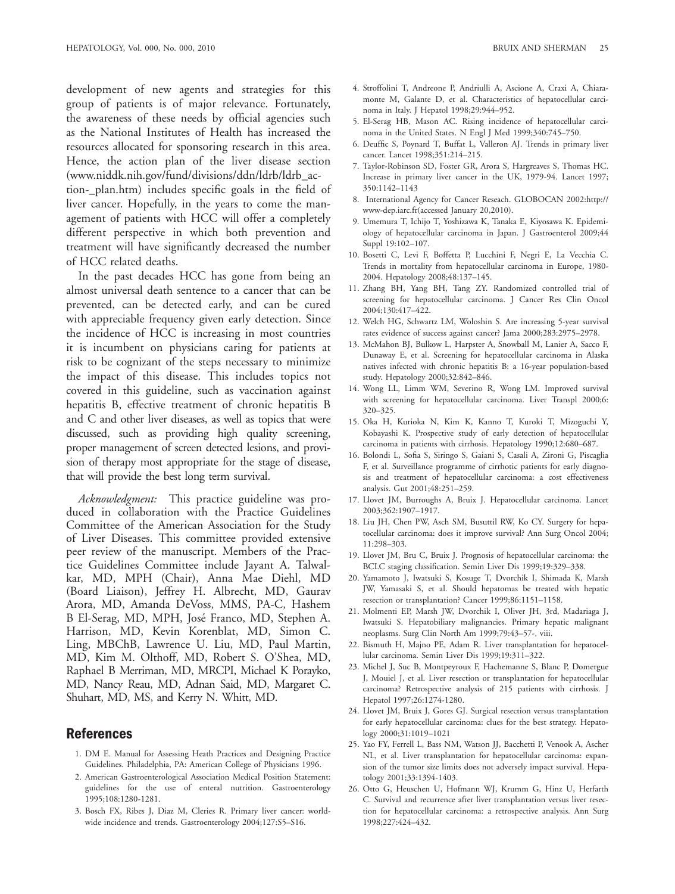development of new agents and strategies for this group of patients is of major relevance. Fortunately, the awareness of these needs by official agencies such as the National Institutes of Health has increased the resources allocated for sponsoring research in this area. Hence, the action plan of the liver disease section (www.niddk.nih.gov/fund/divisions/ddn/ldrb/ldrb_action-_plan.htm) includes specific goals in the field of liver cancer. Hopefully, in the years to come the management of patients with HCC will offer a completely different perspective in which both prevention and treatment will have significantly decreased the number of HCC related deaths.

In the past decades HCC has gone from being an almost universal death sentence to a cancer that can be prevented, can be detected early, and can be cured with appreciable frequency given early detection. Since the incidence of HCC is increasing in most countries it is incumbent on physicians caring for patients at risk to be cognizant of the steps necessary to minimize the impact of this disease. This includes topics not covered in this guideline, such as vaccination against hepatitis B, effective treatment of chronic hepatitis B and C and other liver diseases, as well as topics that were discussed, such as providing high quality screening, proper management of screen detected lesions, and provision of therapy most appropriate for the stage of disease, that will provide the best long term survival.

*Acknowledgment:* This practice guideline was produced in collaboration with the Practice Guidelines Committee of the American Association for the Study of Liver Diseases. This committee provided extensive peer review of the manuscript. Members of the Practice Guidelines Committee include Jayant A. Talwalkar, MD, MPH (Chair), Anna Mae Diehl, MD (Board Liaison), Jeffrey H. Albrecht, MD, Gaurav Arora, MD, Amanda DeVoss, MMS, PA-C, Hashem B El-Serag, MD, MPH, José Franco, MD, Stephen A. Harrison, MD, Kevin Korenblat, MD, Simon C. Ling, MBChB, Lawrence U. Liu, MD, Paul Martin, MD, Kim M. Olthoff, MD, Robert S. O'Shea, MD, Raphael B Merriman, MD, MRCPI, Michael K Porayko, MD, Nancy Reau, MD, Adnan Said, MD, Margaret C. Shuhart, MD, MS, and Kerry N. Whitt, MD.

## References

1. DM E. Manual for Assessing Heath Practices and Designing Practice Guidelines. Philadelphia, PA: American College of Physicians 1996.
2. American Gastroenterological Association Medical Position Statement: guidelines for the use of enteral nutrition. Gastroenterology 1995;108:1280-1281.
3. Bosch FX, Ribes J, Diaz M, Cleries R. Primary liver cancer: worldwide incidence and trends. Gastroenterology 2004;127:S5–S16.
4. Stroffolini T, Andreone P, Andriulli A, Ascione A, Craxi A, Chiaramonte M, Galante D, et al. Characteristics of hepatocellular carcinoma in Italy. J Hepatol 1998;29:944–952.
5. El-Serag HB, Mason AC. Rising incidence of hepatocellular carcinoma in the United States. N Engl J Med 1999;340:745–750.
6. Deuffic S, Poynard T, Buffat L, Valleron AJ. Trends in primary liver cancer. Lancet 1998;351:214–215.
7. Taylor-Robinson SD, Foster GR, Arora S, Hargreaves S, Thomas HC. Increase in primary liver cancer in the UK, 1979-94. Lancet 1997; 350:1142–1143
8. International Agency for Cancer Reseach. GLOBOCAN 2002:http://www-dep.iarc.fr(accessed January 20,2010).
9. Umemura T, Ichijo T, Yoshizawa K, Tanaka E, Kiyosawa K. Epidemiology of hepatocellular carcinoma in Japan. J Gastroenterol 2009;44 Suppl 19:102–107.
10. Bosetti C, Levi F, Boffetta P, Lucchini F, Negri E, La Vecchia C. Trends in mortality from hepatocellular carcinoma in Europe, 1980-2004. Hepatology 2008;48:137–145.
11. Zhang BH, Yang BH, Tang ZY. Randomized controlled trial of screening for hepatocellular carcinoma. J Cancer Res Clin Oncol 2004;130:417–422.
12. Welch HG, Schwartz LM, Woloshin S. Are increasing 5-year survival rates evidence of success against cancer? Jama 2000;283:2975–2978.
13. McMahon BJ, Bulkow L, Harpster A, Snowball M, Lanier A, Sacco F, Dunaway E, et al. Screening for hepatocellular carcinoma in Alaska natives infected with chronic hepatitis B: a 16-year population-based study. Hepatology 2000;32:842–846.
14. Wong LL, Limm WM, Severino R, Wong LM. Improved survival with screening for hepatocellular carcinoma. Liver Transpl 2000;6: 320–325.
15. Oka H, Kurioka N, Kim K, Kanno T, Kuroki T, Mizoguchi Y, Kobayashi K. Prospective study of early detection of hepatocellular carcinoma in patients with cirrhosis. Hepatology 1990;12:680–687.
16. Bolondi L, Sofia S, Siringo S, Gaiani S, Casali A, Zironi G, Piscaglia F, et al. Surveillance programme of cirrhotic patients for early diagnosis and treatment of hepatocellular carcinoma: a cost effectiveness analysis. Gut 2001;48:251–259.
17. Llovet JM, Burroughs A, Bruix J. Hepatocellular carcinoma. Lancet 2003;362:1907–1917.
18. Liu JH, Chen PW, Asch SM, Busuttil RW, Ko CY. Surgery for hepatocellular carcinoma: does it improve survival? Ann Surg Oncol 2004; 11:298–303.
19. Llovet JM, Bru C, Bruix J. Prognosis of hepatocellular carcinoma: the BCLC staging classification. Semin Liver Dis 1999;19:329–338.
20. Yamamoto J, Iwatsuki S, Kosuge T, Dvorchik I, Shimada K, Marsh JW, Yamasaki S, et al. Should hepatomas be treated with hepatic resection or transplantation? Cancer 1999;86:1151–1158.
21. Molmenti EP, Marsh JW, Dvorchik I, Oliver JH, 3rd, Madariaga J, Iwatsuki S. Hepatobiliary malignancies. Primary hepatic malignant neoplasms. Surg Clin North Am 1999;79:43–57-, viii.
22. Bismuth H, Majno PE, Adam R. Liver transplantation for hepatocellular carcinoma. Semin Liver Dis 1999;19:311–322.
23. Michel J, Suc B, Montpeyroux F, Hachemanne S, Blanc P, Domergue J, Mouiel J, et al. Liver resection or transplantation for hepatocellular carcinoma? Retrospective analysis of 215 patients with cirrhosis. J Hepatol 1997;26:1274-1280.
24. Llovet JM, Bruix J, Gores GJ. Surgical resection versus transplantation for early hepatocellular carcinoma: clues for the best strategy. Hepatology 2000;31:1019–1021
25. Yao FY, Ferrell L, Bass NM, Watson JJ, Bacchetti P, Venook A, Ascher NL, et al. Liver transplantation for hepatocellular carcinoma: expansion of the tumor size limits does not adversely impact survival. Hepatology 2001;33:1394-1403.
26. Otto G, Heuschen U, Hofmann WJ, Krumm G, Hinz U, Herfarth C. Survival and recurrence after liver transplantation versus liver resection for hepatocellular carcinoma: a retrospective analysis. Ann Surg 1998;227:424–432.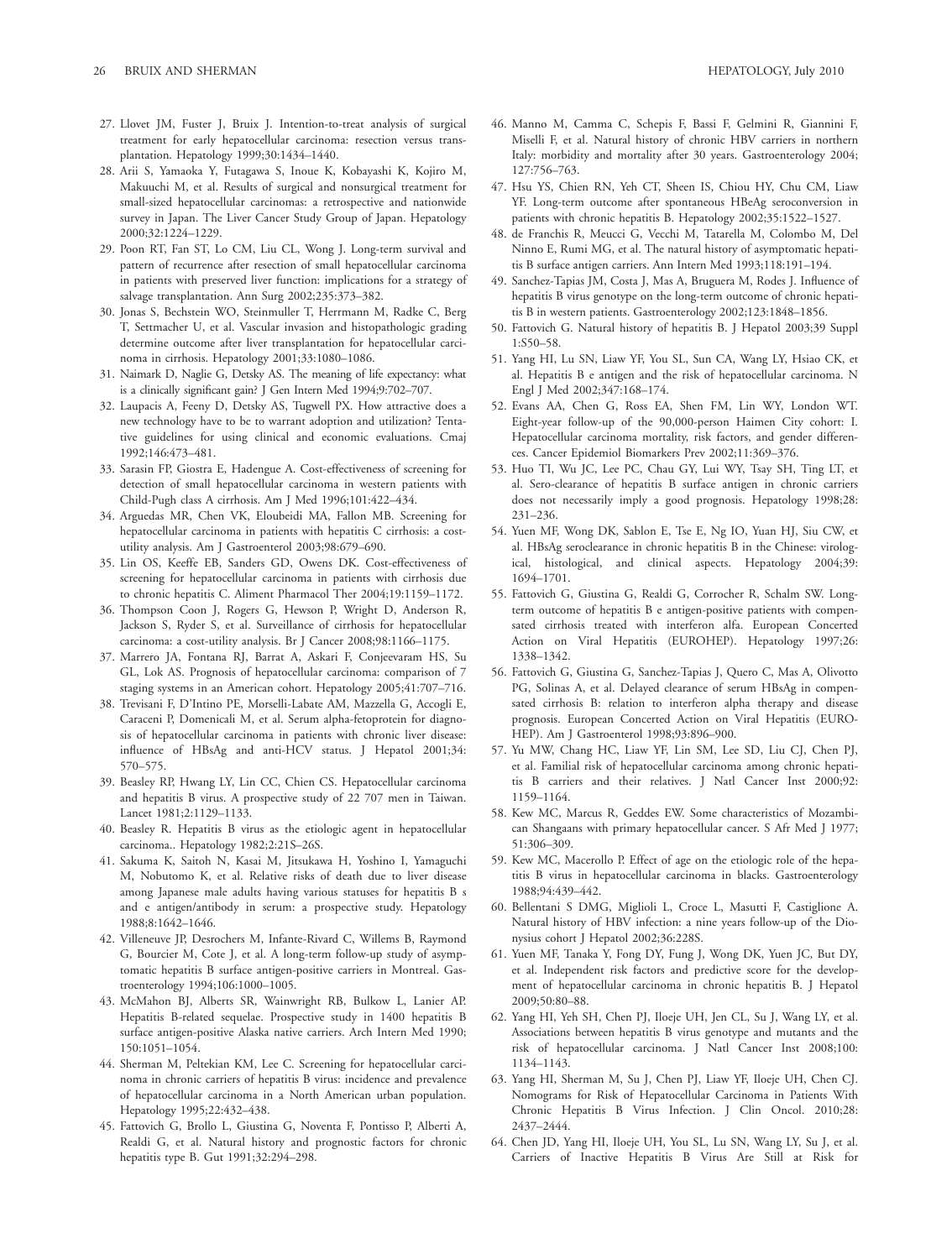27. Llovet JM, Fuster J, Bruix J. Intention-to-treat analysis of surgical treatment for early hepatocellular carcinoma: resection versus transplantation. Hepatology 1999;30:1434–1440.
28. Arii S, Yamaoka Y, Futagawa S, Inoue K, Kobayashi K, Kojiro M, Makuuchi M, et al. Results of surgical and nonsurgical treatment for small-sized hepatocellular carcinomas: a retrospective and nationwide survey in Japan. The Liver Cancer Study Group of Japan. Hepatology 2000;32:1224–1229.
29. Poon RT, Fan ST, Lo CM, Liu CL, Wong J. Long-term survival and pattern of recurrence after resection of small hepatocellular carcinoma in patients with preserved liver function: implications for a strategy of salvage transplantation. Ann Surg 2002;235:373–382.
30. Jonas S, Bechstein WO, Steinmuller T, Herrmann M, Radke C, Berg T, Settmacher U, et al. Vascular invasion and histopathologic grading determine outcome after liver transplantation for hepatocellular carcinoma in cirrhosis. Hepatology 2001;33:1080–1086.
31. Naimark D, Naglie G, Detsky AS. The meaning of life expectancy: what is a clinically significant gain? J Gen Intern Med 1994;9:702–707.
32. Laupacis A, Feeny D, Detsky AS, Tugwell PX. How attractive does a new technology have to be to warrant adoption and utilization? Tentative guidelines for using clinical and economic evaluations. Cmaj 1992;146:473–481.
33. Sarasin FP, Giostra E, Hadengue A. Cost-effectiveness of screening for detection of small hepatocellular carcinoma in western patients with Child-Pugh class A cirrhosis. Am J Med 1996;101:422–434.
34. Arguedas MR, Chen VK, Eloubeidi MA, Fallon MB. Screening for hepatocellular carcinoma in patients with hepatitis C cirrhosis: a cost-utility analysis. Am J Gastroenterol 2003;98:679–690.
35. Lin OS, Keeffe EB, Sanders GD, Owens DK. Cost-effectiveness of screening for hepatocellular carcinoma in patients with cirrhosis due to chronic hepatitis C. Aliment Pharmacol Ther 2004;19:1159–1172.
36. Thompson Coon J, Rogers G, Hewson P, Wright D, Anderson R, Jackson S, Ryder S, et al. Surveillance of cirrhosis for hepatocellular carcinoma: a cost-utility analysis. Br J Cancer 2008;98:1166–1175.
37. Marrero JA, Fontana RJ, Barrat A, Askari F, Conjeevaram HS, Su GL, Lok AS. Prognosis of hepatocellular carcinoma: comparison of 7 staging systems in an American cohort. Hepatology 2005;41:707–716.
38. Trevisani F, D'Intino PE, Morselli-Labate AM, Mazzella G, Accogli E, Caraceni P, Domenicali M, et al. Serum alpha-fetoprotein for diagnosis of hepatocellular carcinoma in patients with chronic liver disease: influence of HBsAg and anti-HCV status. J Hepatol 2001;34: 570–575.
39. Beasley RP, Hwang LY, Lin CC, Chien CS. Hepatocellular carcinoma and hepatitis B virus. A prospective study of 22 707 men in Taiwan. Lancet 1981;2:1129–1133.
40. Beasley R. Hepatitis B virus as the etiologic agent in hepatocellular carcinoma.. Hepatology 1982;2:21S–26S.
41. Sakuma K, Saitoh N, Kasai M, Jitsukawa H, Yoshino I, Yamaguchi M, Nobutomo K, et al. Relative risks of death due to liver disease among Japanese male adults having various statuses for hepatitis B s and e antigen/antibody in serum: a prospective study. Hepatology 1988;8:1642–1646.
42. Villeneuve JP, Desrochers M, Infante-Rivard C, Willems B, Raymond G, Bourcier M, Cote J, et al. A long-term follow-up study of asymptomatic hepatitis B surface antigen-positive carriers in Montreal. Gastroenterology 1994;106:1000–1005.
43. McMahon BJ, Alberts SR, Wainwright RB, Bulkow L, Lanier AP. Hepatitis B-related sequelae. Prospective study in 1400 hepatitis B surface antigen-positive Alaska native carriers. Arch Intern Med 1990; 150:1051–1054.
44. Sherman M, Peltekian KM, Lee C. Screening for hepatocellular carcinoma in chronic carriers of hepatitis B virus: incidence and prevalence of hepatocellular carcinoma in a North American urban population. Hepatology 1995;22:432–438.
45. Fattovich G, Brollo L, Giustina G, Noventa F, Pontisso P, Alberti A, Realdi G, et al. Natural history and prognostic factors for chronic hepatitis type B. Gut 1991;32:294–298.
46. Manno M, Camma C, Schepis F, Bassi F, Gelmini R, Giannini F, Miselli F, et al. Natural history of chronic HBV carriers in northern Italy: morbidity and mortality after 30 years. Gastroenterology 2004; 127:756–763.
47. Hsu YS, Chien RN, Yeh CT, Sheen IS, Chiou HY, Chu CM, Liaw YF. Long-term outcome after spontaneous HBeAg seroconversion in patients with chronic hepatitis B. Hepatology 2002;35:1522–1527.
48. de Franchis R, Meucci G, Vecchi M, Tatarella M, Colombo M, Del Ninno E, Rumi MG, et al. The natural history of asymptomatic hepatitis B surface antigen carriers. Ann Intern Med 1993;118:191–194.
49. Sanchez-Tapias JM, Costa J, Mas A, Bruguera M, Rodes J. Influence of hepatitis B virus genotype on the long-term outcome of chronic hepatitis B in western patients. Gastroenterology 2002;123:1848–1856.
50. Fattovich G. Natural history of hepatitis B. J Hepatol 2003;39 Suppl 1:S50–58.
51. Yang HI, Lu SN, Liaw YF, You SL, Sun CA, Wang LY, Hsiao CK, et al. Hepatitis B e antigen and the risk of hepatocellular carcinoma. N Engl J Med 2002;347:168–174.
52. Evans AA, Chen G, Ross EA, Shen FM, Lin WY, London WT. Eight-year follow-up of the 90,000-person Haimen City cohort: I. Hepatocellular carcinoma mortality, risk factors, and gender differences. Cancer Epidemiol Biomarkers Prev 2002;11:369–376.
53. Huo TI, Wu JC, Lee PC, Chau GY, Lui WY, Tsay SH, Ting LT, et al. Sero-clearance of hepatitis B surface antigen in chronic carriers does not necessarily imply a good prognosis. Hepatology 1998;28: 231–236.
54. Yuen MF, Wong DK, Sablon E, Tse E, Ng IO, Yuan HJ, Siu CW, et al. HBsAg seroclearance in chronic hepatitis B in the Chinese: virological, histological, and clinical aspects. Hepatology 2004;39: 1694–1701.
55. Fattovich G, Giustina G, Realdi G, Corrocher R, Schalm SW. Long-term outcome of hepatitis B e antigen-positive patients with compensated cirrhosis treated with interferon alfa. European Concerted Action on Viral Hepatitis (EUROHEP). Hepatology 1997;26: 1338–1342.
56. Fattovich G, Giustina G, Sanchez-Tapias J, Quero C, Mas A, Olivotto PG, Solinas A, et al. Delayed clearance of serum HBsAg in compensated cirrhosis B: relation to interferon alpha therapy and disease prognosis. European Concerted Action on Viral Hepatitis (EUROHEP). Am J Gastroenterol 1998;93:896–900.
57. Yu MW, Chang HC, Liaw YF, Lin SM, Lee SD, Liu CJ, Chen PJ, et al. Familial risk of hepatocellular carcinoma among chronic hepatitis B carriers and their relatives. J Natl Cancer Inst 2000;92: 1159–1164.
58. Kew MC, Marcus R, Geddes EW. Some characteristics of Mozambican Shangaans with primary hepatocellular cancer. S Afr Med J 1977; 51:306–309.
59. Kew MC, Macerollo P. Effect of age on the etiologic role of the hepatitis B virus in hepatocellular carcinoma in blacks. Gastroenterology 1988;94:439–442.
60. Bellentani S DMG, Miglioli L, Croce L, Masutti F, Castiglione A. Natural history of HBV infection: a nine years follow-up of the Dionysius cohort J Hepatol 2002;36:228S.
61. Yuen MF, Tanaka Y, Fong DY, Fung J, Wong DK, Yuen JC, But DY, et al. Independent risk factors and predictive score for the development of hepatocellular carcinoma in chronic hepatitis B. J Hepatol 2009;50:80–88.
62. Yang HI, Yeh SH, Chen PJ, Iloeje UH, Jen CL, Su J, Wang LY, et al. Associations between hepatitis B virus genotype and mutants and the risk of hepatocellular carcinoma. J Natl Cancer Inst 2008;100: 1134–1143.
63. Yang HI, Sherman M, Su J, Chen PJ, Liaw YF, Iloeje UH, Chen CJ. Nomograms for Risk of Hepatocellular Carcinoma in Patients With Chronic Hepatitis B Virus Infection. J Clin Oncol. 2010;28: 2437–2444.
64. Chen JD, Yang HI, Iloeje UH, You SL, Lu SN, Wang LY, Su J, et al. Carriers of Inactive Hepatitis B Virus Are Still at Risk for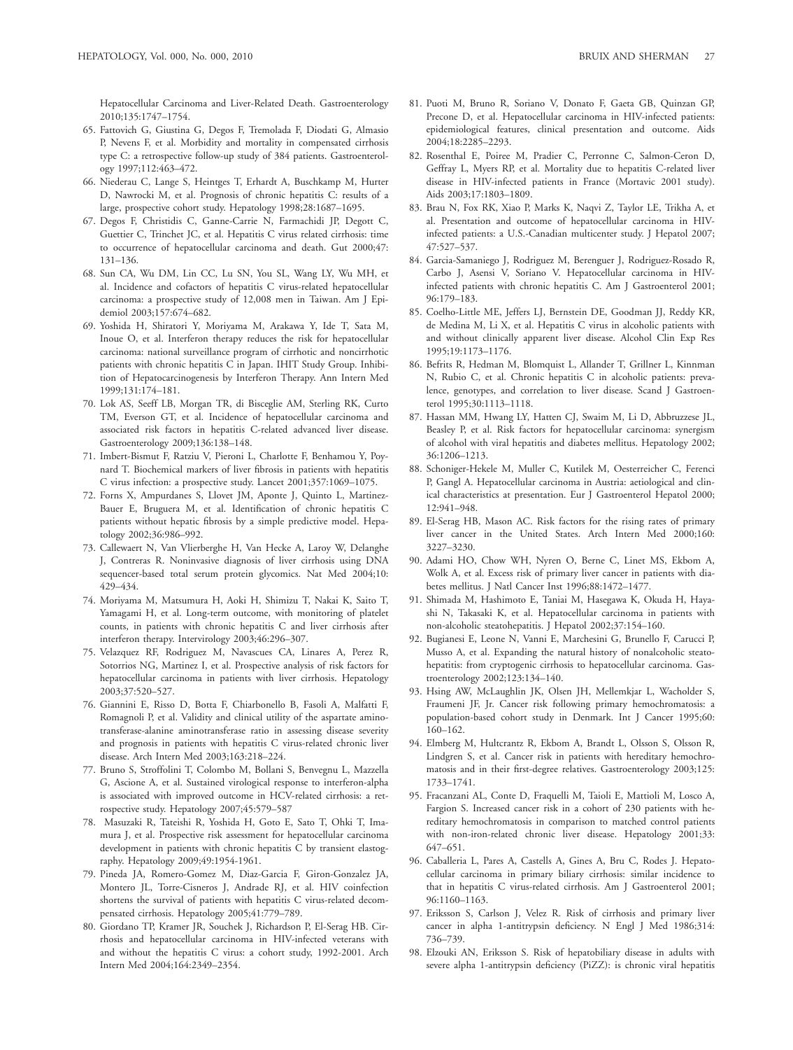Hepatocellular Carcinoma and Liver-Related Death. Gastroenterology 2010;135:1747–1754.

65. Fattovich G, Giustina G, Degos F, Tremolada F, Diodati G, Almasio P, Nevens F, et al. Morbidity and mortality in compensated cirrhosis type C: a retrospective follow-up study of 384 patients. Gastroenterology 1997;112:463–472.
66. Niederau C, Lange S, Heintges T, Erhardt A, Buschkamp M, Hurter D, Nawrocki M, et al. Prognosis of chronic hepatitis C: results of a large, prospective cohort study. Hepatology 1998;28:1687–1695.
67. Degos F, Christidis C, Ganne-Carrie N, Farmachidi JP, Degott C, Guettier C, Trinchet JC, et al. Hepatitis C virus related cirrhosis: time to occurrence of hepatocellular carcinoma and death. Gut 2000;47: 131–136.
68. Sun CA, Wu DM, Lin CC, Lu SN, You SL, Wang LY, Wu MH, et al. Incidence and cofactors of hepatitis C virus-related hepatocellular carcinoma: a prospective study of 12,008 men in Taiwan. Am J Epidemiol 2003;157:674–682.
69. Yoshida H, Shiratori Y, Moriyama M, Arakawa Y, Ide T, Sata M, Inoue O, et al. Interferon therapy reduces the risk for hepatocellular carcinoma: national surveillance program of cirrhotic and noncirrhotic patients with chronic hepatitis C in Japan. IHIT Study Group. Inhibition of Hepatocarcinogenesis by Interferon Therapy. Ann Intern Med 1999;131:174–181.
70. Lok AS, Seeff LB, Morgan TR, di Bisceglie AM, Sterling RK, Curto TM, Everson GT, et al. Incidence of hepatocellular carcinoma and associated risk factors in hepatitis C-related advanced liver disease. Gastroenterology 2009;136:138–148.
71. Imbert-Bismut F, Ratziu V, Pieroni L, Charlotte F, Benhamou Y, Poynard T. Biochemical markers of liver fibrosis in patients with hepatitis C virus infection: a prospective study. Lancet 2001;357:1069–1075.
72. Forns X, Ampurdanes S, Llovet JM, Aponte J, Quinto L, Martinez-Bauer E, Bruguera M, et al. Identification of chronic hepatitis C patients without hepatic fibrosis by a simple predictive model. Hepatology 2002;36:986–992.
73. Callewaert N, Van Vlierberghe H, Van Hecke A, Laroy W, Delanghe J, Contreras R. Noninvasive diagnosis of liver cirrhosis using DNA sequencer-based total serum protein glycomics. Nat Med 2004;10: 429–434.
74. Moriyama M, Matsumura H, Aoki H, Shimizu T, Nakai K, Saito T, Yamagami H, et al. Long-term outcome, with monitoring of platelet counts, in patients with chronic hepatitis C and liver cirrhosis after interferon therapy. Intervirology 2003;46:296–307.
75. Velazquez RF, Rodriguez M, Navascues CA, Linares A, Perez R, Sotorrios NG, Martinez I, et al. Prospective analysis of risk factors for hepatocellular carcinoma in patients with liver cirrhosis. Hepatology 2003;37:520–527.
76. Giannini E, Risso D, Botta F, Chiarbonello B, Fasoli A, Malfatti F, Romagnoli P, et al. Validity and clinical utility of the aspartate aminotransferase-alanine aminotransferase ratio in assessing disease severity and prognosis in patients with hepatitis C virus-related chronic liver disease. Arch Intern Med 2003;163:218–224.
77. Bruno S, Stroffolini T, Colombo M, Bollani S, Benvegnu L, Mazzella G, Ascione A, et al. Sustained virological response to interferon-alpha is associated with improved outcome in HCV-related cirrhosis: a retrospective study. Hepatology 2007;45:579–587
78. Masuzaki R, Tateishi R, Yoshida H, Goto E, Sato T, Ohki T, Imamura J, et al. Prospective risk assessment for hepatocellular carcinoma development in patients with chronic hepatitis C by transient elastography. Hepatology 2009;49:1954-1961.
79. Pineda JA, Romero-Gomez M, Diaz-Garcia F, Giron-Gonzalez JA, Montero JL, Torre-Cisneros J, Andrade RJ, et al. HIV coinfection shortens the survival of patients with hepatitis C virus-related decompensated cirrhosis. Hepatology 2005;41:779–789.
80. Giordano TP, Kramer JR, Souchek J, Richardson P, El-Serag HB. Cirrhosis and hepatocellular carcinoma in HIV-infected veterans with and without the hepatitis C virus: a cohort study, 1992-2001. Arch Intern Med 2004;164:2349–2354.
81. Puoti M, Bruno R, Soriano V, Donato F, Gaeta GB, Quinzan GP, Precone D, et al. Hepatocellular carcinoma in HIV-infected patients: epidemiological features, clinical presentation and outcome. Aids 2004;18:2285–2293.
82. Rosenthal E, Poiree M, Pradier C, Perronne C, Salmon-Ceron D, Geffray L, Myers RP, et al. Mortality due to hepatitis C-related liver disease in HIV-infected patients in France (Mortavic 2001 study). Aids 2003;17:1803–1809.
83. Brau N, Fox RK, Xiao P, Marks K, Naqvi Z, Taylor LE, Trikha A, et al. Presentation and outcome of hepatocellular carcinoma in HIV-infected patients: a U.S.-Canadian multicenter study. J Hepatol 2007; 47:527–537.
84. Garcia-Samaniego J, Rodriguez M, Berenguer J, Rodriguez-Rosado R, Carbo J, Asensi V, Soriano V. Hepatocellular carcinoma in HIV-infected patients with chronic hepatitis C. Am J Gastroenterol 2001; 96:179–183.
85. Coelho-Little ME, Jeffers LJ, Bernstein DE, Goodman JJ, Reddy KR, de Medina M, Li X, et al. Hepatitis C virus in alcoholic patients with and without clinically apparent liver disease. Alcohol Clin Exp Res 1995;19:1173–1176.
86. Befrits R, Hedman M, Blomquist L, Allander T, Grillner L, Kinnman N, Rubio C, et al. Chronic hepatitis C in alcoholic patients: prevalence, genotypes, and correlation to liver disease. Scand J Gastroenterol 1995;30:1113–1118.
87. Hassan MM, Hwang LY, Hatten CJ, Swaim M, Li D, Abbruzzese JL, Beasley P, et al. Risk factors for hepatocellular carcinoma: synergism of alcohol with viral hepatitis and diabetes mellitus. Hepatology 2002; 36:1206–1213.
88. Schoniger-Hekele M, Muller C, Kutilek M, Oesterreicher C, Ferenci P, Gangl A. Hepatocellular carcinoma in Austria: aetiological and clinical characteristics at presentation. Eur J Gastroenterol Hepatol 2000; 12:941–948.
89. El-Serag HB, Mason AC. Risk factors for the rising rates of primary liver cancer in the United States. Arch Intern Med 2000;160: 3227–3230.
90. Adami HO, Chow WH, Nyren O, Berne C, Linet MS, Ekbom A, Wolk A, et al. Excess risk of primary liver cancer in patients with diabetes mellitus. J Natl Cancer Inst 1996;88:1472–1477.
91. Shimada M, Hashimoto E, Taniai M, Hasegawa K, Okuda H, Hayashi N, Takasaki K, et al. Hepatocellular carcinoma in patients with non-alcoholic steatohepatitis. J Hepatol 2002;37:154–160.
92. Bugianesi E, Leone N, Vanni E, Marchesini G, Brunello F, Carucci P, Musso A, et al. Expanding the natural history of nonalcoholic steatohepatitis: from cryptogenic cirrhosis to hepatocellular carcinoma. Gastroenterology 2002;123:134–140.
93. Hsing AW, McLaughlin JK, Olsen JH, Mellemkjar L, Wacholder S, Fraumeni JF, Jr. Cancer risk following primary hemochromatosis: a population-based cohort study in Denmark. Int J Cancer 1995;60: 160–162.
94. Elmberg M, Hultcrantz R, Ekbom A, Brandt L, Olsson S, Olsson R, Lindgren S, et al. Cancer risk in patients with hereditary hemochromatosis and in their first-degree relatives. Gastroenterology 2003;125: 1733–1741.
95. Fracanzani AL, Conte D, Fraquelli M, Taioli E, Mattioli M, Losco A, Fargion S. Increased cancer risk in a cohort of 230 patients with hereditary hemochromatosis in comparison to matched control patients with non-iron-related chronic liver disease. Hepatology 2001;33: 647–651.
96. Caballeria L, Pares A, Castells A, Gines A, Bru C, Rodes J. Hepatocellular carcinoma in primary biliary cirrhosis: similar incidence to that in hepatitis C virus-related cirrhosis. Am J Gastroenterol 2001; 96:1160–1163.
97. Eriksson S, Carlson J, Velez R. Risk of cirrhosis and primary liver cancer in alpha 1-antitrypsin deficiency. N Engl J Med 1986;314: 736–739.
98. Elzouki AN, Eriksson S. Risk of hepatobiliary disease in adults with severe alpha 1-antitrypsin deficiency (PiZZ): is chronic viral hepatitis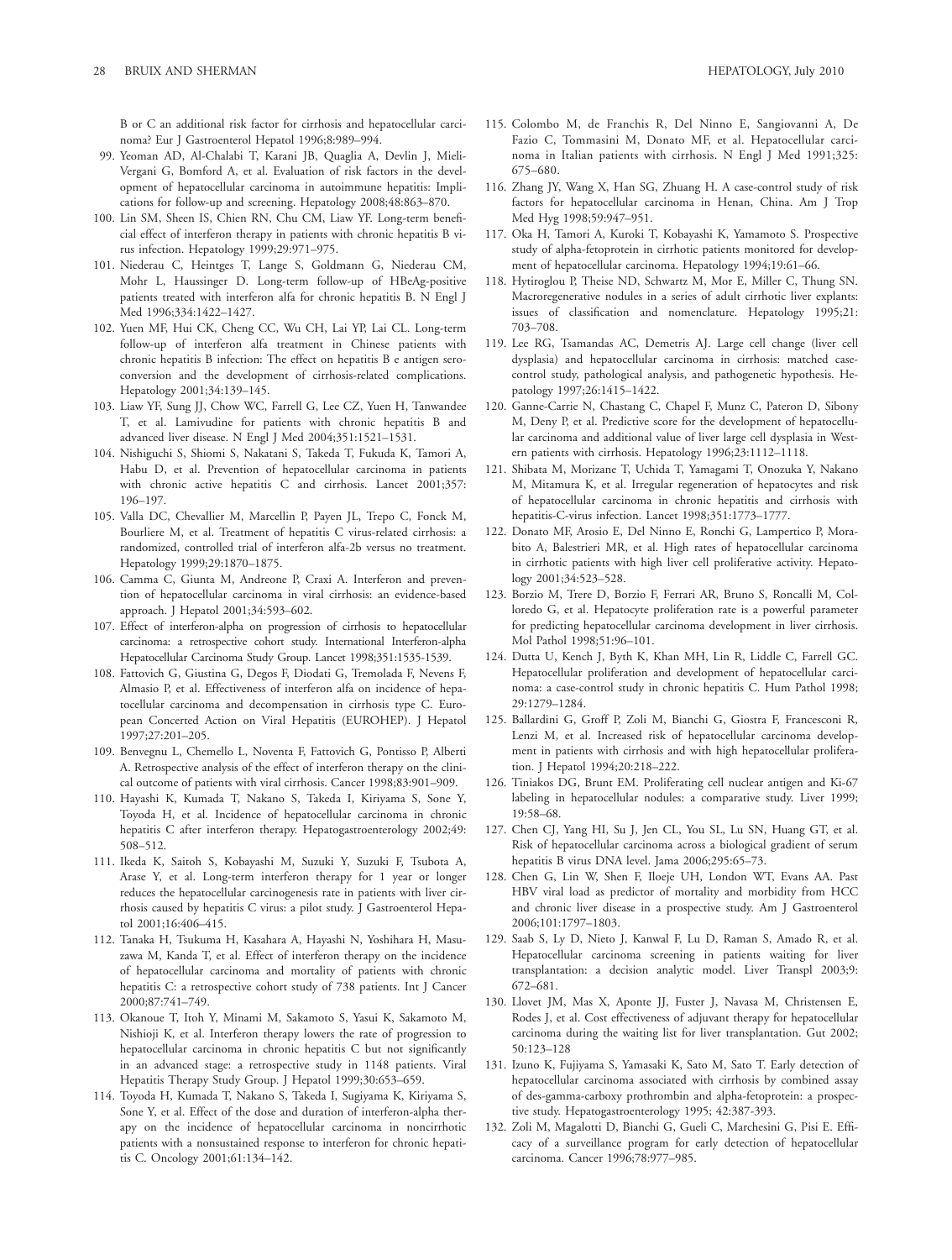B or C an additional risk factor for cirrhosis and hepatocellular carcinoma? Eur J Gastroenterol Hepatol 1996;8:989–994.

99. Yeoman AD, Al-Chalabi T, Karani JB, Quaglia A, Devlin J, Mieli-Vergani G, Bomford A, et al. Evaluation of risk factors in the development of hepatocellular carcinoma in autoimmune hepatitis: Implications for follow-up and screening. Hepatology 2008;48:863–870.
100. Lin SM, Sheen IS, Chien RN, Chu CM, Liaw YF. Long-term beneficial effect of interferon therapy in patients with chronic hepatitis B virus infection. Hepatology 1999;29:971–975.
101. Niederau C, Heintges T, Lange S, Goldmann G, Niederau CM, Mohr L, Haussinger D. Long-term follow-up of HBeAg-positive patients treated with interferon alfa for chronic hepatitis B. N Engl J Med 1996;334:1422–1427.
102. Yuen MF, Hui CK, Cheng CC, Wu CH, Lai YP, Lai CL. Long-term follow-up of interferon alfa treatment in Chinese patients with chronic hepatitis B infection: The effect on hepatitis B e antigen seroconversion and the development of cirrhosis-related complications. Hepatology 2001;34:139–145.
103. Liaw YF, Sung JJ, Chow WC, Farrell G, Lee CZ, Yuen H, Tanwandee T, et al. Lamivudine for patients with chronic hepatitis B and advanced liver disease. N Engl J Med 2004;351:1521–1531.
104. Nishiguchi S, Shiomi S, Nakatani S, Takeda T, Fukuda K, Tamori A, Habu D, et al. Prevention of hepatocellular carcinoma in patients with chronic active hepatitis C and cirrhosis. Lancet 2001;357: 196–197.
105. Valla DC, Chevallier M, Marcellin P, Payen JL, Trepo C, Fonck M, Bourliere M, et al. Treatment of hepatitis C virus-related cirrhosis: a randomized, controlled trial of interferon alfa-2b versus no treatment. Hepatology 1999;29:1870–1875.
106. Camma C, Giunta M, Andreone P, Craxi A. Interferon and prevention of hepatocellular carcinoma in viral cirrhosis: an evidence-based approach. J Hepatol 2001;34:593–602.
107. Effect of interferon-alpha on progression of cirrhosis to hepatocellular carcinoma: a retrospective cohort study. International Interferon-alpha Hepatocellular Carcinoma Study Group. Lancet 1998;351:1535-1539.
108. Fattovich G, Giustina G, Degos F, Diodati G, Tremolada F, Nevens F, Almasio P, et al. Effectiveness of interferon alfa on incidence of hepatocellular carcinoma and decompensation in cirrhosis type C. European Concerted Action on Viral Hepatitis (EUROHEP). J Hepatol 1997;27:201–205.
109. Benvegnu L, Chemello L, Noventa F, Fattovich G, Pontisso P, Alberti A. Retrospective analysis of the effect of interferon therapy on the clinical outcome of patients with viral cirrhosis. Cancer 1998;83:901–909.
110. Hayashi K, Kumada T, Nakano S, Takeda I, Kiriyama S, Sone Y, Toyoda H, et al. Incidence of hepatocellular carcinoma in chronic hepatitis C after interferon therapy. Hepatogastroenterology 2002;49: 508–512.
111. Ikeda K, Saitoh S, Kobayashi M, Suzuki Y, Suzuki F, Tsubota A, Arase Y, et al. Long-term interferon therapy for 1 year or longer reduces the hepatocellular carcinogenesis rate in patients with liver cirrhosis caused by hepatitis C virus: a pilot study. J Gastroenterol Hepatol 2001;16:406–415.
112. Tanaka H, Tsukuma H, Kasahara A, Hayashi N, Yoshihara H, Masuzawa M, Kanda T, et al. Effect of interferon therapy on the incidence of hepatocellular carcinoma and mortality of patients with chronic hepatitis C: a retrospective cohort study of 738 patients. Int J Cancer 2000;87:741–749.
113. Okanoue T, Itoh Y, Minami M, Sakamoto S, Yasui K, Sakamoto M, Nishioji K, et al. Interferon therapy lowers the rate of progression to hepatocellular carcinoma in chronic hepatitis C but not significantly in an advanced stage: a retrospective study in 1148 patients. Viral Hepatitis Therapy Study Group. J Hepatol 1999;30:653–659.
114. Toyoda H, Kumada T, Nakano S, Takeda I, Sugiyama K, Kiriyama S, Sone Y, et al. Effect of the dose and duration of interferon-alpha therapy on the incidence of hepatocellular carcinoma in noncirrhotic patients with a nonsustained response to interferon for chronic hepatitis C. Oncology 2001;61:134–142.
115. Colombo M, de Franchis R, Del Ninno E, Sangiovanni A, De Fazio C, Tommasini M, Donato MF, et al. Hepatocellular carcinoma in Italian patients with cirrhosis. N Engl J Med 1991;325: 675–680.
116. Zhang JY, Wang X, Han SG, Zhuang H. A case-control study of risk factors for hepatocellular carcinoma in Henan, China. Am J Trop Med Hyg 1998;59:947–951.
117. Oka H, Tamori A, Kuroki T, Kobayashi K, Yamamoto S. Prospective study of alpha-fetoprotein in cirrhotic patients monitored for development of hepatocellular carcinoma. Hepatology 1994;19:61–66.
118. Hytiroglou P, Theise ND, Schwartz M, Mor E, Miller C, Thung SN. Macroregenerative nodules in a series of adult cirrhotic liver explants: issues of classification and nomenclature. Hepatology 1995;21: 703–708.
119. Lee RG, Tsamandas AC, Demetris AJ. Large cell change (liver cell dysplasia) and hepatocellular carcinoma in cirrhosis: matched case-control study, pathological analysis, and pathogenetic hypothesis. Hepatology 1997;26:1415–1422.
120. Ganne-Carrie N, Chastang C, Chapel F, Munz C, Pateron D, Sibony M, Deny P, et al. Predictive score for the development of hepatocellular carcinoma and additional value of liver large cell dysplasia in Western patients with cirrhosis. Hepatology 1996;23:1112–1118.
121. Shibata M, Morizane T, Uchida T, Yamagami T, Onozuka Y, Nakano M, Mitamura K, et al. Irregular regeneration of hepatocytes and risk of hepatocellular carcinoma in chronic hepatitis and cirrhosis with hepatitis-C-virus infection. Lancet 1998;351:1773–1777.
122. Donato MF, Arosio E, Del Ninno E, Ronchi G, Lampertico P, Morabito A, Balestrieri MR, et al. High rates of hepatocellular carcinoma in cirrhotic patients with high liver cell proliferative activity. Hepatology 2001;34:523–528.
123. Borzio M, Trere D, Borzio F, Ferrari AR, Bruno S, Roncalli M, Colloredo G, et al. Hepatocyte proliferation rate is a powerful parameter for predicting hepatocellular carcinoma development in liver cirrhosis. Mol Pathol 1998;51:96–101.
124. Dutta U, Kench J, Byth K, Khan MH, Lin R, Liddle C, Farrell GC. Hepatocellular proliferation and development of hepatocellular carcinoma: a case-control study in chronic hepatitis C. Hum Pathol 1998; 29:1279–1284.
125. Ballardini G, Groff P, Zoli M, Bianchi G, Giostra F, Francesconi R, Lenzi M, et al. Increased risk of hepatocellular carcinoma development in patients with cirrhosis and with high hepatocellular proliferation. J Hepatol 1994;20:218–222.
126. Tiniakos DG, Brunt EM. Proliferating cell nuclear antigen and Ki-67 labeling in hepatocellular nodules: a comparative study. Liver 1999; 19:58–68.
127. Chen CJ, Yang HI, Su J, Jen CL, You SL, Lu SN, Huang GT, et al. Risk of hepatocellular carcinoma across a biological gradient of serum hepatitis B virus DNA level. Jama 2006;295:65–73.
128. Chen G, Lin W, Shen F, Iloeje UH, London WT, Evans AA. Past HBV viral load as predictor of mortality and morbidity from HCC and chronic liver disease in a prospective study. Am J Gastroenterol 2006;101:1797–1803.
129. Saab S, Ly D, Nieto J, Kanwal F, Lu D, Raman S, Amado R, et al. Hepatocellular carcinoma screening in patients waiting for liver transplantation: a decision analytic model. Liver Transpl 2003;9: 672–681.
130. Llovet JM, Mas X, Aponte JJ, Fuster J, Navasa M, Christensen E, Rodes J, et al. Cost effectiveness of adjuvant therapy for hepatocellular carcinoma during the waiting list for liver transplantation. Gut 2002; 50:123–128
131. Izuno K, Fujiyama S, Yamasaki K, Sato M, Sato T. Early detection of hepatocellular carcinoma associated with cirrhosis by combined assay of des-gamma-carboxy prothrombin and alpha-fetoprotein: a prospective study. Hepatogastroenterology 1995; 42:387-393.
132. Zoli M, Magalotti D, Bianchi G, Gueli C, Marchesini G, Pisi E. Efficacy of a surveillance program for early detection of hepatocellular carcinoma. Cancer 1996;78:977–985.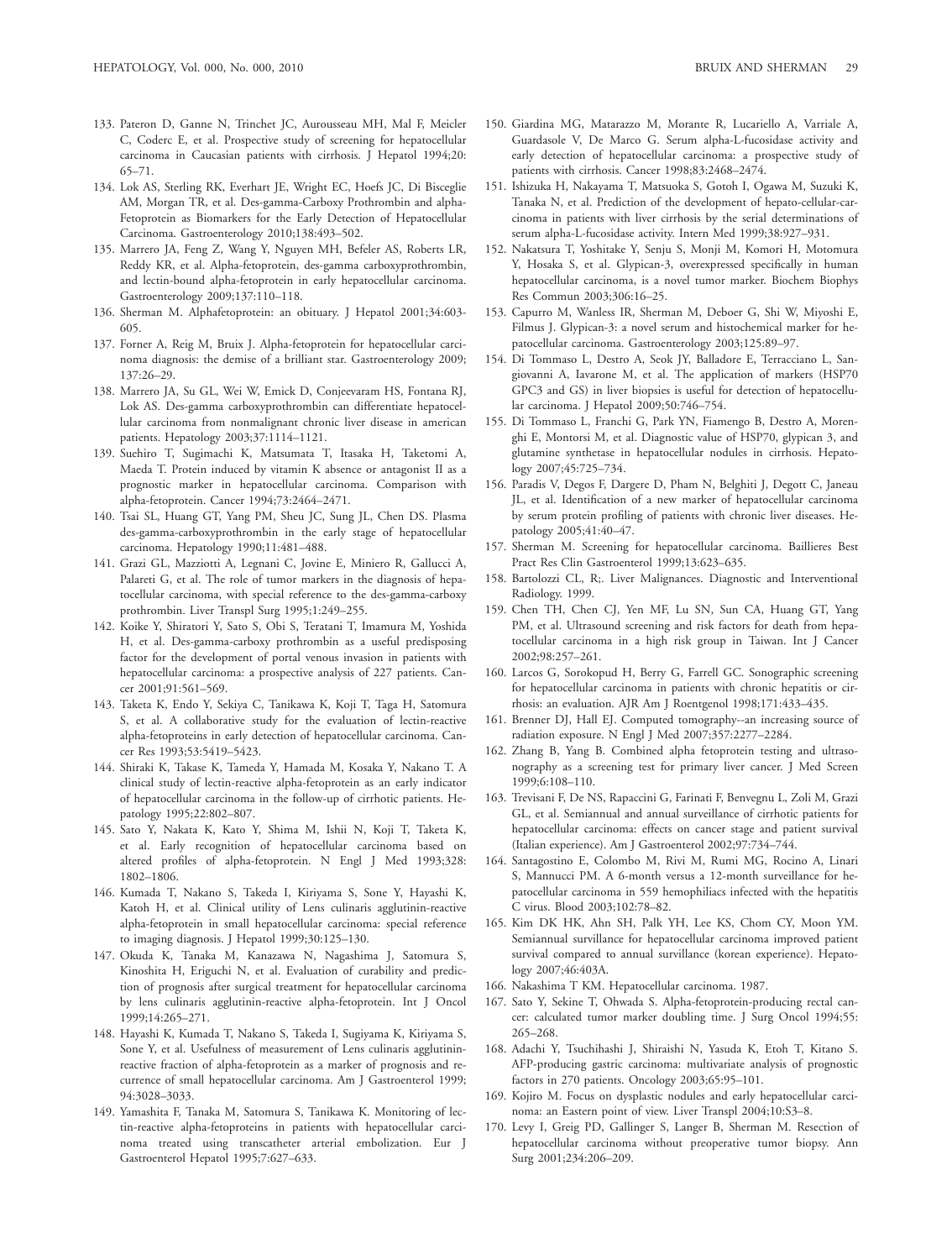133. Pateron D, Ganne N, Trinchet JC, Aurousseau MH, Mal F, Meicler C, Coderc E, et al. Prospective study of screening for hepatocellular carcinoma in Caucasian patients with cirrhosis. J Hepatol 1994;20: 65–71.
134. Lok AS, Sterling RK, Everhart JE, Wright EC, Hoefs JC, Di Bisceglie AM, Morgan TR, et al. Des-gamma-Carboxy Prothrombin and alpha-Fetoprotein as Biomarkers for the Early Detection of Hepatocellular Carcinoma. Gastroenterology 2010;138:493–502.
135. Marrero JA, Feng Z, Wang Y, Nguyen MH, Befeler AS, Roberts LR, Reddy KR, et al. Alpha-fetoprotein, des-gamma carboxyprothrombin, and lectin-bound alpha-fetoprotein in early hepatocellular carcinoma. Gastroenterology 2009;137:110–118.
136. Sherman M. Alphafetoprotein: an obituary. J Hepatol 2001;34:603-605.
137. Forner A, Reig M, Bruix J. Alpha-fetoprotein for hepatocellular carcinoma diagnosis: the demise of a brilliant star. Gastroenterology 2009; 137:26–29.
138. Marrero JA, Su GL, Wei W, Emick D, Conjeevaram HS, Fontana RJ, Lok AS. Des-gamma carboxyprothrombin can differentiate hepatocellular carcinoma from nonmalignant chronic liver disease in american patients. Hepatology 2003;37:1114–1121.
139. Suehiro T, Sugimachi K, Matsumata T, Itasaka H, Taketomi A, Maeda T. Protein induced by vitamin K absence or antagonist II as a prognostic marker in hepatocellular carcinoma. Comparison with alpha-fetoprotein. Cancer 1994;73:2464–2471.
140. Tsai SL, Huang GT, Yang PM, Sheu JC, Sung JL, Chen DS. Plasma des-gamma-carboxyprothrombin in the early stage of hepatocellular carcinoma. Hepatology 1990;11:481–488.
141. Grazi GL, Mazziotti A, Legnani C, Jovine E, Miniero R, Gallucci A, Palareti G, et al. The role of tumor markers in the diagnosis of hepatocellular carcinoma, with special reference to the des-gamma-carboxy prothrombin. Liver Transpl Surg 1995;1:249–255.
142. Koike Y, Shiratori Y, Sato S, Obi S, Teratani T, Imamura M, Yoshida H, et al. Des-gamma-carboxy prothrombin as a useful predisposing factor for the development of portal venous invasion in patients with hepatocellular carcinoma: a prospective analysis of 227 patients. Cancer 2001;91:561–569.
143. Taketa K, Endo Y, Sekiya C, Tanikawa K, Koji T, Taga H, Satomura S, et al. A collaborative study for the evaluation of lectin-reactive alpha-fetoproteins in early detection of hepatocellular carcinoma. Cancer Res 1993;53:5419–5423.
144. Shiraki K, Takase K, Tameda Y, Hamada M, Kosaka Y, Nakano T. A clinical study of lectin-reactive alpha-fetoprotein as an early indicator of hepatocellular carcinoma in the follow-up of cirrhotic patients. Hepatology 1995;22:802–807.
145. Sato Y, Nakata K, Kato Y, Shima M, Ishii N, Koji T, Taketa K, et al. Early recognition of hepatocellular carcinoma based on altered profiles of alpha-fetoprotein. N Engl J Med 1993;328: 1802–1806.
146. Kumada T, Nakano S, Takeda I, Kiriyama S, Sone Y, Hayashi K, Katoh H, et al. Clinical utility of Lens culinaris agglutinin-reactive alpha-fetoprotein in small hepatocellular carcinoma: special reference to imaging diagnosis. J Hepatol 1999;30:125–130.
147. Okuda K, Tanaka M, Kanazawa N, Nagashima J, Satomura S, Kinoshita H, Eriguchi N, et al. Evaluation of curability and prediction of prognosis after surgical treatment for hepatocellular carcinoma by lens culinaris agglutinin-reactive alpha-fetoprotein. Int J Oncol 1999;14:265–271.
148. Hayashi K, Kumada T, Nakano S, Takeda I, Sugiyama K, Kiriyama S, Sone Y, et al. Usefulness of measurement of Lens culinaris agglutinin-reactive fraction of alpha-fetoprotein as a marker of prognosis and recurrence of small hepatocellular carcinoma. Am J Gastroenterol 1999; 94:3028–3033.
149. Yamashita F, Tanaka M, Satomura S, Tanikawa K. Monitoring of lectin-reactive alpha-fetoproteins in patients with hepatocellular carcinoma treated using transcatheter arterial embolization. Eur J Gastroenterol Hepatol 1995;7:627–633.
150. Giardina MG, Matarazzo M, Morante R, Lucariello A, Varriale A, Guardasole V, De Marco G. Serum alpha-L-fucosidase activity and early detection of hepatocellular carcinoma: a prospective study of patients with cirrhosis. Cancer 1998;83:2468–2474.
151. Ishizuka H, Nakayama T, Matsuoka S, Gotoh I, Ogawa M, Suzuki K, Tanaka N, et al. Prediction of the development of hepato-cellular-carcinoma in patients with liver cirrhosis by the serial determinations of serum alpha-L-fucosidase activity. Intern Med 1999;38:927–931.
152. Nakatsura T, Yoshitake Y, Senju S, Monji M, Komori H, Motomura Y, Hosaka S, et al. Glypican-3, overexpressed specifically in human hepatocellular carcinoma, is a novel tumor marker. Biochem Biophys Res Commun 2003;306:16–25.
153. Capurro M, Wanless IR, Sherman M, Deboer G, Shi W, Miyoshi E, Filmus J. Glypican-3: a novel serum and histochemical marker for hepatocellular carcinoma. Gastroenterology 2003;125:89–97.
154. Di Tommaso L, Destro A, Seok JY, Balladore E, Terracciano L, Sangiovanni A, Iavarone M, et al. The application of markers (HSP70 GPC3 and GS) in liver biopsies is useful for detection of hepatocellular carcinoma. J Hepatol 2009;50:746–754.
155. Di Tommaso L, Franchi G, Park YN, Fiamengo B, Destro A, Morenghi E, Montorsi M, et al. Diagnostic value of HSP70, glypican 3, and glutamine synthetase in hepatocellular nodules in cirrhosis. Hepatology 2007;45:725–734.
156. Paradis V, Degos F, Dargere D, Pham N, Belghiti J, Degott C, Janeau JL, et al. Identification of a new marker of hepatocellular carcinoma by serum protein profiling of patients with chronic liver diseases. Hepatology 2005;41:40–47.
157. Sherman M. Screening for hepatocellular carcinoma. Baillieres Best Pract Res Clin Gastroenterol 1999;13:623–635.
158. Bartolozzi CL, R;. Liver Malignances. Diagnostic and Interventional Radiology. 1999.
159. Chen TH, Chen CJ, Yen MF, Lu SN, Sun CA, Huang GT, Yang PM, et al. Ultrasound screening and risk factors for death from hepatocellular carcinoma in a high risk group in Taiwan. Int J Cancer 2002;98:257–261.
160. Larcos G, Sorokopud H, Berry G, Farrell GC. Sonographic screening for hepatocellular carcinoma in patients with chronic hepatitis or cirrhosis: an evaluation. AJR Am J Roentgenol 1998;171:433–435.
161. Brenner DJ, Hall EJ. Computed tomography--an increasing source of radiation exposure. N Engl J Med 2007;357:2277–2284.
162. Zhang B, Yang B. Combined alpha fetoprotein testing and ultrasonography as a screening test for primary liver cancer. J Med Screen 1999;6:108–110.
163. Trevisani F, De NS, Rapaccini G, Farinati F, Benvegnu L, Zoli M, Grazi GL, et al. Semiannual and annual surveillance of cirrhotic patients for hepatocellular carcinoma: effects on cancer stage and patient survival (Italian experience). Am J Gastroenterol 2002;97:734–744.
164. Santagostino E, Colombo M, Rivi M, Rumi MG, Rocino A, Linari S, Mannucci PM. A 6-month versus a 12-month surveillance for hepatocellular carcinoma in 559 hemophiliacs infected with the hepatitis C virus. Blood 2003;102:78–82.
165. Kim DK HK, Ahn SH, Palk YH, Lee KS, Chom CY, Moon YM. Semiannual survillance for hepatocellular carcinoma improved patient survival compared to annual survillance (korean experience). Hepatology 2007;46:403A.
166. Nakashima T KM. Hepatocellular carcinoma. 1987.
167. Sato Y, Sekine T, Ohwada S. Alpha-fetoprotein-producing rectal cancer: calculated tumor marker doubling time. J Surg Oncol 1994;55: 265–268.
168. Adachi Y, Tsuchihashi J, Shiraishi N, Yasuda K, Etoh T, Kitano S. AFP-producing gastric carcinoma: multivariate analysis of prognostic factors in 270 patients. Oncology 2003;65:95–101.
169. Kojiro M. Focus on dysplastic nodules and early hepatocellular carcinoma: an Eastern point of view. Liver Transpl 2004;10:S3–8.
170. Levy I, Greig PD, Gallinger S, Langer B, Sherman M. Resection of hepatocellular carcinoma without preoperative tumor biopsy. Ann Surg 2001;234:206–209.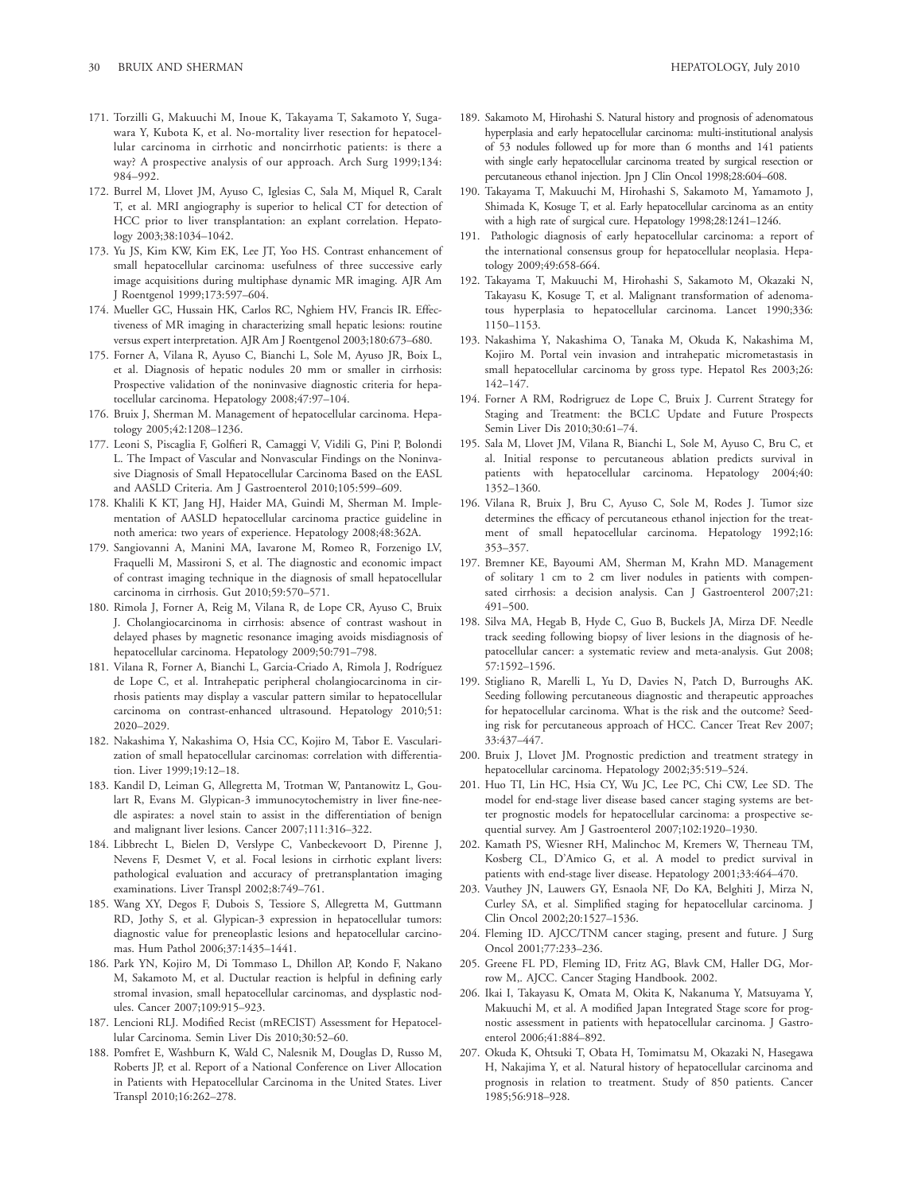171. Torzilli G, Makuuchi M, Inoue K, Takayama T, Sakamoto Y, Sugawara Y, Kubota K, et al. No-mortality liver resection for hepatocellular carcinoma in cirrhotic and noncirrhotic patients: is there a way? A prospective analysis of our approach. Arch Surg 1999;134:984–992.
172. Burrel M, Llovet JM, Ayuso C, Iglesias C, Sala M, Miquel R, Caralt T, et al. MRI angiography is superior to helical CT for detection of HCC prior to liver transplantation: an explant correlation. Hepatology 2003;38:1034–1042.
173. Yu JS, Kim KW, Kim EK, Lee JT, Yoo HS. Contrast enhancement of small hepatocellular carcinoma: usefulness of three successive early image acquisitions during multiphase dynamic MR imaging. AJR Am J Roentgenol 1999;173:597–604.
174. Mueller GC, Hussain HK, Carlos RC, Nghiem HV, Francis IR. Effectiveness of MR imaging in characterizing small hepatic lesions: routine versus expert interpretation. AJR Am J Roentgenol 2003;180:673–680.
175. Forner A, Vilana R, Ayuso C, Bianchi L, Sole M, Ayuso JR, Boix L, et al. Diagnosis of hepatic nodules 20 mm or smaller in cirrhosis: Prospective validation of the noninvasive diagnostic criteria for hepatocellular carcinoma. Hepatology 2008;47:97–104.
176. Bruix J, Sherman M. Management of hepatocellular carcinoma. Hepatology 2005;42:1208–1236.
177. Leoni S, Piscaglia F, Golfieri R, Camaggi V, Vidili G, Pini P, Bolondi L. The Impact of Vascular and Nonvascular Findings on the Noninvasive Diagnosis of Small Hepatocellular Carcinoma Based on the EASL and AASLD Criteria. Am J Gastroenterol 2010;105:599–609.
178. Khalili K KT, Jang HJ, Haider MA, Guindi M, Sherman M. Implementation of AASLD hepatocellular carcinoma practice guideline in noth america: two years of experience. Hepatology 2008;48:362A.
179. Sangiovanni A, Manini MA, Iavarone M, Romeo R, Forzenigo LV, Fraquelli M, Massironi S, et al. The diagnostic and economic impact of contrast imaging technique in the diagnosis of small hepatocellular carcinoma in cirrhosis. Gut 2010;59:570–571.
180. Rimola J, Forner A, Reig M, Vilana R, de Lope CR, Ayuso C, Bruix J. Cholangiocarcinoma in cirrhosis: absence of contrast washout in delayed phases by magnetic resonance imaging avoids misdiagnosis of hepatocellular carcinoma. Hepatology 2009;50:791–798.
181. Vilana R, Forner A, Bianchi L, Garcia-Criado A, Rimola J, Rodríguez de Lope C, et al. Intrahepatic peripheral cholangiocarcinoma in cirrhosis patients may display a vascular pattern similar to hepatocellular carcinoma on contrast-enhanced ultrasound. Hepatology 2010;51:2020–2029.
182. Nakashima Y, Nakashima O, Hsia CC, Kojiro M, Tabor E. Vascularization of small hepatocellular carcinomas: correlation with differentiation. Liver 1999;19:12–18.
183. Kandil D, Leiman G, Allegretta M, Trotman W, Pantanowitz L, Goulart R, Evans M. Glypican-3 immunocytochemistry in liver fine-needle aspirates: a novel stain to assist in the differentiation of benign and malignant liver lesions. Cancer 2007;111:316–322.
184. Libbrecht L, Bielen D, Verslype C, Vanbeckevoort D, Pirenne J, Nevens F, Desmet V, et al. Focal lesions in cirrhotic explant livers: pathological evaluation and accuracy of pretransplantation imaging examinations. Liver Transpl 2002;8:749–761.
185. Wang XY, Degos F, Dubois S, Tessiore S, Allegretta M, Guttmann RD, Jothy S, et al. Glypican-3 expression in hepatocellular tumors: diagnostic value for preneoplastic lesions and hepatocellular carcinomas. Hum Pathol 2006;37:1435–1441.
186. Park YN, Kojiro M, Di Tommaso L, Dhillon AP, Kondo F, Nakano M, Sakamoto M, et al. Ductular reaction is helpful in defining early stromal invasion, small hepatocellular carcinomas, and dysplastic nodules. Cancer 2007;109:915–923.
187. Lencioni RLJ. Modified Recist (mRECIST) Assessment for Hepatocellular Carcinoma. Semin Liver Dis 2010;30:52–60.
188. Pomfret E, Washburn K, Wald C, Nalesnik M, Douglas D, Russo M, Roberts JP, et al. Report of a National Conference on Liver Allocation in Patients with Hepatocellular Carcinoma in the United States. Liver Transpl 2010;16:262–278.
189. Sakamoto M, Hirohashi S. Natural history and prognosis of adenomatous hyperplasia and early hepatocellular carcinoma: multi-institutional analysis of 53 nodules followed up for more than 6 months and 141 patients with single early hepatocellular carcinoma treated by surgical resection or percutaneous ethanol injection. Jpn J Clin Oncol 1998;28:604–608.
190. Takayama T, Makuuchi M, Hirohashi S, Sakamoto M, Yamamoto J, Shimada K, Kosuge T, et al. Early hepatocellular carcinoma as an entity with a high rate of surgical cure. Hepatology 1998;28:1241–1246.
191. Pathologic diagnosis of early hepatocellular carcinoma: a report of the international consensus group for hepatocellular neoplasia. Hepatology 2009;49:658-664.
192. Takayama T, Makuuchi M, Hirohashi S, Sakamoto M, Okazaki N, Takayasu K, Kosuge T, et al. Malignant transformation of adenomatous hyperplasia to hepatocellular carcinoma. Lancet 1990;336:1150–1153.
193. Nakashima Y, Nakashima O, Tanaka M, Okuda K, Nakashima M, Kojiro M. Portal vein invasion and intrahepatic micrometastasis in small hepatocellular carcinoma by gross type. Hepatol Res 2003;26:142–147.
194. Forner A RM, Rodrigruez de Lope C, Bruix J. Current Strategy for Staging and Treatment: the BCLC Update and Future Prospects Semin Liver Dis 2010;30:61–74.
195. Sala M, Llovet JM, Vilana R, Bianchi L, Sole M, Ayuso C, Bru C, et al. Initial response to percutaneous ablation predicts survival in patients with hepatocellular carcinoma. Hepatology 2004;40:1352–1360.
196. Vilana R, Bruix J, Bru C, Ayuso C, Sole M, Rodes J. Tumor size determines the efficacy of percutaneous ethanol injection for the treatment of small hepatocellular carcinoma. Hepatology 1992;16:353–357.
197. Bremner KE, Bayoumi AM, Sherman M, Krahn MD. Management of solitary 1 cm to 2 cm liver nodules in patients with compensated cirrhosis: a decision analysis. Can J Gastroenterol 2007;21:491–500.
198. Silva MA, Hegab B, Hyde C, Guo B, Buckels JA, Mirza DF. Needle track seeding following biopsy of liver lesions in the diagnosis of hepatocellular cancer: a systematic review and meta-analysis. Gut 2008;57:1592–1596.
199. Stigliano R, Marelli L, Yu D, Davies N, Patch D, Burroughs AK. Seeding following percutaneous diagnostic and therapeutic approaches for hepatocellular carcinoma. What is the risk and the outcome? Seeding risk for percutaneous approach of HCC. Cancer Treat Rev 2007;33:437–447.
200. Bruix J, Llovet JM. Prognostic prediction and treatment strategy in hepatocellular carcinoma. Hepatology 2002;35:519–524.
201. Huo TI, Lin HC, Hsia CY, Wu JC, Lee PC, Chi CW, Lee SD. The model for end-stage liver disease based cancer staging systems are better prognostic models for hepatocellular carcinoma: a prospective sequential survey. Am J Gastroenterol 2007;102:1920–1930.
202. Kamath PS, Wiesner RH, Malinchoc M, Kremers W, Therneau TM, Kosberg CL, D'Amico G, et al. A model to predict survival in patients with end-stage liver disease. Hepatology 2001;33:464–470.
203. Vauthey JN, Lauwers GY, Esnaola NF, Do KA, Belghiti J, Mirza N, Curley SA, et al. Simplified staging for hepatocellular carcinoma. J Clin Oncol 2002;20:1527–1536.
204. Fleming ID. AJCC/TNM cancer staging, present and future. J Surg Oncol 2001;77:233–236.
205. Greene FL PD, Fleming ID, Fritz AG, Blavk CM, Haller DG, Morrow M,. AJCC. Cancer Staging Handbook. 2002.
206. Ikai I, Takayasu K, Omata M, Okita K, Nakanuma Y, Matsuyama Y, Makuuchi M, et al. A modified Japan Integrated Stage score for prognostic assessment in patients with hepatocellular carcinoma. J Gastroenterol 2006;41:884–892.
207. Okuda K, Ohtsuki T, Obata H, Tomimatsu M, Okazaki N, Hasegawa H, Nakajima Y, et al. Natural history of hepatocellular carcinoma and prognosis in relation to treatment. Study of 850 patients. Cancer 1985;56:918–928.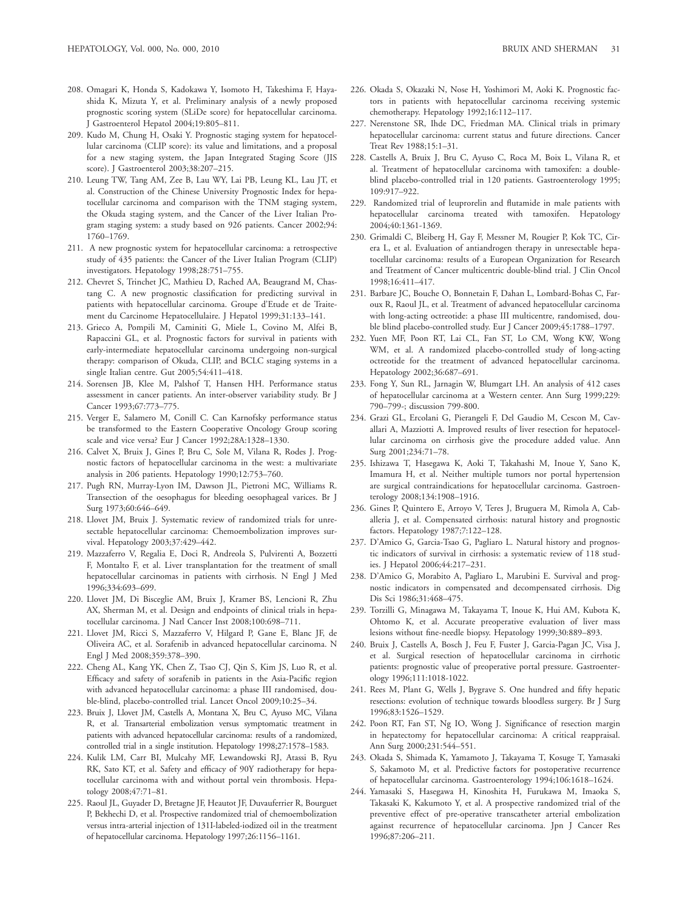208. Omagari K, Honda S, Kadokawa Y, Isomoto H, Takeshima F, Hayashida K, Mizuta Y, et al. Preliminary analysis of a newly proposed prognostic scoring system (SLiDe score) for hepatocellular carcinoma. J Gastroenterol Hepatol 2004;19:805–811.
209. Kudo M, Chung H, Osaki Y. Prognostic staging system for hepatocellular carcinoma (CLIP score): its value and limitations, and a proposal for a new staging system, the Japan Integrated Staging Score (JIS score). J Gastroenterol 2003;38:207–215.
210. Leung TW, Tang AM, Zee B, Lau WY, Lai PB, Leung KL, Lau JT, et al. Construction of the Chinese University Prognostic Index for hepatocellular carcinoma and comparison with the TNM staging system, the Okuda staging system, and the Cancer of the Liver Italian Program staging system: a study based on 926 patients. Cancer 2002;94:1760–1769.
211. A new prognostic system for hepatocellular carcinoma: a retrospective study of 435 patients: the Cancer of the Liver Italian Program (CLIP) investigators. Hepatology 1998;28:751–755.
212. Chevret S, Trinchet JC, Mathieu D, Rached AA, Beaugrand M, Chastang C. A new prognostic classification for predicting survival in patients with hepatocellular carcinoma. Groupe d'Etude et de Traitement du Carcinome Hepatocellulaire. J Hepatol 1999;31:133–141.
213. Grieco A, Pompili M, Caminiti G, Miele L, Covino M, Alfei B, Rapaccini GL, et al. Prognostic factors for survival in patients with early-intermediate hepatocellular carcinoma undergoing non-surgical therapy: comparison of Okuda, CLIP, and BCLC staging systems in a single Italian centre. Gut 2005;54:411–418.
214. Sorensen JB, Klee M, Palshof T, Hansen HH. Performance status assessment in cancer patients. An inter-observer variability study. Br J Cancer 1993;67:773–775.
215. Verger E, Salamero M, Conill C. Can Karnofsky performance status be transformed to the Eastern Cooperative Oncology Group scoring scale and vice versa? Eur J Cancer 1992;28A:1328–1330.
216. Calvet X, Bruix J, Gines P, Bru C, Sole M, Vilana R, Rodes J. Prognostic factors of hepatocellular carcinoma in the west: a multivariate analysis in 206 patients. Hepatology 1990;12:753–760.
217. Pugh RN, Murray-Lyon IM, Dawson JL, Pietroni MC, Williams R. Transection of the oesophagus for bleeding oesophageal varices. Br J Surg 1973;60:646–649.
218. Llovet JM, Bruix J. Systematic review of randomized trials for unresectable hepatocellular carcinoma: Chemoembolization improves survival. Hepatology 2003;37:429–442.
219. Mazzaferro V, Regalia E, Doci R, Andreola S, Pulvirenti A, Bozzetti F, Montalto F, et al. Liver transplantation for the treatment of small hepatocellular carcinomas in patients with cirrhosis. N Engl J Med 1996;334:693–699.
220. Llovet JM, Di Bisceglie AM, Bruix J, Kramer BS, Lencioni R, Zhu AX, Sherman M, et al. Design and endpoints of clinical trials in hepatocellular carcinoma. J Natl Cancer Inst 2008;100:698–711.
221. Llovet JM, Ricci S, Mazzaferro V, Hilgard P, Gane E, Blanc JF, de Oliveira AC, et al. Sorafenib in advanced hepatocellular carcinoma. N Engl J Med 2008;359:378–390.
222. Cheng AL, Kang YK, Chen Z, Tsao CJ, Qin S, Kim JS, Luo R, et al. Efficacy and safety of sorafenib in patients in the Asia-Pacific region with advanced hepatocellular carcinoma: a phase III randomised, double-blind, placebo-controlled trial. Lancet Oncol 2009;10:25–34.
223. Bruix J, Llovet JM, Castells A, Montana X, Bru C, Ayuso MC, Vilana R, et al. Transarterial embolization versus symptomatic treatment in patients with advanced hepatocellular carcinoma: results of a randomized, controlled trial in a single institution. Hepatology 1998;27:1578–1583.
224. Kulik LM, Carr BI, Mulcahy MF, Lewandowski RJ, Atassi B, Ryu RK, Sato KT, et al. Safety and efficacy of 90Y radiotherapy for hepatocellular carcinoma with and without portal vein thrombosis. Hepatology 2008;47:71–81.
225. Raoul JL, Guyader D, Bretagne JF, Heautot JF, Duvauferrier R, Bourguet P, Bekhechi D, et al. Prospective randomized trial of chemoembolization versus intra-arterial injection of 131I-labeled-iodized oil in the treatment of hepatocellular carcinoma. Hepatology 1997;26:1156–1161.
226. Okada S, Okazaki N, Nose H, Yoshimori M, Aoki K. Prognostic factors in patients with hepatocellular carcinoma receiving systemic chemotherapy. Hepatology 1992;16:112–117.
227. Nerenstone SR, Ihde DC, Friedman MA. Clinical trials in primary hepatocellular carcinoma: current status and future directions. Cancer Treat Rev 1988;15:1–31.
228. Castells A, Bruix J, Bru C, Ayuso C, Roca M, Boix L, Vilana R, et al. Treatment of hepatocellular carcinoma with tamoxifen: a double-blind placebo-controlled trial in 120 patients. Gastroenterology 1995;109:917–922.
229. Randomized trial of leuprorelin and flutamide in male patients with hepatocellular carcinoma treated with tamoxifen. Hepatology 2004;40:1361-1369.
230. Grimaldi C, Bleiberg H, Gay F, Messner M, Rougier P, Kok TC, Cirera L, et al. Evaluation of antiandrogen therapy in unresectable hepatocellular carcinoma: results of a European Organization for Research and Treatment of Cancer multicentric double-blind trial. J Clin Oncol 1998;16:411–417.
231. Barbare JC, Bouche O, Bonnetain F, Dahan L, Lombard-Bohas C, Faroux R, Raoul JL, et al. Treatment of advanced hepatocellular carcinoma with long-acting octreotide: a phase III multicentre, randomised, double blind placebo-controlled study. Eur J Cancer 2009;45:1788–1797.
232. Yuen MF, Poon RT, Lai CL, Fan ST, Lo CM, Wong KW, Wong WM, et al. A randomized placebo-controlled study of long-acting octreotide for the treatment of advanced hepatocellular carcinoma. Hepatology 2002;36:687–691.
233. Fong Y, Sun RL, Jarnagin W, Blumgart LH. An analysis of 412 cases of hepatocellular carcinoma at a Western center. Ann Surg 1999;229:790–799-; discussion 799-800.
234. Grazi GL, Ercolani G, Pierangeli F, Del Gaudio M, Cescon M, Cavallari A, Mazziotti A. Improved results of liver resection for hepatocellular carcinoma on cirrhosis give the procedure added value. Ann Surg 2001;234:71–78.
235. Ishizawa T, Hasegawa K, Aoki T, Takahashi M, Inoue Y, Sano K, Imamura H, et al. Neither multiple tumors nor portal hypertension are surgical contraindications for hepatocellular carcinoma. Gastroenterology 2008;134:1908–1916.
236. Gines P, Quintero E, Arroyo V, Teres J, Bruguera M, Rimola A, Caballeria J, et al. Compensated cirrhosis: natural history and prognostic factors. Hepatology 1987;7:122–128.
237. D'Amico G, Garcia-Tsao G, Pagliaro L. Natural history and prognostic indicators of survival in cirrhosis: a systematic review of 118 studies. J Hepatol 2006;44:217–231.
238. D'Amico G, Morabito A, Pagliaro L, Marubini E. Survival and prognostic indicators in compensated and decompensated cirrhosis. Dig Dis Sci 1986;31:468–475.
239. Torzilli G, Minagawa M, Takayama T, Inoue K, Hui AM, Kubota K, Ohtomo K, et al. Accurate preoperative evaluation of liver mass lesions without fine-needle biopsy. Hepatology 1999;30:889–893.
240. Bruix J, Castells A, Bosch J, Feu F, Fuster J, Garcia-Pagan JC, Visa J, et al. Surgical resection of hepatocellular carcinoma in cirrhotic patients: prognostic value of preoperative portal pressure. Gastroenterology 1996;111:1018-1022.
241. Rees M, Plant G, Wells J, Bygrave S. One hundred and fifty hepatic resections: evolution of technique towards bloodless surgery. Br J Surg 1996;83:1526–1529.
242. Poon RT, Fan ST, Ng IO, Wong J. Significance of resection margin in hepatectomy for hepatocellular carcinoma: A critical reappraisal. Ann Surg 2000;231:544–551.
243. Okada S, Shimada K, Yamamoto J, Takayama T, Kosuge T, Yamasaki S, Sakamoto M, et al. Predictive factors for postoperative recurrence of hepatocellular carcinoma. Gastroenterology 1994;106:1618–1624.
244. Yamasaki S, Hasegawa H, Kinoshita H, Furukawa M, Imaoka S, Takasaki K, Kakumoto Y, et al. A prospective randomized trial of the preventive effect of pre-operative transcatheter arterial embolization against recurrence of hepatocellular carcinoma. Jpn J Cancer Res 1996;87:206–211.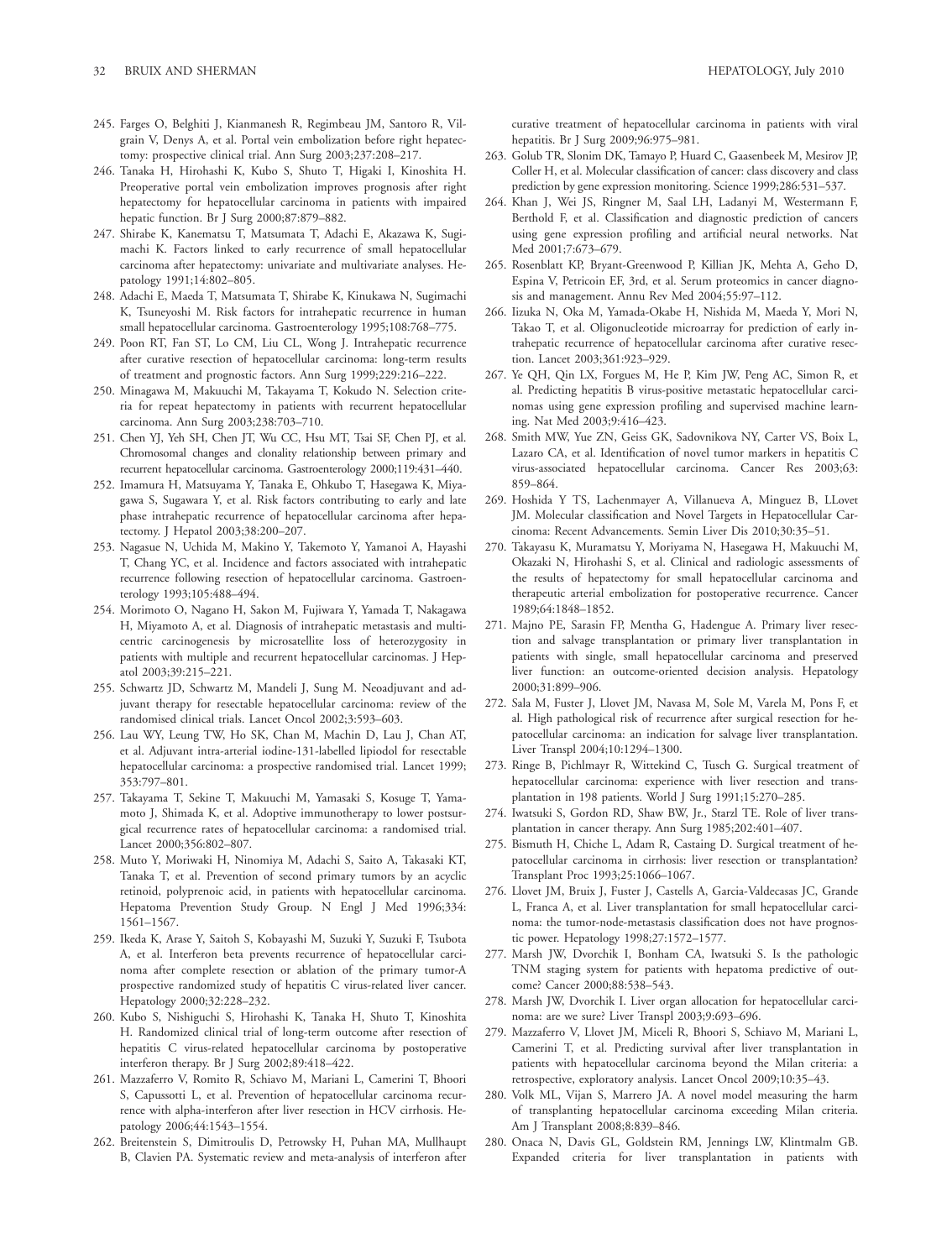245. Farges O, Belghiti J, Kianmanesh R, Regimbeau JM, Santoro R, Vilgrain V, Denys A, et al. Portal vein embolization before right hepatectomy: prospective clinical trial. Ann Surg 2003;237:208–217.

246. Tanaka H, Hirohashi K, Kubo S, Shuto T, Higaki I, Kinoshita H. Preoperative portal vein embolization improves prognosis after right hepatectomy for hepatocellular carcinoma in patients with impaired hepatic function. Br J Surg 2000;87:879–882.

247. Shirabe K, Kanematsu T, Matsumata T, Adachi E, Akazawa K, Sugimachi K. Factors linked to early recurrence of small hepatocellular carcinoma after hepatectomy: univariate and multivariate analyses. Hepatology 1991;14:802–805.

248. Adachi E, Maeda T, Matsumata T, Shirabe K, Kinukawa N, Sugimachi K, Tsuneyoshi M. Risk factors for intrahepatic recurrence in human small hepatocellular carcinoma. Gastroenterology 1995;108:768–775.

249. Poon RT, Fan ST, Lo CM, Liu CL, Wong J. Intrahepatic recurrence after curative resection of hepatocellular carcinoma: long-term results of treatment and prognostic factors. Ann Surg 1999;229:216–222.

250. Minagawa M, Makuuchi M, Takayama T, Kokudo N. Selection criteria for repeat hepatectomy in patients with recurrent hepatocellular carcinoma. Ann Surg 2003;238:703–710.

251. Chen YJ, Yeh SH, Chen JT, Wu CC, Hsu MT, Tsai SF, Chen PJ, et al. Chromosomal changes and clonality relationship between primary and recurrent hepatocellular carcinoma. Gastroenterology 2000;119:431–440.

252. Imamura H, Matsuyama Y, Tanaka E, Ohkubo T, Hasegawa K, Miyagawa S, Sugawara Y, et al. Risk factors contributing to early and late phase intrahepatic recurrence of hepatocellular carcinoma after hepatectomy. J Hepatol 2003;38:200–207.

253. Nagasue N, Uchida M, Makino Y, Takemoto Y, Yamanoi A, Hayashi T, Chang YC, et al. Incidence and factors associated with intrahepatic recurrence following resection of hepatocellular carcinoma. Gastroenterology 1993;105:488–494.

254. Morimoto O, Nagano H, Sakon M, Fujiwara Y, Yamada T, Nakagawa H, Miyamoto A, et al. Diagnosis of intrahepatic metastasis and multicentric carcinogenesis by microsatellite loss of heterozygosity in patients with multiple and recurrent hepatocellular carcinomas. J Hepatol 2003;39:215–221.

255. Schwartz JD, Schwartz M, Mandeli J, Sung M. Neoadjuvant and adjuvant therapy for resectable hepatocellular carcinoma: review of the randomised clinical trials. Lancet Oncol 2002;3:593–603.

256. Lau WY, Leung TW, Ho SK, Chan M, Machin D, Lau J, Chan AT, et al. Adjuvant intra-arterial iodine-131-labelled lipiodol for resectable hepatocellular carcinoma: a prospective randomised trial. Lancet 1999; 353:797–801.

257. Takayama T, Sekine T, Makuuchi M, Yamasaki S, Kosuge T, Yamamoto J, Shimada K, et al. Adoptive immunotherapy to lower postsurgical recurrence rates of hepatocellular carcinoma: a randomised trial. Lancet 2000;356:802–807.

258. Muto Y, Moriwaki H, Ninomiya M, Adachi S, Saito A, Takasaki KT, Tanaka T, et al. Prevention of second primary tumors by an acyclic retinoid, polyprenoic acid, in patients with hepatocellular carcinoma. Hepatoma Prevention Study Group. N Engl J Med 1996;334: 1561–1567.

259. Ikeda K, Arase Y, Saitoh S, Kobayashi M, Suzuki Y, Suzuki F, Tsubota A, et al. Interferon beta prevents recurrence of hepatocellular carcinoma after complete resection or ablation of the primary tumor-A prospective randomized study of hepatitis C virus-related liver cancer. Hepatology 2000;32:228–232.

260. Kubo S, Nishiguchi S, Hirohashi K, Tanaka H, Shuto T, Kinoshita H. Randomized clinical trial of long-term outcome after resection of hepatitis C virus-related hepatocellular carcinoma by postoperative interferon therapy. Br J Surg 2002;89:418–422.

261. Mazzaferro V, Romito R, Schiavo M, Mariani L, Camerini T, Bhoori S, Capussotti L, et al. Prevention of hepatocellular carcinoma recurrence with alpha-interferon after liver resection in HCV cirrhosis. Hepatology 2006;44:1543–1554.

262. Breitenstein S, Dimitroulis D, Petrowsky H, Puhan MA, Mullhaupt B, Clavien PA. Systematic review and meta-analysis of interferon after curative treatment of hepatocellular carcinoma in patients with viral hepatitis. Br J Surg 2009;96:975–981.

263. Golub TR, Slonim DK, Tamayo P, Huard C, Gaasenbeek M, Mesirov JP, Coller H, et al. Molecular classification of cancer: class discovery and class prediction by gene expression monitoring. Science 1999;286:531–537.

264. Khan J, Wei JS, Ringner M, Saal LH, Ladanyi M, Westermann F, Berthold F, et al. Classification and diagnostic prediction of cancers using gene expression profiling and artificial neural networks. Nat Med 2001;7:673–679.

265. Rosenblatt KP, Bryant-Greenwood P, Killian JK, Mehta A, Geho D, Espina V, Petricoin EF, 3rd, et al. Serum proteomics in cancer diagnosis and management. Annu Rev Med 2004;55:97–112.

266. Iizuka N, Oka M, Yamada-Okabe H, Nishida M, Maeda Y, Mori N, Takao T, et al. Oligonucleotide microarray for prediction of early intrahepatic recurrence of hepatocellular carcinoma after curative resection. Lancet 2003;361:923–929.

267. Ye QH, Qin LX, Forgues M, He P, Kim JW, Peng AC, Simon R, et al. Predicting hepatitis B virus-positive metastatic hepatocellular carcinomas using gene expression profiling and supervised machine learning. Nat Med 2003;9:416–423.

268. Smith MW, Yue ZN, Geiss GK, Sadovnikova NY, Carter VS, Boix L, Lazaro CA, et al. Identification of novel tumor markers in hepatitis C virus-associated hepatocellular carcinoma. Cancer Res 2003;63: 859–864.

269. Hoshida Y TS, Lachenmayer A, Villanueva A, Minguez B, LLovet JM. Molecular classification and Novel Targets in Hepatocellular Carcinoma: Recent Advancements. Semin Liver Dis 2010;30:35–51.

270. Takayasu K, Muramatsu Y, Moriyama N, Hasegawa H, Makuuchi M, Okazaki N, Hirohashi S, et al. Clinical and radiologic assessments of the results of hepatectomy for small hepatocellular carcinoma and therapeutic arterial embolization for postoperative recurrence. Cancer 1989;64:1848–1852.

271. Majno PE, Sarasin FP, Mentha G, Hadengue A. Primary liver resection and salvage transplantation or primary liver transplantation in patients with single, small hepatocellular carcinoma and preserved liver function: an outcome-oriented decision analysis. Hepatology 2000;31:899–906.

272. Sala M, Fuster J, Llovet JM, Navasa M, Sole M, Varela M, Pons F, et al. High pathological risk of recurrence after surgical resection for hepatocellular carcinoma: an indication for salvage liver transplantation. Liver Transpl 2004;10:1294–1300.

273. Ringe B, Pichlmayr R, Wittekind C, Tusch G. Surgical treatment of hepatocellular carcinoma: experience with liver resection and transplantation in 198 patients. World J Surg 1991;15:270–285.

274. Iwatsuki S, Gordon RD, Shaw BW, Jr., Starzl TE. Role of liver transplantation in cancer therapy. Ann Surg 1985;202:401–407.

275. Bismuth H, Chiche L, Adam R, Castaing D. Surgical treatment of hepatocellular carcinoma in cirrhosis: liver resection or transplantation? Transplant Proc 1993;25:1066–1067.

276. Llovet JM, Bruix J, Fuster J, Castells A, Garcia-Valdecasas JC, Grande L, Franca A, et al. Liver transplantation for small hepatocellular carcinoma: the tumor-node-metastasis classification does not have prognostic power. Hepatology 1998;27:1572–1577.

277. Marsh JW, Dvorchik I, Bonham CA, Iwatsuki S. Is the pathologic TNM staging system for patients with hepatoma predictive of outcome? Cancer 2000;88:538–543.

278. Marsh JW, Dvorchik I. Liver organ allocation for hepatocellular carcinoma: are we sure? Liver Transpl 2003;9:693–696.

279. Mazzaferro V, Llovet JM, Miceli R, Bhoori S, Schiavo M, Mariani L, Camerini T, et al. Predicting survival after liver transplantation in patients with hepatocellular carcinoma beyond the Milan criteria: a retrospective, exploratory analysis. Lancet Oncol 2009;10:35–43.

280. Volk ML, Vijan S, Marrero JA. A novel model measuring the harm of transplanting hepatocellular carcinoma exceeding Milan criteria. Am J Transplant 2008;8:839–846.

280. Onaca N, Davis GL, Goldstein RM, Jennings LW, Klintmalm GB. Expanded criteria for liver transplantation in patients with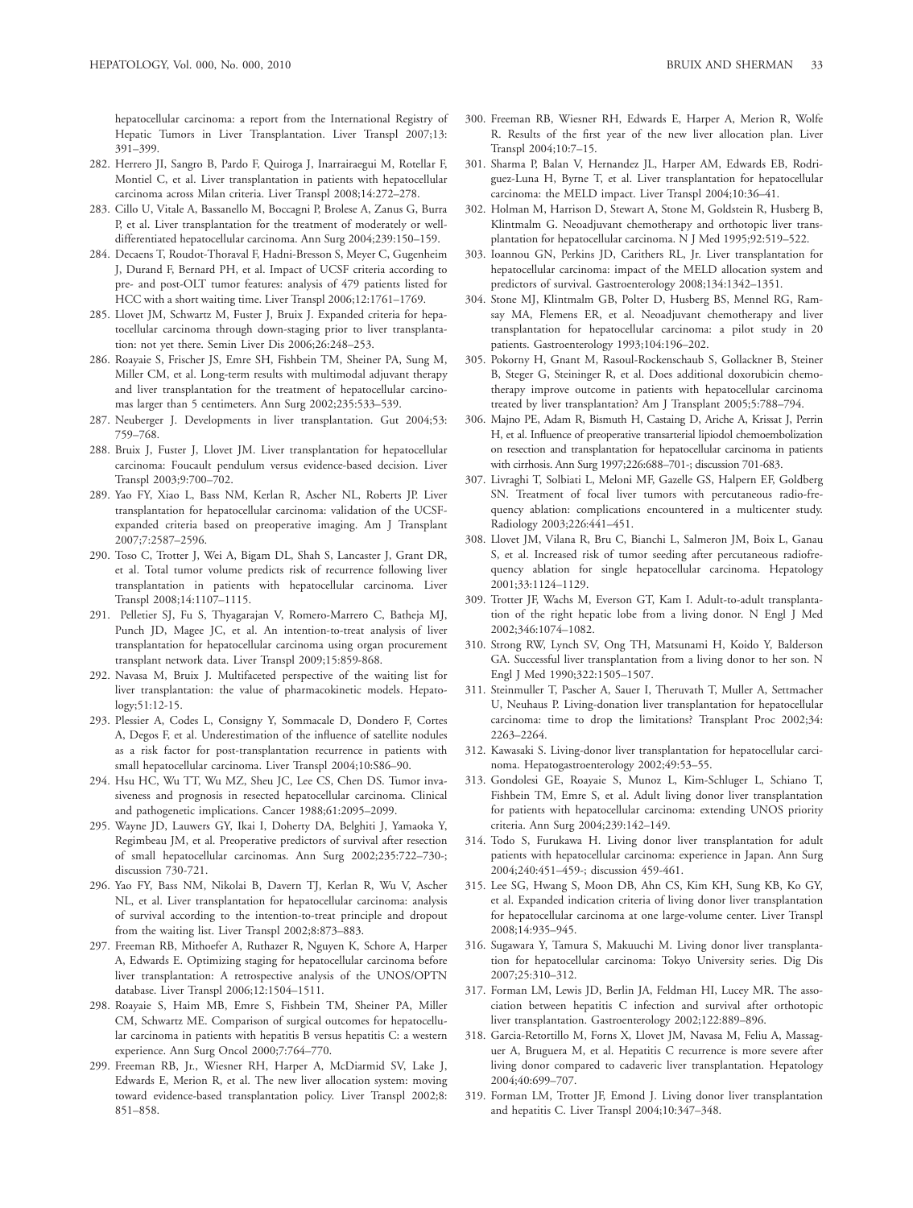hepatocellular carcinoma: a report from the International Registry of Hepatic Tumors in Liver Transplantation. Liver Transpl 2007;13: 391–399.

282. Herrero JI, Sangro B, Pardo F, Quiroga J, Inarrairaegui M, Rotellar F, Montiel C, et al. Liver transplantation in patients with hepatocellular carcinoma across Milan criteria. Liver Transpl 2008;14:272–278.
283. Cillo U, Vitale A, Bassanello M, Boccagni P, Brolese A, Zanus G, Burra P, et al. Liver transplantation for the treatment of moderately or well-differentiated hepatocellular carcinoma. Ann Surg 2004;239:150–159.
284. Decaens T, Roudot-Thoraval F, Hadni-Bresson S, Meyer C, Gugenheim J, Durand F, Bernard PH, et al. Impact of UCSF criteria according to pre- and post-OLT tumor features: analysis of 479 patients listed for HCC with a short waiting time. Liver Transpl 2006;12:1761–1769.
285. Llovet JM, Schwartz M, Fuster J, Bruix J. Expanded criteria for hepatocellular carcinoma through down-staging prior to liver transplantation: not yet there. Semin Liver Dis 2006;26:248–253.
286. Roayaie S, Frischer JS, Emre SH, Fishbein TM, Sheiner PA, Sung M, Miller CM, et al. Long-term results with multimodal adjuvant therapy and liver transplantation for the treatment of hepatocellular carcinomas larger than 5 centimeters. Ann Surg 2002;235:533–539.
287. Neuberger J. Developments in liver transplantation. Gut 2004;53: 759–768.
288. Bruix J, Fuster J, Llovet JM. Liver transplantation for hepatocellular carcinoma: Foucault pendulum versus evidence-based decision. Liver Transpl 2003;9:700–702.
289. Yao FY, Xiao L, Bass NM, Kerlan R, Ascher NL, Roberts JP. Liver transplantation for hepatocellular carcinoma: validation of the UCSF-expanded criteria based on preoperative imaging. Am J Transplant 2007;7:2587–2596.
290. Toso C, Trotter J, Wei A, Bigam DL, Shah S, Lancaster J, Grant DR, et al. Total tumor volume predicts risk of recurrence following liver transplantation in patients with hepatocellular carcinoma. Liver Transpl 2008;14:1107–1115.
291. Pelletier SJ, Fu S, Thyagarajan V, Romero-Marrero C, Batheja MJ, Punch JD, Magee JC, et al. An intention-to-treat analysis of liver transplantation for hepatocellular carcinoma using organ procurement transplant network data. Liver Transpl 2009;15:859-868.
292. Navasa M, Bruix J. Multifaceted perspective of the waiting list for liver transplantation: the value of pharmacokinetic models. Hepatology;51:12-15.
293. Plessier A, Codes L, Consigny Y, Sommacale D, Dondero F, Cortes A, Degos F, et al. Underestimation of the influence of satellite nodules as a risk factor for post-transplantation recurrence in patients with small hepatocellular carcinoma. Liver Transpl 2004;10:S86–90.
294. Hsu HC, Wu TT, Wu MZ, Sheu JC, Lee CS, Chen DS. Tumor invasiveness and prognosis in resected hepatocellular carcinoma. Clinical and pathogenetic implications. Cancer 1988;61:2095–2099.
295. Wayne JD, Lauwers GY, Ikai I, Doherty DA, Belghiti J, Yamaoka Y, Regimbeau JM, et al. Preoperative predictors of survival after resection of small hepatocellular carcinomas. Ann Surg 2002;235:722–730-; discussion 730-721.
296. Yao FY, Bass NM, Nikolai B, Davern TJ, Kerlan R, Wu V, Ascher NL, et al. Liver transplantation for hepatocellular carcinoma: analysis of survival according to the intention-to-treat principle and dropout from the waiting list. Liver Transpl 2002;8:873–883.
297. Freeman RB, Mithoefer A, Ruthazer R, Nguyen K, Schore A, Harper A, Edwards E. Optimizing staging for hepatocellular carcinoma before liver transplantation: A retrospective analysis of the UNOS/OPTN database. Liver Transpl 2006;12:1504–1511.
298. Roayaie S, Haim MB, Emre S, Fishbein TM, Sheiner PA, Miller CM, Schwartz ME. Comparison of surgical outcomes for hepatocellular carcinoma in patients with hepatitis B versus hepatitis C: a western experience. Ann Surg Oncol 2000;7:764–770.
299. Freeman RB, Jr., Wiesner RH, Harper A, McDiarmid SV, Lake J, Edwards E, Merion R, et al. The new liver allocation system: moving toward evidence-based transplantation policy. Liver Transpl 2002;8: 851–858.
300. Freeman RB, Wiesner RH, Edwards E, Harper A, Merion R, Wolfe R. Results of the first year of the new liver allocation plan. Liver Transpl 2004;10:7–15.
301. Sharma P, Balan V, Hernandez JL, Harper AM, Edwards EB, Rodriguez-Luna H, Byrne T, et al. Liver transplantation for hepatocellular carcinoma: the MELD impact. Liver Transpl 2004;10:36–41.
302. Holman M, Harrison D, Stewart A, Stone M, Goldstein R, Husberg B, Klintmalm G. Neoadjuvant chemotherapy and orthotopic liver transplantation for hepatocellular carcinoma. N J Med 1995;92:519–522.
303. Ioannou GN, Perkins JD, Carithers RL, Jr. Liver transplantation for hepatocellular carcinoma: impact of the MELD allocation system and predictors of survival. Gastroenterology 2008;134:1342–1351.
304. Stone MJ, Klintmalm GB, Polter D, Husberg BS, Mennel RG, Ramsay MA, Flemens ER, et al. Neoadjuvant chemotherapy and liver transplantation for hepatocellular carcinoma: a pilot study in 20 patients. Gastroenterology 1993;104:196–202.
305. Pokorny H, Gnant M, Rasoul-Rockenschaub S, Gollackner B, Steiner B, Steger G, Steininger R, et al. Does additional doxorubicin chemotherapy improve outcome in patients with hepatocellular carcinoma treated by liver transplantation? Am J Transplant 2005;5:788–794.
306. Majno PE, Adam R, Bismuth H, Castaing D, Ariche A, Krissat J, Perrin H, et al. Influence of preoperative transarterial lipiodol chemoembolization on resection and transplantation for hepatocellular carcinoma in patients with cirrhosis. Ann Surg 1997;226:688–701-; discussion 701-683.
307. Livraghi T, Solbiati L, Meloni MF, Gazelle GS, Halpern EF, Goldberg SN. Treatment of focal liver tumors with percutaneous radio-frequency ablation: complications encountered in a multicenter study. Radiology 2003;226:441–451.
308. Llovet JM, Vilana R, Bru C, Bianchi L, Salmeron JM, Boix L, Ganau S, et al. Increased risk of tumor seeding after percutaneous radiofrequency ablation for single hepatocellular carcinoma. Hepatology 2001;33:1124–1129.
309. Trotter JF, Wachs M, Everson GT, Kam I. Adult-to-adult transplantation of the right hepatic lobe from a living donor. N Engl J Med 2002;346:1074–1082.
310. Strong RW, Lynch SV, Ong TH, Matsunami H, Koido Y, Balderson GA. Successful liver transplantation from a living donor to her son. N Engl J Med 1990;322:1505–1507.
311. Steinmuller T, Pascher A, Sauer I, Theruvath T, Muller A, Settmacher U, Neuhaus P. Living-donation liver transplantation for hepatocellular carcinoma: time to drop the limitations? Transplant Proc 2002;34: 2263–2264.
312. Kawasaki S. Living-donor liver transplantation for hepatocellular carcinoma. Hepatogastroenterology 2002;49:53–55.
313. Gondolesi GE, Roayaie S, Munoz L, Kim-Schluger L, Schiano T, Fishbein TM, Emre S, et al. Adult living donor liver transplantation for patients with hepatocellular carcinoma: extending UNOS priority criteria. Ann Surg 2004;239:142–149.
314. Todo S, Furukawa H. Living donor liver transplantation for adult patients with hepatocellular carcinoma: experience in Japan. Ann Surg 2004;240:451–459-; discussion 459-461.
315. Lee SG, Hwang S, Moon DB, Ahn CS, Kim KH, Sung KB, Ko GY, et al. Expanded indication criteria of living donor liver transplantation for hepatocellular carcinoma at one large-volume center. Liver Transpl 2008;14:935–945.
316. Sugawara Y, Tamura S, Makuuchi M. Living donor liver transplantation for hepatocellular carcinoma: Tokyo University series. Dig Dis 2007;25:310–312.
317. Forman LM, Lewis JD, Berlin JA, Feldman HI, Lucey MR. The association between hepatitis C infection and survival after orthotopic liver transplantation. Gastroenterology 2002;122:889–896.
318. Garcia-Retortillo M, Forns X, Llovet JM, Navasa M, Feliu A, Massaguer A, Bruguera M, et al. Hepatitis C recurrence is more severe after living donor compared to cadaveric liver transplantation. Hepatology 2004;40:699–707.
319. Forman LM, Trotter JF, Emond J. Living donor liver transplantation and hepatitis C. Liver Transpl 2004;10:347–348.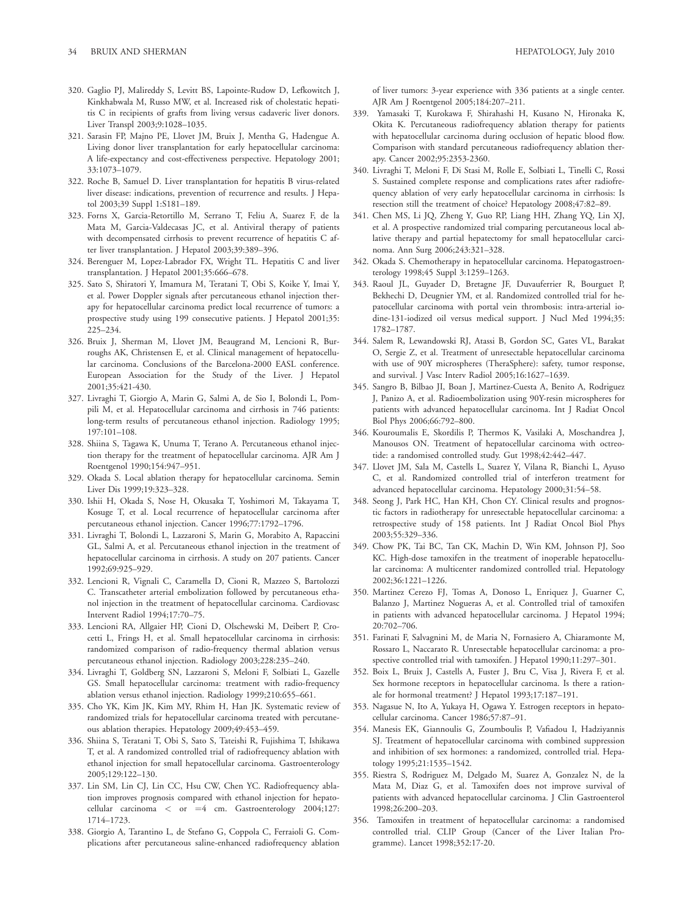320. Gaglio PJ, Malireddy S, Levitt BS, Lapointe-Rudow D, Lefkowitch J, Kinkhabwala M, Russo MW, et al. Increased risk of cholestatic hepatitis C in recipients of grafts from living versus cadaveric liver donors. Liver Transpl 2003;9:1028–1035.

321. Sarasin FP, Majno PE, Llovet JM, Bruix J, Mentha G, Hadengue A. Living donor liver transplantation for early hepatocellular carcinoma: A life-expectancy and cost-effectiveness perspective. Hepatology 2001; 33:1073–1079.

322. Roche B, Samuel D. Liver transplantation for hepatitis B virus-related liver disease: indications, prevention of recurrence and results. J Hepatol 2003;39 Suppl 1:S181–189.

323. Forns X, Garcia-Retortillo M, Serrano T, Feliu A, Suarez F, de la Mata M, Garcia-Valdecasas JC, et al. Antiviral therapy of patients with decompensated cirrhosis to prevent recurrence of hepatitis C after liver transplantation. J Hepatol 2003;39:389–396.

324. Berenguer M, Lopez-Labrador FX, Wright TL. Hepatitis C and liver transplantation. J Hepatol 2001;35:666–678.

325. Sato S, Shiratori Y, Imamura M, Teratani T, Obi S, Koike Y, Imai Y, et al. Power Doppler signals after percutaneous ethanol injection therapy for hepatocellular carcinoma predict local recurrence of tumors: a prospective study using 199 consecutive patients. J Hepatol 2001;35: 225–234.

326. Bruix J, Sherman M, Llovet JM, Beaugrand M, Lencioni R, Burroughs AK, Christensen E, et al. Clinical management of hepatocellular carcinoma. Conclusions of the Barcelona-2000 EASL conference. European Association for the Study of the Liver. J Hepatol 2001;35:421-430.

327. Livraghi T, Giorgio A, Marin G, Salmi A, de Sio I, Bolondi L, Pompili M, et al. Hepatocellular carcinoma and cirrhosis in 746 patients: long-term results of percutaneous ethanol injection. Radiology 1995; 197:101–108.

328. Shiina S, Tagawa K, Unuma T, Terano A. Percutaneous ethanol injection therapy for the treatment of hepatocellular carcinoma. AJR Am J Roentgenol 1990;154:947–951.

329. Okada S. Local ablation therapy for hepatocellular carcinoma. Semin Liver Dis 1999;19:323–328.

330. Ishii H, Okada S, Nose H, Okusaka T, Yoshimori M, Takayama T, Kosuge T, et al. Local recurrence of hepatocellular carcinoma after percutaneous ethanol injection. Cancer 1996;77:1792–1796.

331. Livraghi T, Bolondi L, Lazzaroni S, Marin G, Morabito A, Rapaccini GL, Salmi A, et al. Percutaneous ethanol injection in the treatment of hepatocellular carcinoma in cirrhosis. A study on 207 patients. Cancer 1992;69:925–929.

332. Lencioni R, Vignali C, Caramella D, Cioni R, Mazzeo S, Bartolozzi C. Transcatheter arterial embolization followed by percutaneous ethanol injection in the treatment of hepatocellular carcinoma. Cardiovasc Intervent Radiol 1994;17:70–75.

333. Lencioni RA, Allgaier HP, Cioni D, Olschewski M, Deibert P, Crocetti L, Frings H, et al. Small hepatocellular carcinoma in cirrhosis: randomized comparison of radio-frequency thermal ablation versus percutaneous ethanol injection. Radiology 2003;228:235–240.

334. Livraghi T, Goldberg SN, Lazzaroni S, Meloni F, Solbiati L, Gazelle GS. Small hepatocellular carcinoma: treatment with radio-frequency ablation versus ethanol injection. Radiology 1999;210:655–661.

335. Cho YK, Kim JK, Kim MY, Rhim H, Han JK. Systematic review of randomized trials for hepatocellular carcinoma treated with percutaneous ablation therapies. Hepatology 2009;49:453–459.

336. Shiina S, Teratani T, Obi S, Sato S, Tateishi R, Fujishima T, Ishikawa T, et al. A randomized controlled trial of radiofrequency ablation with ethanol injection for small hepatocellular carcinoma. Gastroenterology 2005;129:122–130.

337. Lin SM, Lin CJ, Lin CC, Hsu CW, Chen YC. Radiofrequency ablation improves prognosis compared with ethanol injection for hepatocellular carcinoma < or =4 cm. Gastroenterology 2004;127: 1714–1723.

338. Giorgio A, Tarantino L, de Stefano G, Coppola C, Ferraioli G. Complications after percutaneous saline-enhanced radiofrequency ablation of liver tumors: 3-year experience with 336 patients at a single center. AJR Am J Roentgenol 2005;184:207–211.

339. Yamasaki T, Kurokawa F, Shirahashi H, Kusano N, Hironaka K, Okita K. Percutaneous radiofrequency ablation therapy for patients with hepatocellular carcinoma during occlusion of hepatic blood flow. Comparison with standard percutaneous radiofrequency ablation therapy. Cancer 2002;95:2353-2360.

340. Livraghi T, Meloni F, Di Stasi M, Rolle E, Solbiati L, Tinelli C, Rossi S. Sustained complete response and complications rates after radiofrequency ablation of very early hepatocellular carcinoma in cirrhosis: Is resection still the treatment of choice? Hepatology 2008;47:82–89.

341. Chen MS, Li JQ, Zheng Y, Guo RP, Liang HH, Zhang YQ, Lin XJ, et al. A prospective randomized trial comparing percutaneous local ablative therapy and partial hepatectomy for small hepatocellular carcinoma. Ann Surg 2006;243:321–328.

342. Okada S. Chemotherapy in hepatocellular carcinoma. Hepatogastroenterology 1998;45 Suppl 3:1259–1263.

343. Raoul JL, Guyader D, Bretagne JF, Duvauferrier R, Bourguet P, Bekhechi D, Deugnier YM, et al. Randomized controlled trial for hepatocellular carcinoma with portal vein thrombosis: intra-arterial iodine-131-iodized oil versus medical support. J Nucl Med 1994;35: 1782–1787.

344. Salem R, Lewandowski RJ, Atassi B, Gordon SC, Gates VL, Barakat O, Sergie Z, et al. Treatment of unresectable hepatocellular carcinoma with use of 90Y microspheres (TheraSphere): safety, tumor response, and survival. J Vasc Interv Radiol 2005;16:1627–1639.

345. Sangro B, Bilbao JI, Boan J, Martinez-Cuesta A, Benito A, Rodriguez J, Panizo A, et al. Radioembolization using 90Y-resin microspheres for patients with advanced hepatocellular carcinoma. Int J Radiat Oncol Biol Phys 2006;66:792–800.

346. Kouroumalis E, Skordilis P, Thermos K, Vasilaki A, Moschandrea J, Manousos ON. Treatment of hepatocellular carcinoma with octreotide: a randomised controlled study. Gut 1998;42:442–447.

347. Llovet JM, Sala M, Castells L, Suarez Y, Vilana R, Bianchi L, Ayuso C, et al. Randomized controlled trial of interferon treatment for advanced hepatocellular carcinoma. Hepatology 2000;31:54–58.

348. Seong J, Park HC, Han KH, Chon CY. Clinical results and prognostic factors in radiotherapy for unresectable hepatocellular carcinoma: a retrospective study of 158 patients. Int J Radiat Oncol Biol Phys 2003;55:329–336.

349. Chow PK, Tai BC, Tan CK, Machin D, Win KM, Johnson PJ, Soo KC. High-dose tamoxifen in the treatment of inoperable hepatocellular carcinoma: A multicenter randomized controlled trial. Hepatology 2002;36:1221–1226.

350. Martinez Cerezo FJ, Tomas A, Donoso L, Enriquez J, Guarner C, Balanzo J, Martinez Nogueras A, et al. Controlled trial of tamoxifen in patients with advanced hepatocellular carcinoma. J Hepatol 1994; 20:702–706.

351. Farinati F, Salvagnini M, de Maria N, Fornasiero A, Chiaramonte M, Rossaro L, Naccarato R. Unresectable hepatocellular carcinoma: a prospective controlled trial with tamoxifen. J Hepatol 1990;11:297–301.

352. Boix L, Bruix J, Castells A, Fuster J, Bru C, Visa J, Rivera F, et al. Sex hormone receptors in hepatocellular carcinoma. Is there a rationale for hormonal treatment? J Hepatol 1993;17:187–191.

353. Nagasue N, Ito A, Yukaya H, Ogawa Y. Estrogen receptors in hepatocellular carcinoma. Cancer 1986;57:87–91.

354. Manesis EK, Giannoulis G, Zoumboulis P, Vafiadou I, Hadziyannis SJ. Treatment of hepatocellular carcinoma with combined suppression and inhibition of sex hormones: a randomized, controlled trial. Hepatology 1995;21:1535–1542.

355. Riestra S, Rodriguez M, Delgado M, Suarez A, Gonzalez N, de la Mata M, Diaz G, et al. Tamoxifen does not improve survival of patients with advanced hepatocellular carcinoma. J Clin Gastroenterol 1998;26:200–203.

356. Tamoxifen in treatment of hepatocellular carcinoma: a randomised controlled trial. CLIP Group (Cancer of the Liver Italian Programme). Lancet 1998;352:17-20.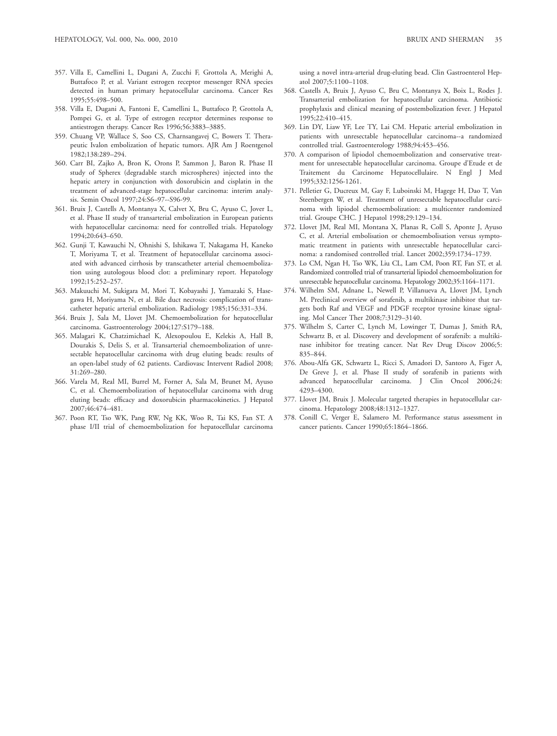357. Villa E, Camellini L, Dugani A, Zucchi F, Grottola A, Merighi A, Buttafoco P, et al. Variant estrogen receptor messenger RNA species detected in human primary hepatocellular carcinoma. Cancer Res 1995;55:498–500.
358. Villa E, Dugani A, Fantoni E, Camellini L, Buttafoco P, Grottola A, Pompei G, et al. Type of estrogen receptor determines response to antiestrogen therapy. Cancer Res 1996;56:3883–3885.
359. Chuang VP, Wallace S, Soo CS, Charnsangavej C, Bowers T. Therapeutic Ivalon embolization of hepatic tumors. AJR Am J Roentgenol 1982;138:289–294.
360. Carr BI, Zajko A, Bron K, Orons P, Sammon J, Baron R. Phase II study of Spherex (degradable starch microspheres) injected into the hepatic artery in conjunction with doxorubicin and cisplatin in the treatment of advanced-stage hepatocellular carcinoma: interim analysis. Semin Oncol 1997;24:S6–97--S96-99.
361. Bruix J, Castells A, Montanya X, Calvet X, Bru C, Ayuso C, Jover L, et al. Phase II study of transarterial embolization in European patients with hepatocellular carcinoma: need for controlled trials. Hepatology 1994;20:643–650.
362. Gunji T, Kawauchi N, Ohnishi S, Ishikawa T, Nakagama H, Kaneko T, Moriyama T, et al. Treatment of hepatocellular carcinoma associated with advanced cirrhosis by transcatheter arterial chemoembolization using autologous blood clot: a preliminary report. Hepatology 1992;15:252–257.
363. Makuuchi M, Sukigara M, Mori T, Kobayashi J, Yamazaki S, Hasegawa H, Moriyama N, et al. Bile duct necrosis: complication of transcatheter hepatic arterial embolization. Radiology 1985;156:331–334.
364. Bruix J, Sala M, Llovet JM. Chemoembolization for hepatocellular carcinoma. Gastroenterology 2004;127:S179–188.
365. Malagari K, Chatzimichael K, Alexopoulou E, Kelekis A, Hall B, Dourakis S, Delis S, et al. Transarterial chemoembolization of unresectable hepatocellular carcinoma with drug eluting beads: results of an open-label study of 62 patients. Cardiovasc Intervent Radiol 2008; 31:269–280.
366. Varela M, Real MI, Burrel M, Forner A, Sala M, Brunet M, Ayuso C, et al. Chemoembolization of hepatocellular carcinoma with drug eluting beads: efficacy and doxorubicin pharmacokinetics. J Hepatol 2007;46:474–481.
367. Poon RT, Tso WK, Pang RW, Ng KK, Woo R, Tai KS, Fan ST. A phase I/II trial of chemoembolization for hepatocellular carcinoma using a novel intra-arterial drug-eluting bead. Clin Gastroenterol Hepatol 2007;5:1100–1108.
368. Castells A, Bruix J, Ayuso C, Bru C, Montanya X, Boix L, Rodes J. Transarterial embolization for hepatocellular carcinoma. Antibiotic prophylaxis and clinical meaning of postembolization fever. J Hepatol 1995;22:410–415.
369. Lin DY, Liaw YF, Lee TY, Lai CM. Hepatic arterial embolization in patients with unresectable hepatocellular carcinoma--a randomized controlled trial. Gastroenterology 1988;94:453–456.
370. A comparison of lipiodol chemoembolization and conservative treatment for unresectable hepatocellular carcinoma. Groupe d'Etude et de Traitement du Carcinome Hepatocellulaire. N Engl J Med 1995;332:1256-1261.
371. Pelletier G, Ducreux M, Gay F, Luboinski M, Hagege H, Dao T, Van Steenbergen W, et al. Treatment of unresectable hepatocellular carcinoma with lipiodol chemoembolization: a multicenter randomized trial. Groupe CHC. J Hepatol 1998;29:129–134.
372. Llovet JM, Real MI, Montana X, Planas R, Coll S, Aponte J, Ayuso C, et al. Arterial embolisation or chemoembolisation versus symptomatic treatment in patients with unresectable hepatocellular carcinoma: a randomised controlled trial. Lancet 2002;359:1734–1739.
373. Lo CM, Ngan H, Tso WK, Liu CL, Lam CM, Poon RT, Fan ST, et al. Randomized controlled trial of transarterial lipiodol chemoembolization for unresectable hepatocellular carcinoma. Hepatology 2002;35:1164–1171.
374. Wilhelm SM, Adnane L, Newell P, Villanueva A, Llovet JM, Lynch M. Preclinical overview of sorafenib, a multikinase inhibitor that targets both Raf and VEGF and PDGF receptor tyrosine kinase signaling. Mol Cancer Ther 2008;7:3129–3140.
375. Wilhelm S, Carter C, Lynch M, Lowinger T, Dumas J, Smith RA, Schwartz B, et al. Discovery and development of sorafenib: a multikinase inhibitor for treating cancer. Nat Rev Drug Discov 2006;5: 835–844.
376. Abou-Alfa GK, Schwartz L, Ricci S, Amadori D, Santoro A, Figer A, De Greve J, et al. Phase II study of sorafenib in patients with advanced hepatocellular carcinoma. J Clin Oncol 2006;24: 4293–4300.
377. Llovet JM, Bruix J. Molecular targeted therapies in hepatocellular carcinoma. Hepatology 2008;48:1312–1327.
378. Conill C, Verger E, Salamero M. Performance status assessment in cancer patients. Cancer 1990;65:1864–1866.